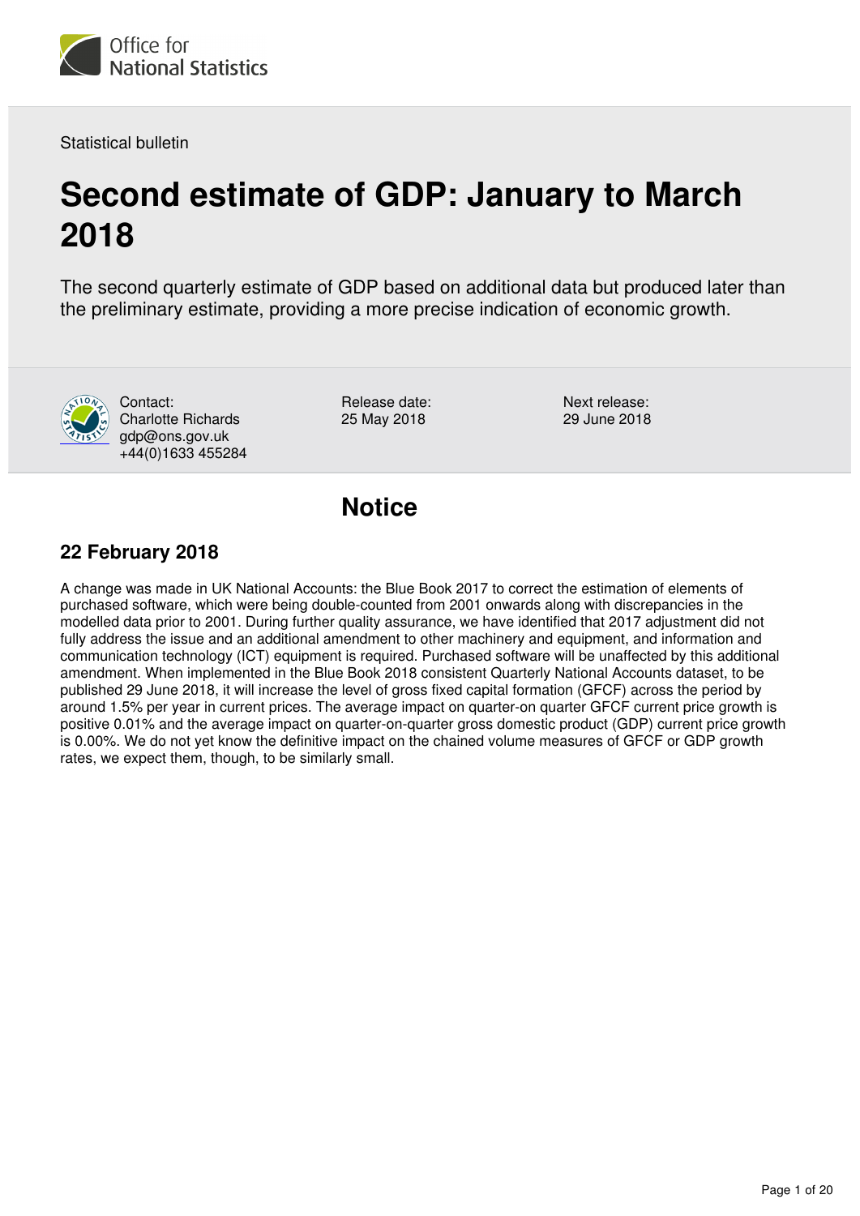Statistical bulletin

# Second estimate of GDP: January to March 2018

The second quarterly estimate of GDP based on additional data but produced later than the preliminary estimate, providing a more precise indication of economic growth.

Contact:
Charlotte Richards
gdp@ons.gov.uk
+44(0)1633 455284

Release date:
25 May 2018

Next release:
29 June 2018

## Notice

### 22 February 2018

A change was made in UK National Accounts: the Blue Book 2017 to correct the estimation of elements of purchased software, which were being double-counted from 2001 onwards along with discrepancies in the modelled data prior to 2001. During further quality assurance, we have identified that 2017 adjustment did not fully address the issue and an additional amendment to other machinery and equipment, and information and communication technology (ICT) equipment is required. Purchased software will be unaffected by this additional amendment. When implemented in the Blue Book 2018 consistent Quarterly National Accounts dataset, to be published 29 June 2018, it will increase the level of gross fixed capital formation (GFCF) across the period by around 1.5% per year in current prices. The average impact on quarter-on quarter GFCF current price growth is positive 0.01% and the average impact on quarter-on-quarter gross domestic product (GDP) current price growth is 0.00%. We do not yet know the definitive impact on the chained volume measures of GFCF or GDP growth rates, we expect them, though, to be similarly small.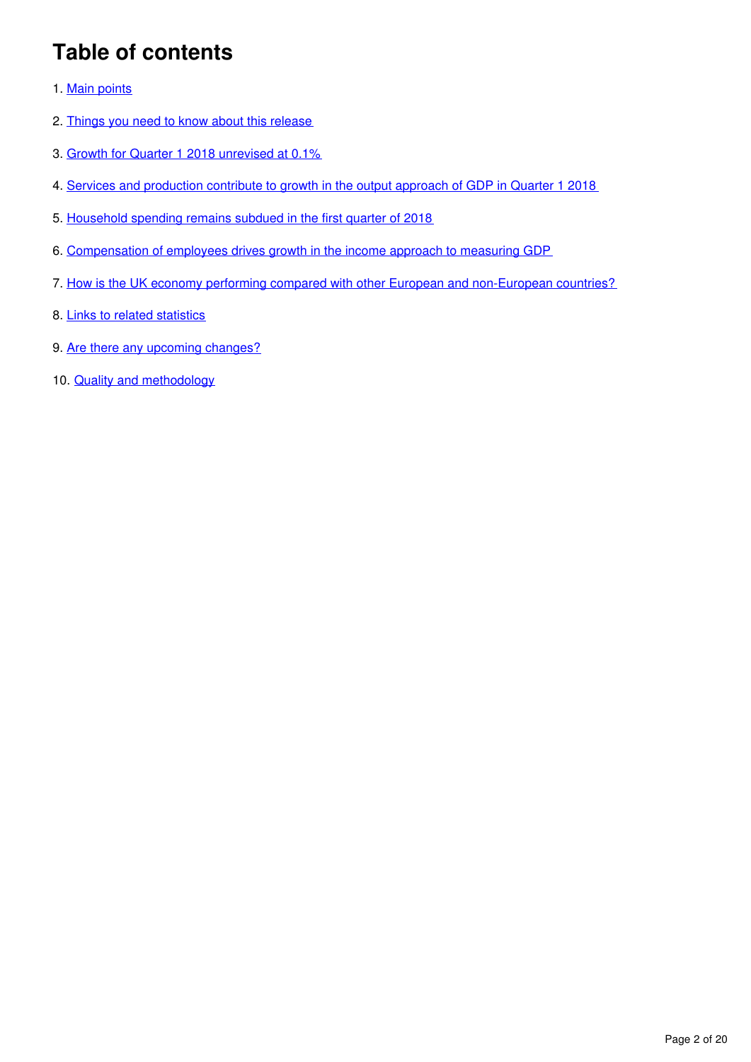# Table of contents

1. Main points
2. Things you need to know about this release
3. Growth for Quarter 1 2018 unrevised at 0.1%
4. Services and production contribute to growth in the output approach of GDP in Quarter 1 2018
5. Household spending remains subdued in the first quarter of 2018
6. Compensation of employees drives growth in the income approach to measuring GDP
7. How is the UK economy performing compared with other European and non-European countries?
8. Links to related statistics
9. Are there any upcoming changes?
10. Quality and methodology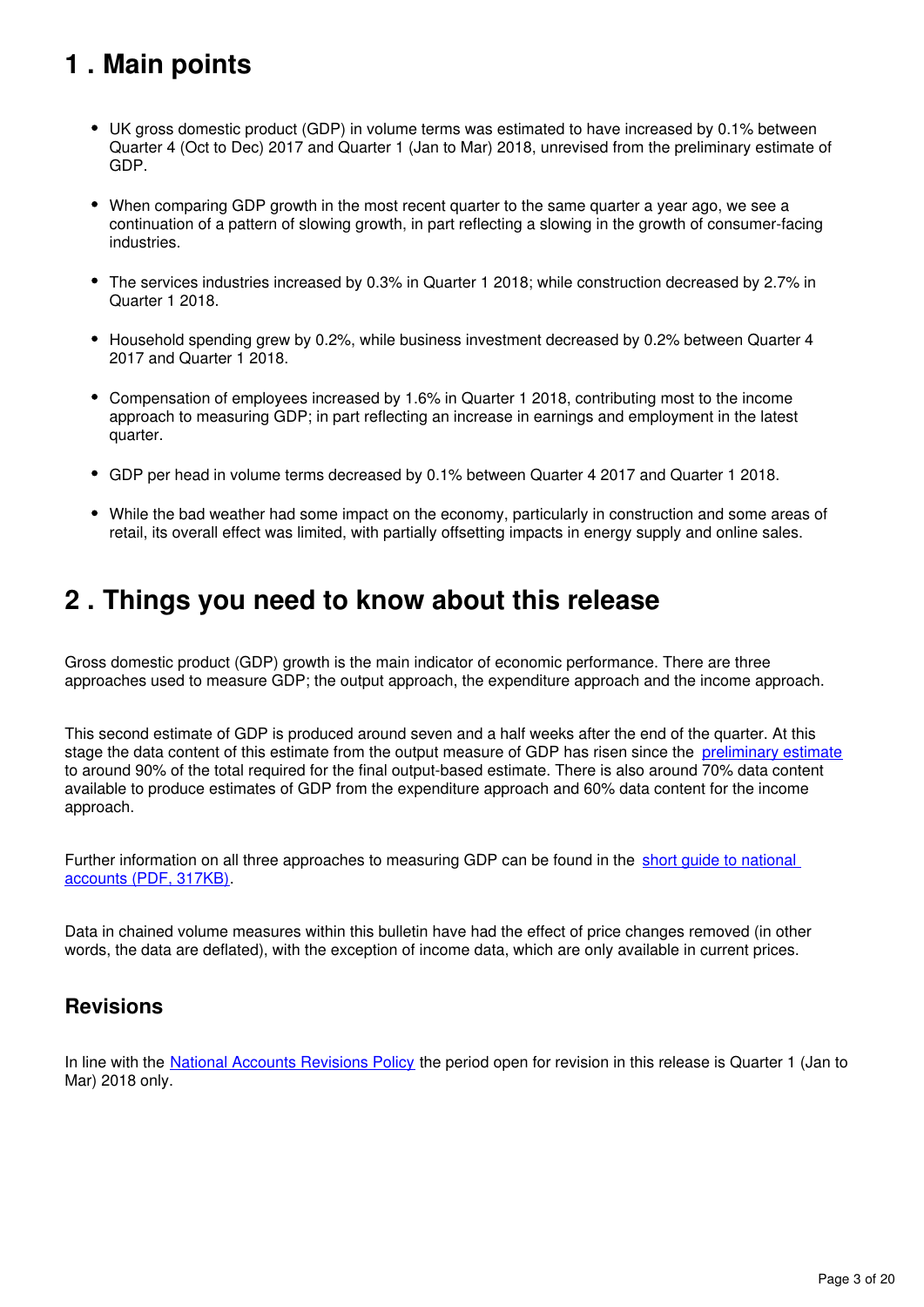## 1 . Main points

- UK gross domestic product (GDP) in volume terms was estimated to have increased by 0.1% between Quarter 4 (Oct to Dec) 2017 and Quarter 1 (Jan to Mar) 2018, unrevised from the preliminary estimate of GDP.
- When comparing GDP growth in the most recent quarter to the same quarter a year ago, we see a continuation of a pattern of slowing growth, in part reflecting a slowing in the growth of consumer-facing industries.
- The services industries increased by 0.3% in Quarter 1 2018; while construction decreased by 2.7% in Quarter 1 2018.
- Household spending grew by 0.2%, while business investment decreased by 0.2% between Quarter 4 2017 and Quarter 1 2018.
- Compensation of employees increased by 1.6% in Quarter 1 2018, contributing most to the income approach to measuring GDP; in part reflecting an increase in earnings and employment in the latest quarter.
- GDP per head in volume terms decreased by 0.1% between Quarter 4 2017 and Quarter 1 2018.
- While the bad weather had some impact on the economy, particularly in construction and some areas of retail, its overall effect was limited, with partially offsetting impacts in energy supply and online sales.

## 2 . Things you need to know about this release

Gross domestic product (GDP) growth is the main indicator of economic performance. There are three approaches used to measure GDP; the output approach, the expenditure approach and the income approach.

This second estimate of GDP is produced around seven and a half weeks after the end of the quarter. At this stage the data content of this estimate from the output measure of GDP has risen since the preliminary estimate to around 90% of the total required for the final output-based estimate. There is also around 70% data content available to produce estimates of GDP from the expenditure approach and 60% data content for the income approach.

Further information on all three approaches to measuring GDP can be found in the short guide to national accounts (PDF, 317KB).

Data in chained volume measures within this bulletin have had the effect of price changes removed (in other words, the data are deflated), with the exception of income data, which are only available in current prices.

### Revisions

In line with the National Accounts Revisions Policy the period open for revision in this release is Quarter 1 (Jan to Mar) 2018 only.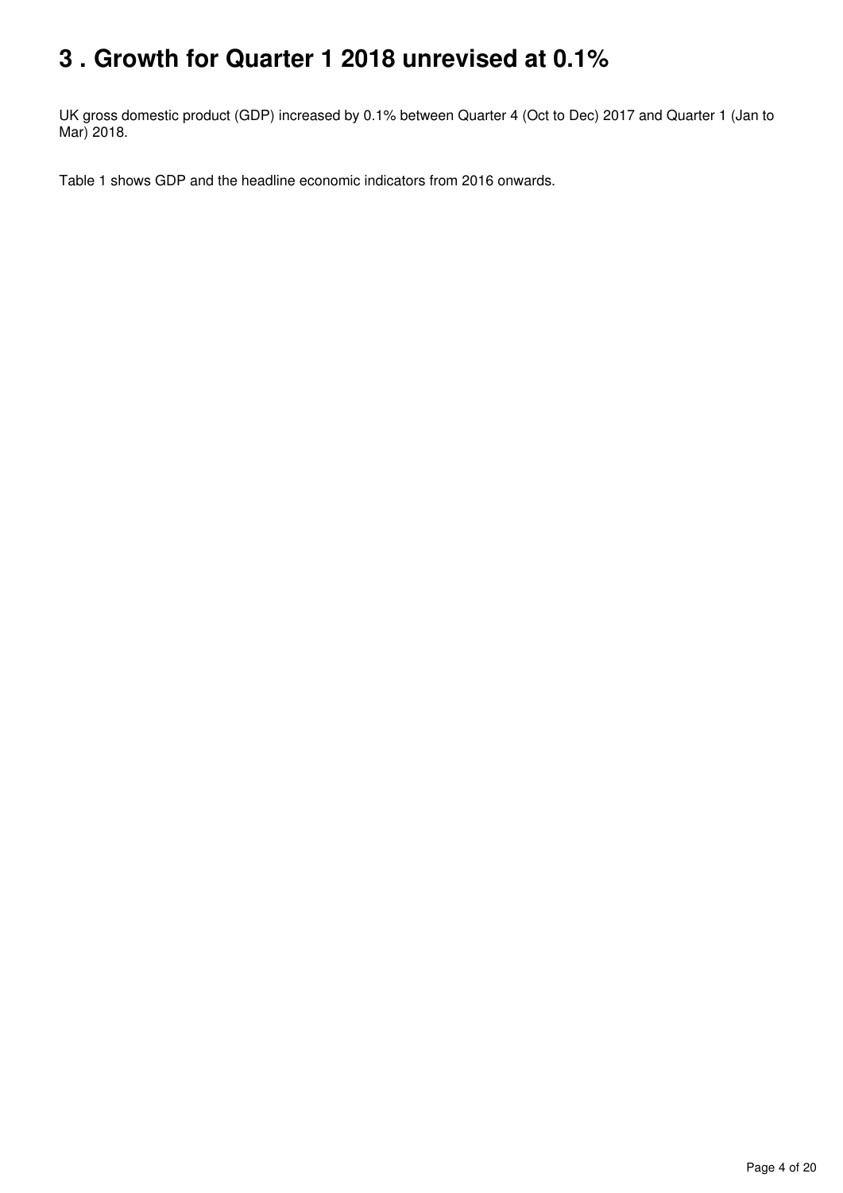# 3 . Growth for Quarter 1 2018 unrevised at 0.1%

UK gross domestic product (GDP) increased by 0.1% between Quarter 4 (Oct to Dec) 2017 and Quarter 1 (Jan to Mar) 2018.

Table 1 shows GDP and the headline economic indicators from 2016 onwards.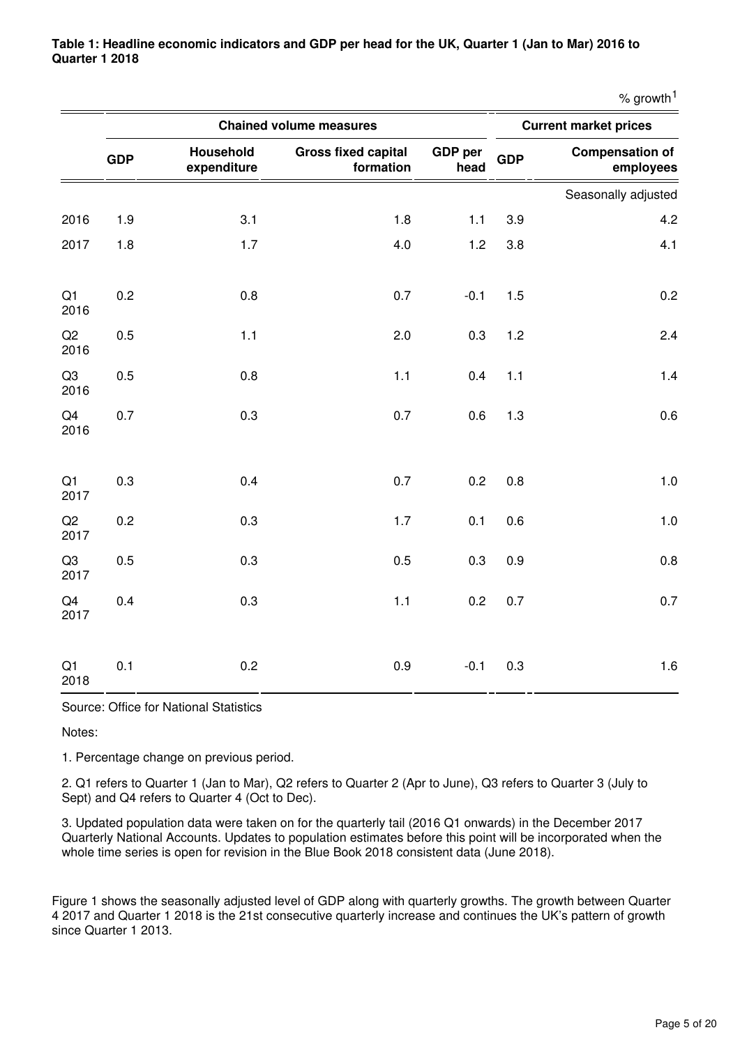**Table 1: Headline economic indicators and GDP per head for the UK, Quarter 1 (Jan to Mar) 2016 to Quarter 1 2018**

% growth[1]

| | Chained volume measures | | | | Current market prices | |
|---|---|---|---|---|---|---|
| | GDP | Household expenditure | Gross fixed capital formation | GDP per head | GDP | Compensation of employees |
| | | | | | | Seasonally adjusted |
| 2016 | 1.9 | 3.1 | 1.8 | 1.1 | 3.9 | 4.2 |
| 2017 | 1.8 | 1.7 | 4.0 | 1.2 | 3.8 | 4.1 |
| Q1 2016 | 0.2 | 0.8 | 0.7 | -0.1 | 1.5 | 0.2 |
| Q2 2016 | 0.5 | 1.1 | 2.0 | 0.3 | 1.2 | 2.4 |
| Q3 2016 | 0.5 | 0.8 | 1.1 | 0.4 | 1.1 | 1.4 |
| Q4 2016 | 0.7 | 0.3 | 0.7 | 0.6 | 1.3 | 0.6 |
| Q1 2017 | 0.3 | 0.4 | 0.7 | 0.2 | 0.8 | 1.0 |
| Q2 2017 | 0.2 | 0.3 | 1.7 | 0.1 | 0.6 | 1.0 |
| Q3 2017 | 0.5 | 0.3 | 0.5 | 0.3 | 0.9 | 0.8 |
| Q4 2017 | 0.4 | 0.3 | 1.1 | 0.2 | 0.7 | 0.7 |
| Q1 2018 | 0.1 | 0.2 | 0.9 | -0.1 | 0.3 | 1.6 |

Source: Office for National Statistics

Notes:

1. Percentage change on previous period.

2. Q1 refers to Quarter 1 (Jan to Mar), Q2 refers to Quarter 2 (Apr to June), Q3 refers to Quarter 3 (July to Sept) and Q4 refers to Quarter 4 (Oct to Dec).

3. Updated population data were taken on for the quarterly tail (2016 Q1 onwards) in the December 2017 Quarterly National Accounts. Updates to population estimates before this point will be incorporated when the whole time series is open for revision in the Blue Book 2018 consistent data (June 2018).

Figure 1 shows the seasonally adjusted level of GDP along with quarterly growths. The growth between Quarter 4 2017 and Quarter 1 2018 is the 21st consecutive quarterly increase and continues the UK's pattern of growth since Quarter 1 2013.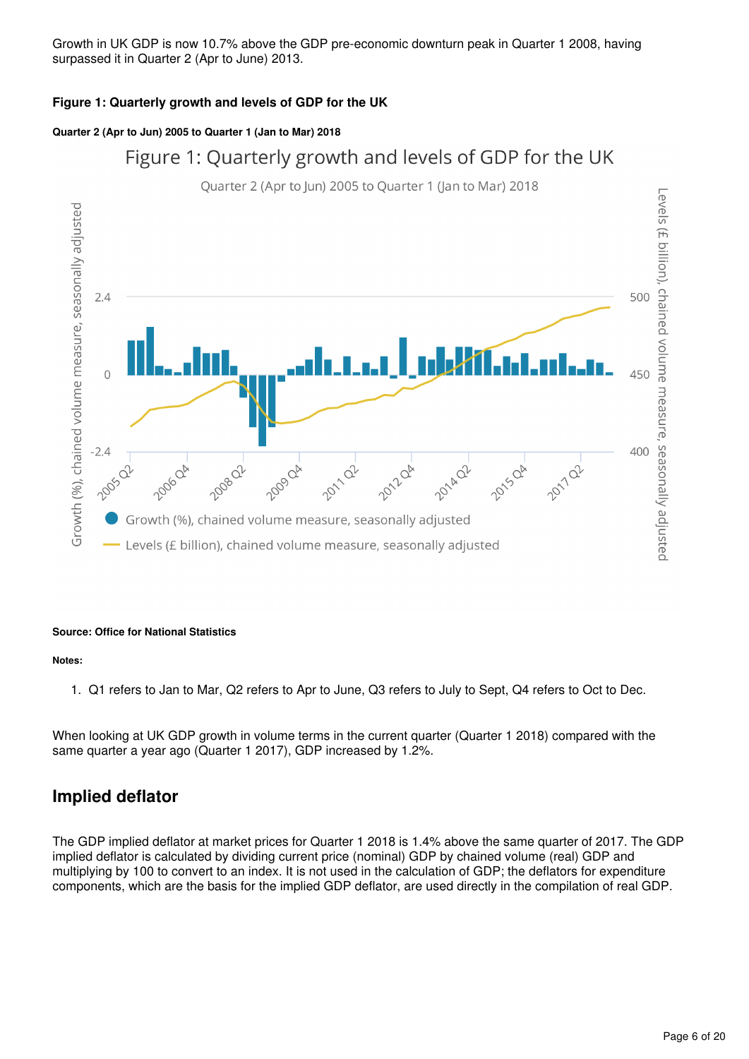Growth in UK GDP is now 10.7% above the GDP pre-economic downturn peak in Quarter 1 2008, having surpassed it in Quarter 2 (Apr to June) 2013.

**Figure 1: Quarterly growth and levels of GDP for the UK**

**Quarter 2 (Apr to Jun) 2005 to Quarter 1 (Jan to Mar) 2018**

Figure 1: Quarterly growth and levels of GDP for the UK

Quarter 2 (Apr to Jun) 2005 to Quarter 1 (Jan to Mar) 2018

Growth (%), chained volume measure, seasonally adjusted

Levels (£ billion), chained volume measure, seasonally adjusted

2.4
0
-2.4

500
450
400

2005 Q2
2006 Q4
2008 Q2
2009 Q4
2011 Q2
2012 Q4
2014 Q2
2015 Q4
2017 Q2

Growth (%), chained volume measure, seasonally adjusted

Levels (£ billion), chained volume measure, seasonally adjusted

**Source: Office for National Statistics**

**Notes:**

1. Q1 refers to Jan to Mar, Q2 refers to Apr to June, Q3 refers to July to Sept, Q4 refers to Oct to Dec.

When looking at UK GDP growth in volume terms in the current quarter (Quarter 1 2018) compared with the same quarter a year ago (Quarter 1 2017), GDP increased by 1.2%.

## Implied deflator

The GDP implied deflator at market prices for Quarter 1 2018 is 1.4% above the same quarter of 2017. The GDP implied deflator is calculated by dividing current price (nominal) GDP by chained volume (real) GDP and multiplying by 100 to convert to an index. It is not used in the calculation of GDP; the deflators for expenditure components, which are the basis for the implied GDP deflator, are used directly in the compilation of real GDP.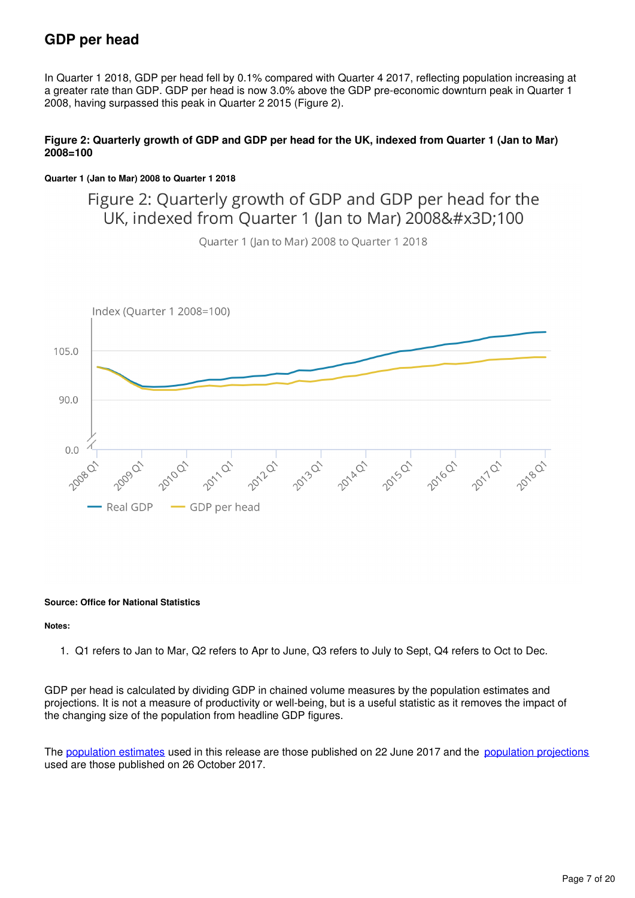## GDP per head

In Quarter 1 2018, GDP per head fell by 0.1% compared with Quarter 4 2017, reflecting population increasing at a greater rate than GDP. GDP per head is now 3.0% above the GDP pre-economic downturn peak in Quarter 1 2008, having surpassed this peak in Quarter 2 2015 (Figure 2).

#### Figure 2: Quarterly growth of GDP and GDP per head for the UK, indexed from Quarter 1 (Jan to Mar) 2008=100

##### Quarter 1 (Jan to Mar) 2008 to Quarter 1 2018

Figure 2: Quarterly growth of GDP and GDP per head for the UK, indexed from Quarter 1 (Jan to Mar) 2008&#x3D;100

Quarter 1 (Jan to Mar) 2008 to Quarter 1 2018

Index (Quarter 1 2008=100)

105.0

90.0

0.0

2008 Q1
2009 Q1
2010 Q1
2011 Q1
2012 Q1
2013 Q1
2014 Q1
2015 Q1
2016 Q1
2017 Q1
2018 Q1

Real GDP
GDP per head

**Source: Office for National Statistics**

**Notes:**

1. Q1 refers to Jan to Mar, Q2 refers to Apr to June, Q3 refers to July to Sept, Q4 refers to Oct to Dec.

GDP per head is calculated by dividing GDP in chained volume measures by the population estimates and projections. It is not a measure of productivity or well-being, but is a useful statistic as it removes the impact of the changing size of the population from headline GDP figures.

The population estimates used in this release are those published on 22 June 2017 and the population projections used are those published on 26 October 2017.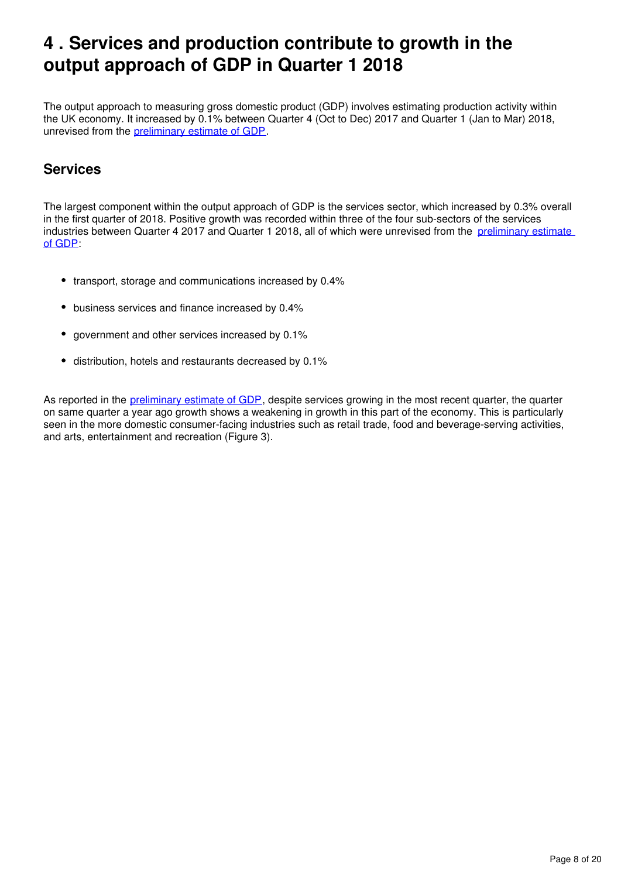# 4 . Services and production contribute to growth in the output approach of GDP in Quarter 1 2018

The output approach to measuring gross domestic product (GDP) involves estimating production activity within the UK economy. It increased by 0.1% between Quarter 4 (Oct to Dec) 2017 and Quarter 1 (Jan to Mar) 2018, unrevised from the preliminary estimate of GDP.

## Services

The largest component within the output approach of GDP is the services sector, which increased by 0.3% overall in the first quarter of 2018. Positive growth was recorded within three of the four sub-sectors of the services industries between Quarter 4 2017 and Quarter 1 2018, all of which were unrevised from the preliminary estimate of GDP:

- transport, storage and communications increased by 0.4%
- business services and finance increased by 0.4%
- government and other services increased by 0.1%
- distribution, hotels and restaurants decreased by 0.1%

As reported in the preliminary estimate of GDP, despite services growing in the most recent quarter, the quarter on same quarter a year ago growth shows a weakening in growth in this part of the economy. This is particularly seen in the more domestic consumer-facing industries such as retail trade, food and beverage-serving activities, and arts, entertainment and recreation (Figure 3).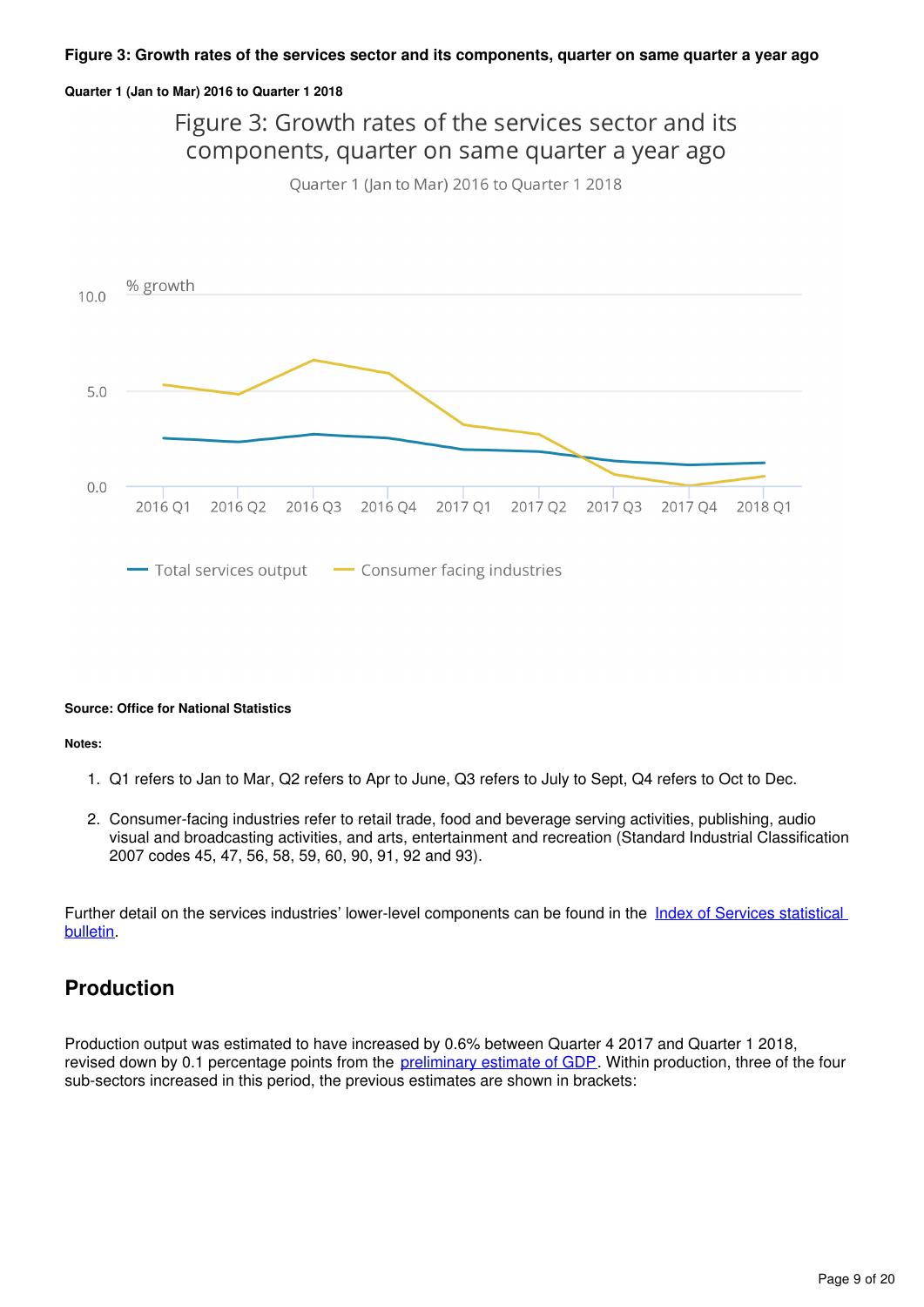**Figure 3: Growth rates of the services sector and its components, quarter on same quarter a year ago**

**Quarter 1 (Jan to Mar) 2016 to Quarter 1 2018**

Figure 3: Growth rates of the services sector and its components, quarter on same quarter a year ago

Quarter 1 (Jan to Mar) 2016 to Quarter 1 2018

% growth

10.0

5.0

0.0

2016 Q1
2016 Q2
2016 Q3
2016 Q4
2017 Q1
2017 Q2
2017 Q3
2017 Q4
2018 Q1

Total services output
Consumer facing industries

**Source: Office for National Statistics**

**Notes:**

1. Q1 refers to Jan to Mar, Q2 refers to Apr to June, Q3 refers to July to Sept, Q4 refers to Oct to Dec.

2. Consumer-facing industries refer to retail trade, food and beverage serving activities, publishing, audio visual and broadcasting activities, and arts, entertainment and recreation (Standard Industrial Classification 2007 codes 45, 47, 56, 58, 59, 60, 90, 91, 92 and 93).

Further detail on the services industries' lower-level components can be found in the Index of Services statistical bulletin.

## Production

Production output was estimated to have increased by 0.6% between Quarter 4 2017 and Quarter 1 2018, revised down by 0.1 percentage points from the preliminary estimate of GDP. Within production, three of the four sub-sectors increased in this period, the previous estimates are shown in brackets: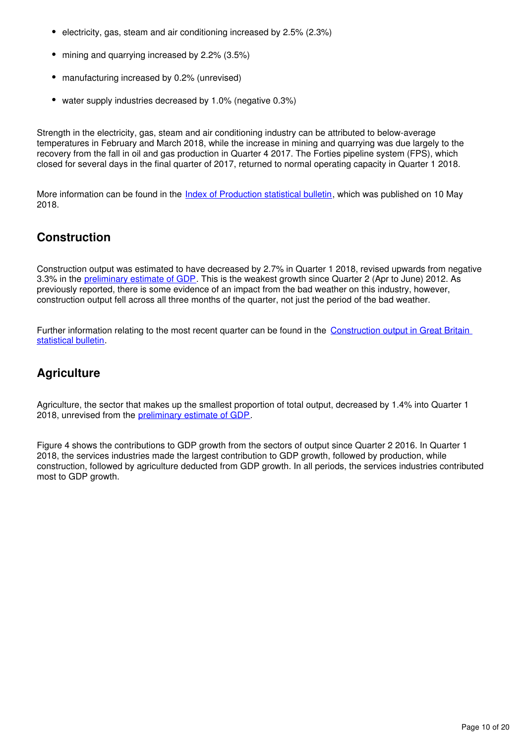- electricity, gas, steam and air conditioning increased by 2.5% (2.3%)
- mining and quarrying increased by 2.2% (3.5%)
- manufacturing increased by 0.2% (unrevised)
- water supply industries decreased by 1.0% (negative 0.3%)

Strength in the electricity, gas, steam and air conditioning industry can be attributed to below-average temperatures in February and March 2018, while the increase in mining and quarrying was due largely to the recovery from the fall in oil and gas production in Quarter 4 2017. The Forties pipeline system (FPS), which closed for several days in the final quarter of 2017, returned to normal operating capacity in Quarter 1 2018.

More information can be found in the Index of Production statistical bulletin, which was published on 10 May 2018.

## Construction

Construction output was estimated to have decreased by 2.7% in Quarter 1 2018, revised upwards from negative 3.3% in the preliminary estimate of GDP. This is the weakest growth since Quarter 2 (Apr to June) 2012. As previously reported, there is some evidence of an impact from the bad weather on this industry, however, construction output fell across all three months of the quarter, not just the period of the bad weather.

Further information relating to the most recent quarter can be found in the Construction output in Great Britain statistical bulletin.

## Agriculture

Agriculture, the sector that makes up the smallest proportion of total output, decreased by 1.4% into Quarter 1 2018, unrevised from the preliminary estimate of GDP.

Figure 4 shows the contributions to GDP growth from the sectors of output since Quarter 2 2016. In Quarter 1 2018, the services industries made the largest contribution to GDP growth, followed by production, while construction, followed by agriculture deducted from GDP growth. In all periods, the services industries contributed most to GDP growth.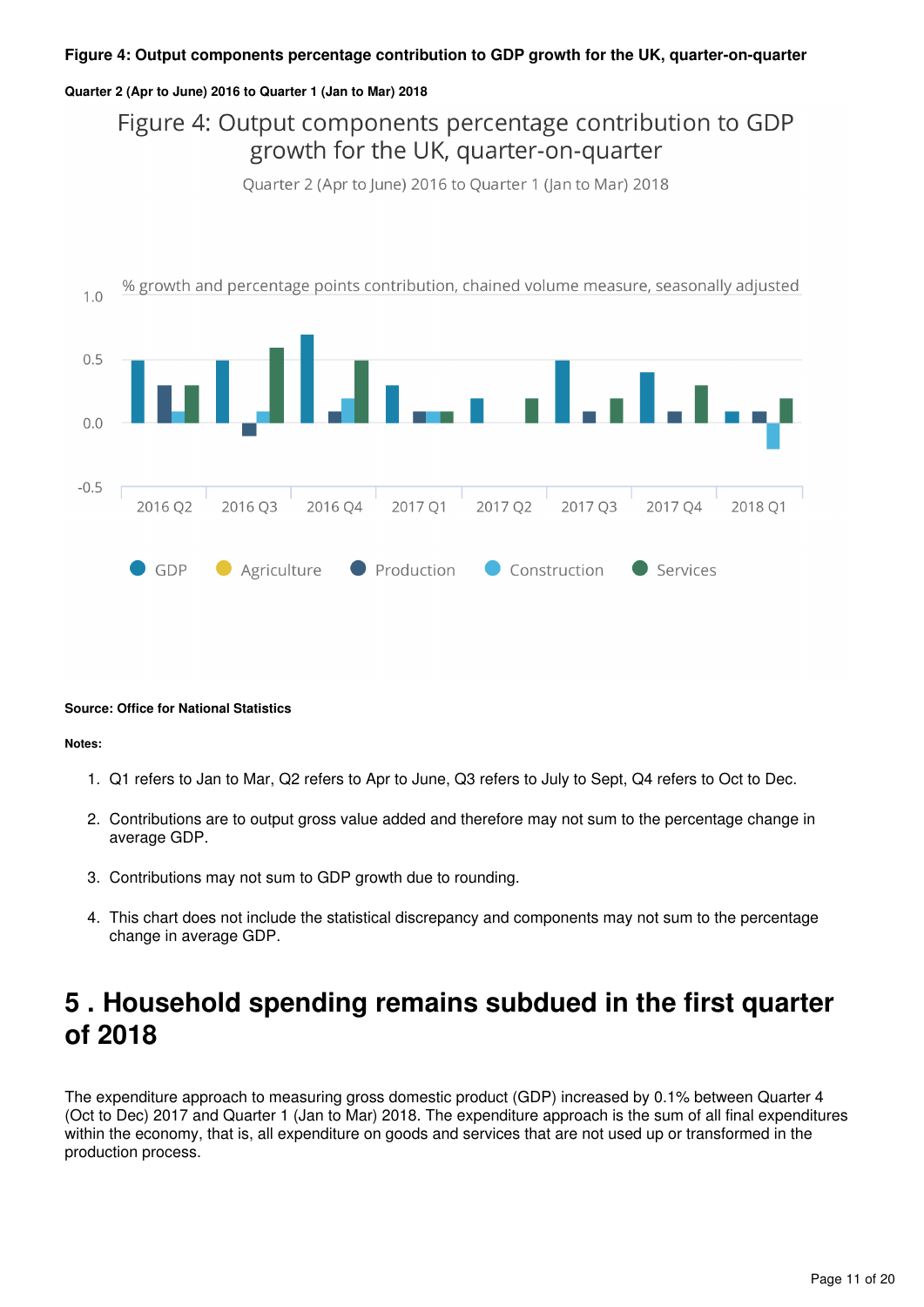**Figure 4: Output components percentage contribution to GDP growth for the UK, quarter-on-quarter**

**Quarter 2 (Apr to June) 2016 to Quarter 1 (Jan to Mar) 2018**

Figure 4: Output components percentage contribution to GDP growth for the UK, quarter-on-quarter

Quarter 2 (Apr to June) 2016 to Quarter 1 (Jan to Mar) 2018

% growth and percentage points contribution, chained volume measure, seasonally adjusted

1.0

0.5

0.0

-0.5

2016 Q2
2016 Q3
2016 Q4
2017 Q1
2017 Q2
2017 Q3
2017 Q4
2018 Q1

GDP
Agriculture
Production
Construction
Services

**Source: Office for National Statistics**

**Notes:**

1. Q1 refers to Jan to Mar, Q2 refers to Apr to June, Q3 refers to July to Sept, Q4 refers to Oct to Dec.
2. Contributions are to output gross value added and therefore may not sum to the percentage change in average GDP.
3. Contributions may not sum to GDP growth due to rounding.
4. This chart does not include the statistical discrepancy and components may not sum to the percentage change in average GDP.

## 5 . Household spending remains subdued in the first quarter of 2018

The expenditure approach to measuring gross domestic product (GDP) increased by 0.1% between Quarter 4 (Oct to Dec) 2017 and Quarter 1 (Jan to Mar) 2018. The expenditure approach is the sum of all final expenditures within the economy, that is, all expenditure on goods and services that are not used up or transformed in the production process.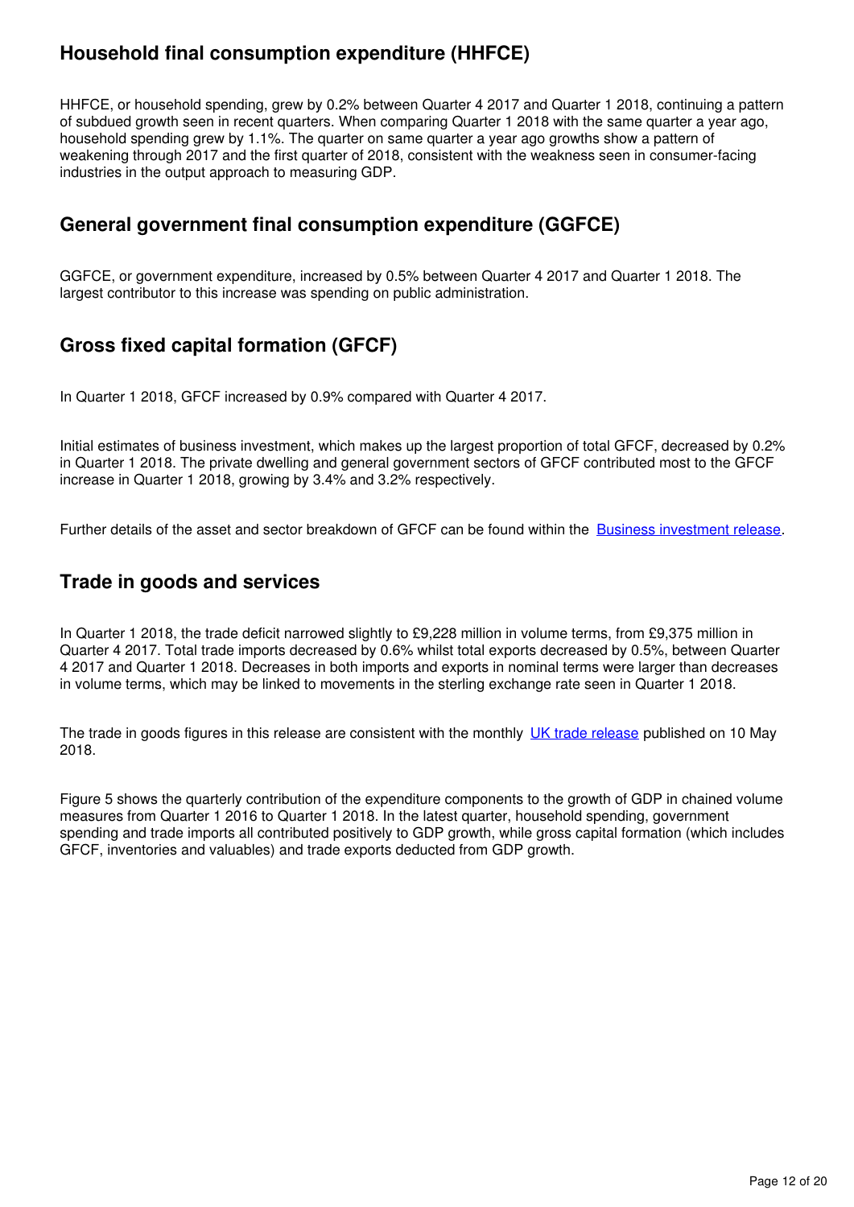## Household final consumption expenditure (HHFCE)

HHFCE, or household spending, grew by 0.2% between Quarter 4 2017 and Quarter 1 2018, continuing a pattern of subdued growth seen in recent quarters. When comparing Quarter 1 2018 with the same quarter a year ago, household spending grew by 1.1%. The quarter on same quarter a year ago growths show a pattern of weakening through 2017 and the first quarter of 2018, consistent with the weakness seen in consumer-facing industries in the output approach to measuring GDP.

## General government final consumption expenditure (GGFCE)

GGFCE, or government expenditure, increased by 0.5% between Quarter 4 2017 and Quarter 1 2018. The largest contributor to this increase was spending on public administration.

## Gross fixed capital formation (GFCF)

In Quarter 1 2018, GFCF increased by 0.9% compared with Quarter 4 2017.

Initial estimates of business investment, which makes up the largest proportion of total GFCF, decreased by 0.2% in Quarter 1 2018. The private dwelling and general government sectors of GFCF contributed most to the GFCF increase in Quarter 1 2018, growing by 3.4% and 3.2% respectively.

Further details of the asset and sector breakdown of GFCF can be found within the Business investment release.

## Trade in goods and services

In Quarter 1 2018, the trade deficit narrowed slightly to £9,228 million in volume terms, from £9,375 million in Quarter 4 2017. Total trade imports decreased by 0.6% whilst total exports decreased by 0.5%, between Quarter 4 2017 and Quarter 1 2018. Decreases in both imports and exports in nominal terms were larger than decreases in volume terms, which may be linked to movements in the sterling exchange rate seen in Quarter 1 2018.

The trade in goods figures in this release are consistent with the monthly UK trade release published on 10 May 2018.

Figure 5 shows the quarterly contribution of the expenditure components to the growth of GDP in chained volume measures from Quarter 1 2016 to Quarter 1 2018. In the latest quarter, household spending, government spending and trade imports all contributed positively to GDP growth, while gross capital formation (which includes GFCF, inventories and valuables) and trade exports deducted from GDP growth.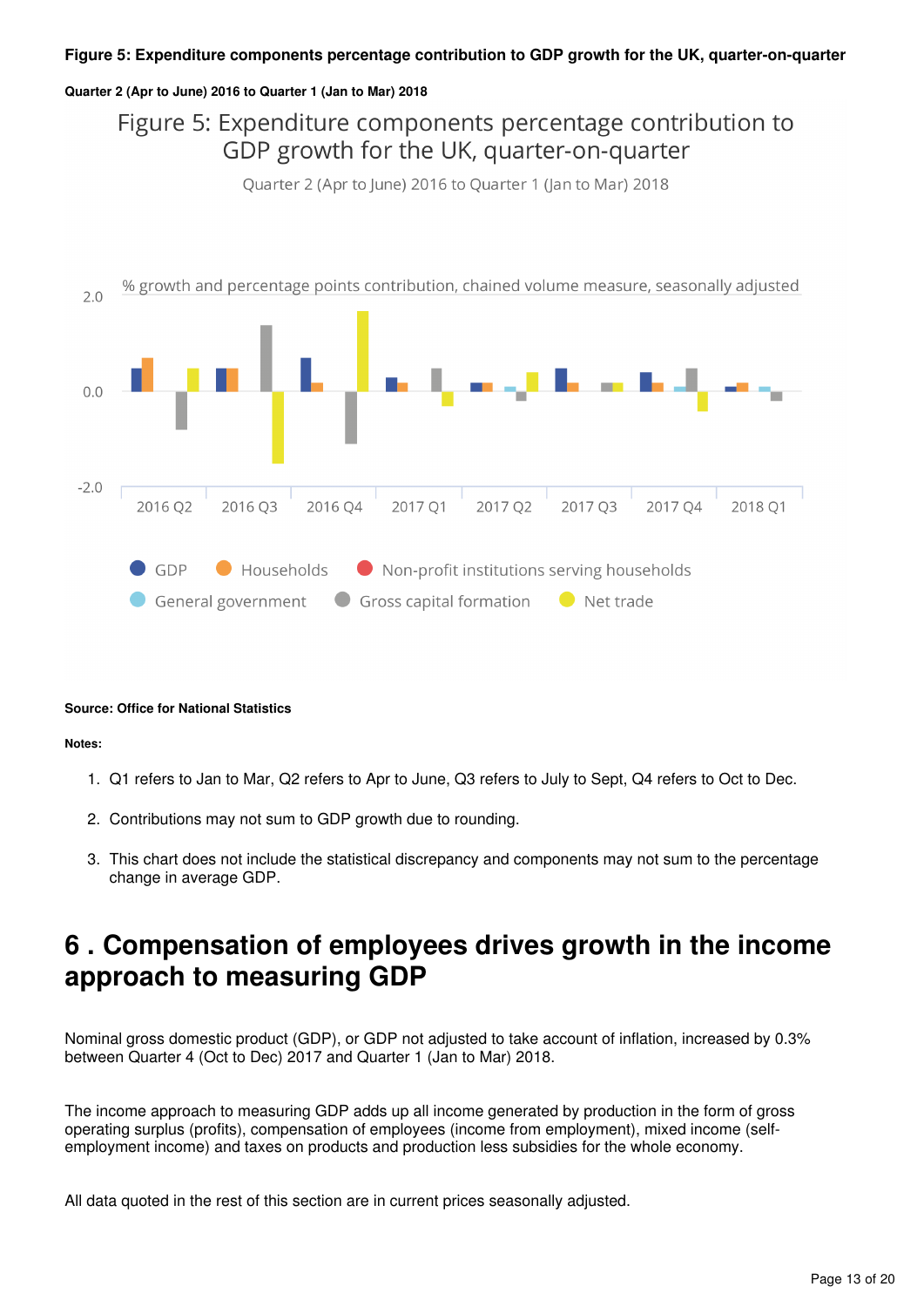**Figure 5: Expenditure components percentage contribution to GDP growth for the UK, quarter-on-quarter**

**Quarter 2 (Apr to June) 2016 to Quarter 1 (Jan to Mar) 2018**

Figure 5: Expenditure components percentage contribution to GDP growth for the UK, quarter-on-quarter

Quarter 2 (Apr to June) 2016 to Quarter 1 (Jan to Mar) 2018

% growth and percentage points contribution, chained volume measure, seasonally adjusted

2.0
0.0
-2.0

2016 Q2
2016 Q3
2016 Q4
2017 Q1
2017 Q2
2017 Q3
2017 Q4
2018 Q1

GDP
Households
Non-profit institutions serving households
General government
Gross capital formation
Net trade

**Source: Office for National Statistics**

**Notes:**

1. Q1 refers to Jan to Mar, Q2 refers to Apr to June, Q3 refers to July to Sept, Q4 refers to Oct to Dec.
2. Contributions may not sum to GDP growth due to rounding.
3. This chart does not include the statistical discrepancy and components may not sum to the percentage change in average GDP.

## 6 . Compensation of employees drives growth in the income approach to measuring GDP

Nominal gross domestic product (GDP), or GDP not adjusted to take account of inflation, increased by 0.3% between Quarter 4 (Oct to Dec) 2017 and Quarter 1 (Jan to Mar) 2018.

The income approach to measuring GDP adds up all income generated by production in the form of gross operating surplus (profits), compensation of employees (income from employment), mixed income (self-employment income) and taxes on products and production less subsidies for the whole economy.

All data quoted in the rest of this section are in current prices seasonally adjusted.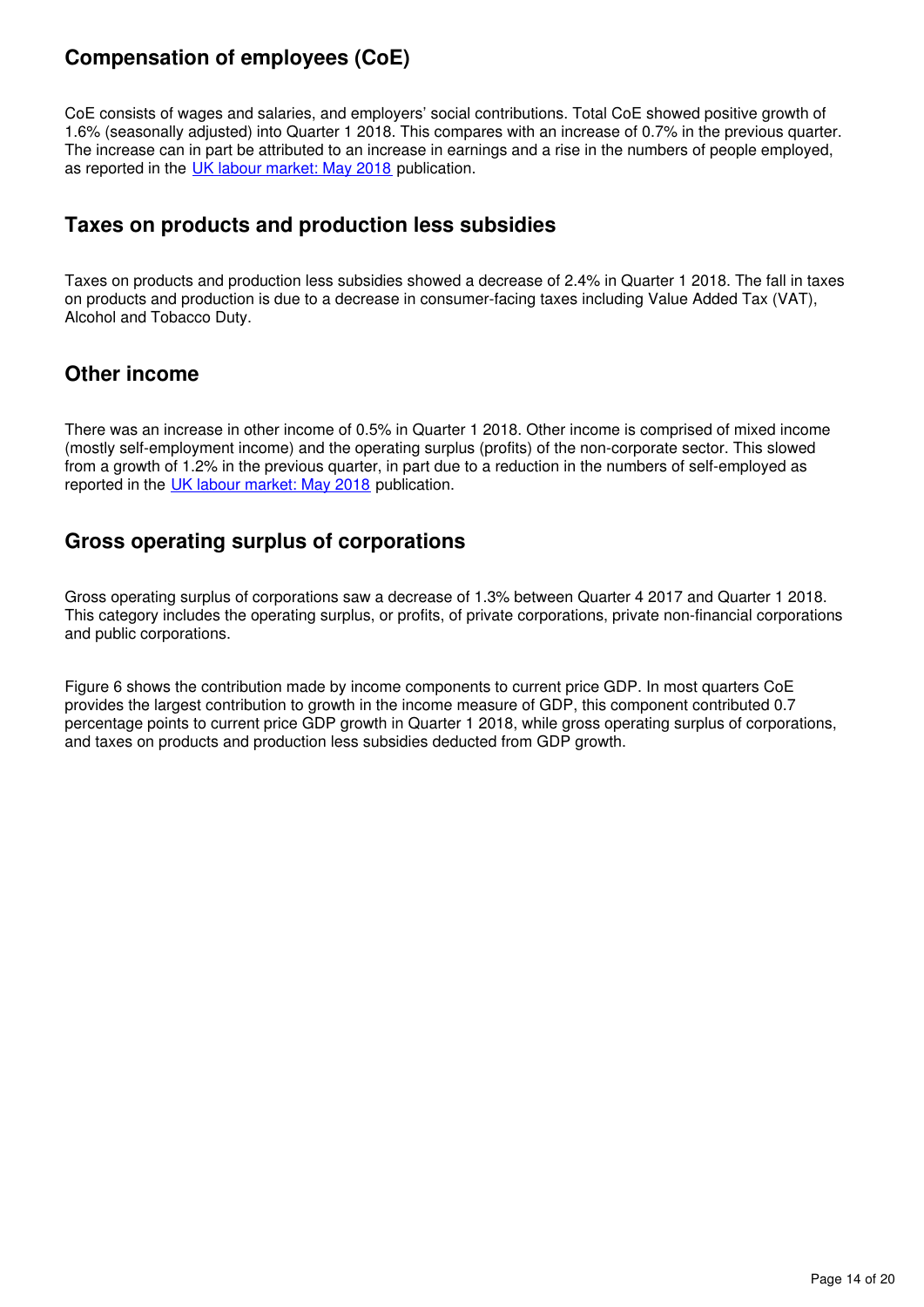## Compensation of employees (CoE)

CoE consists of wages and salaries, and employers' social contributions. Total CoE showed positive growth of 1.6% (seasonally adjusted) into Quarter 1 2018. This compares with an increase of 0.7% in the previous quarter. The increase can in part be attributed to an increase in earnings and a rise in the numbers of people employed, as reported in the UK labour market: May 2018 publication.

## Taxes on products and production less subsidies

Taxes on products and production less subsidies showed a decrease of 2.4% in Quarter 1 2018. The fall in taxes on products and production is due to a decrease in consumer-facing taxes including Value Added Tax (VAT), Alcohol and Tobacco Duty.

## Other income

There was an increase in other income of 0.5% in Quarter 1 2018. Other income is comprised of mixed income (mostly self-employment income) and the operating surplus (profits) of the non-corporate sector. This slowed from a growth of 1.2% in the previous quarter, in part due to a reduction in the numbers of self-employed as reported in the UK labour market: May 2018 publication.

## Gross operating surplus of corporations

Gross operating surplus of corporations saw a decrease of 1.3% between Quarter 4 2017 and Quarter 1 2018. This category includes the operating surplus, or profits, of private corporations, private non-financial corporations and public corporations.

Figure 6 shows the contribution made by income components to current price GDP. In most quarters CoE provides the largest contribution to growth in the income measure of GDP, this component contributed 0.7 percentage points to current price GDP growth in Quarter 1 2018, while gross operating surplus of corporations, and taxes on products and production less subsidies deducted from GDP growth.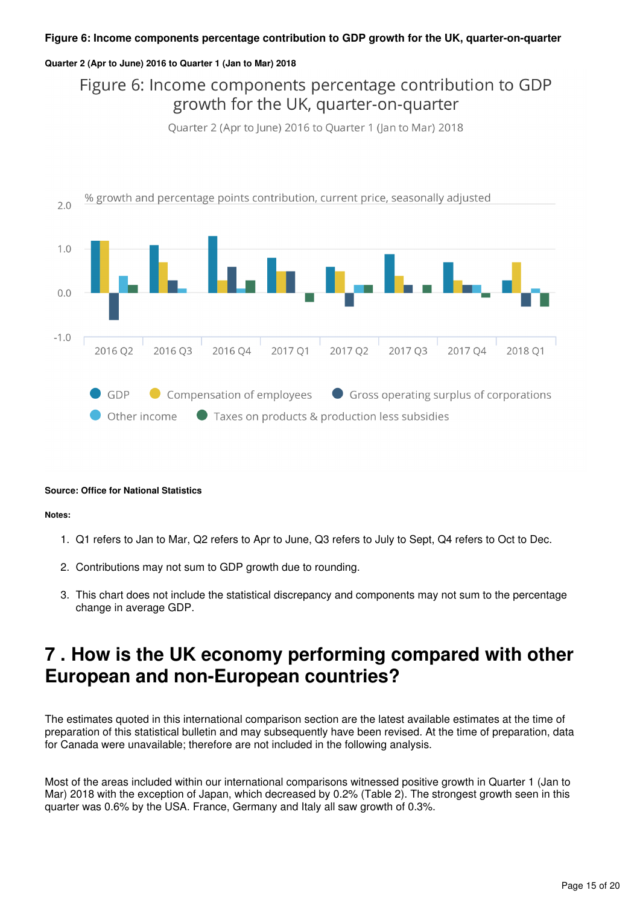**Figure 6: Income components percentage contribution to GDP growth for the UK, quarter-on-quarter**

**Quarter 2 (Apr to June) 2016 to Quarter 1 (Jan to Mar) 2018**

Figure 6: Income components percentage contribution to GDP growth for the UK, quarter-on-quarter

Quarter 2 (Apr to June) 2016 to Quarter 1 (Jan to Mar) 2018

% growth and percentage points contribution, current price, seasonally adjusted

2.0
1.0
0.0
-1.0

2016 Q2, 2016 Q3, 2016 Q4, 2017 Q1, 2017 Q2, 2017 Q3, 2017 Q4, 2018 Q1

GDP, Compensation of employees, Gross operating surplus of corporations, Other income, Taxes on products & production less subsidies

**Source: Office for National Statistics**

**Notes:**

1. Q1 refers to Jan to Mar, Q2 refers to Apr to June, Q3 refers to July to Sept, Q4 refers to Oct to Dec.
2. Contributions may not sum to GDP growth due to rounding.
3. This chart does not include the statistical discrepancy and components may not sum to the percentage change in average GDP.

## 7 . How is the UK economy performing compared with other European and non-European countries?

The estimates quoted in this international comparison section are the latest available estimates at the time of preparation of this statistical bulletin and may subsequently have been revised. At the time of preparation, data for Canada were unavailable; therefore are not included in the following analysis.

Most of the areas included within our international comparisons witnessed positive growth in Quarter 1 (Jan to Mar) 2018 with the exception of Japan, which decreased by 0.2% (Table 2). The strongest growth seen in this quarter was 0.6% by the USA. France, Germany and Italy all saw growth of 0.3%.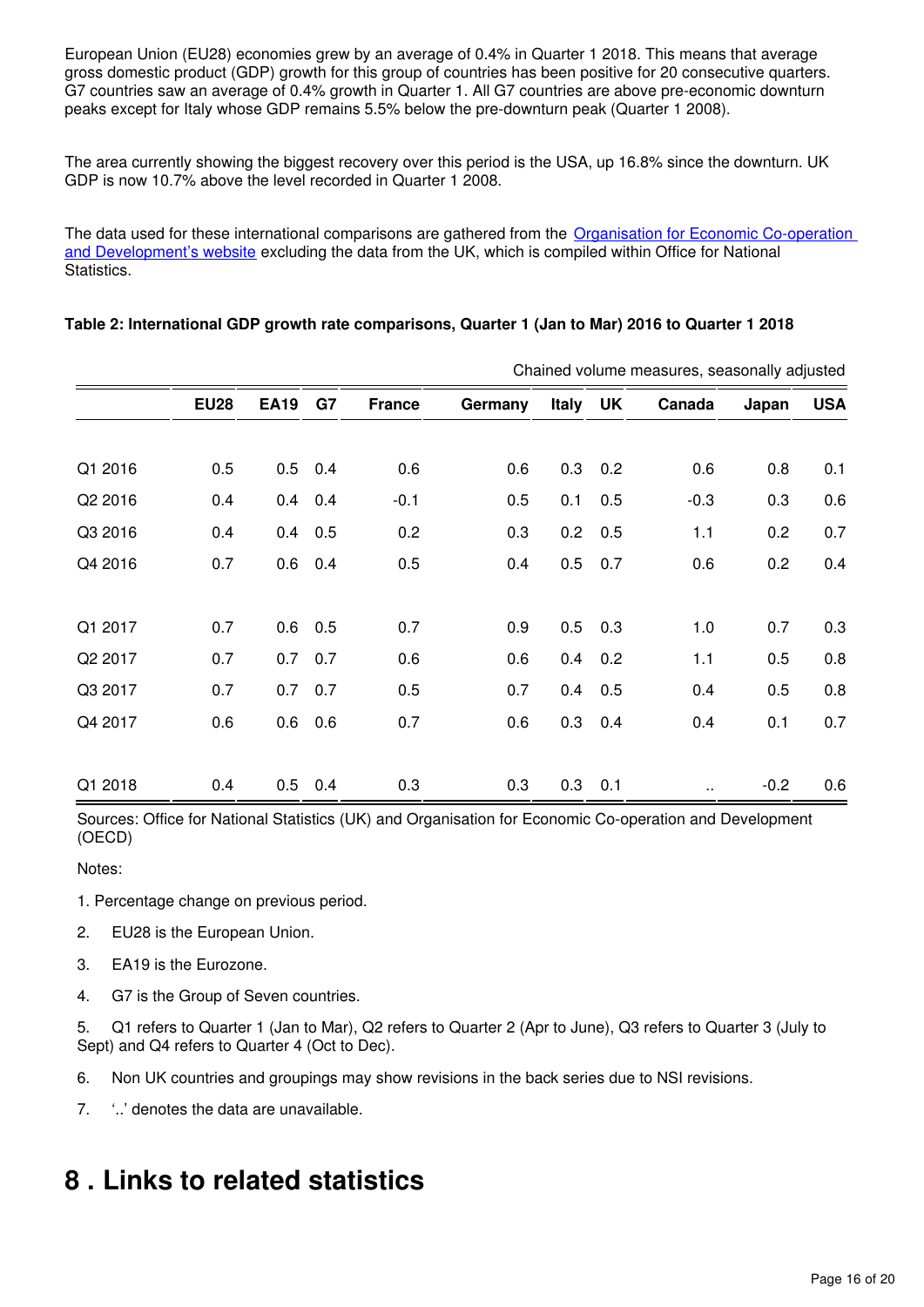European Union (EU28) economies grew by an average of 0.4% in Quarter 1 2018. This means that average gross domestic product (GDP) growth for this group of countries has been positive for 20 consecutive quarters. G7 countries saw an average of 0.4% growth in Quarter 1. All G7 countries are above pre-economic downturn peaks except for Italy whose GDP remains 5.5% below the pre-downturn peak (Quarter 1 2008).

The area currently showing the biggest recovery over this period is the USA, up 16.8% since the downturn. UK GDP is now 10.7% above the level recorded in Quarter 1 2008.

The data used for these international comparisons are gathered from the [Organisation for Economic Co-operation and Development's website]() excluding the data from the UK, which is compiled within Office for National Statistics.

**Table 2: International GDP growth rate comparisons, Quarter 1 (Jan to Mar) 2016 to Quarter 1 2018**

Chained volume measures, seasonally adjusted

| | EU28 | EA19 | G7 | France | Germany | Italy | UK | Canada | Japan | USA |
|---|---|---|---|---|---|---|---|---|---|---|
| Q1 2016 | 0.5 | 0.5 | 0.4 | 0.6 | 0.6 | 0.3 | 0.2 | 0.6 | 0.8 | 0.1 |
| Q2 2016 | 0.4 | 0.4 | 0.4 | -0.1 | 0.5 | 0.1 | 0.5 | -0.3 | 0.3 | 0.6 |
| Q3 2016 | 0.4 | 0.4 | 0.5 | 0.2 | 0.3 | 0.2 | 0.5 | 1.1 | 0.2 | 0.7 |
| Q4 2016 | 0.7 | 0.6 | 0.4 | 0.5 | 0.4 | 0.5 | 0.7 | 0.6 | 0.2 | 0.4 |
| Q1 2017 | 0.7 | 0.6 | 0.5 | 0.7 | 0.9 | 0.5 | 0.3 | 1.0 | 0.7 | 0.3 |
| Q2 2017 | 0.7 | 0.7 | 0.7 | 0.6 | 0.6 | 0.4 | 0.2 | 1.1 | 0.5 | 0.8 |
| Q3 2017 | 0.7 | 0.7 | 0.7 | 0.5 | 0.7 | 0.4 | 0.5 | 0.4 | 0.5 | 0.8 |
| Q4 2017 | 0.6 | 0.6 | 0.6 | 0.7 | 0.6 | 0.3 | 0.4 | 0.4 | 0.1 | 0.7 |
| Q1 2018 | 0.4 | 0.5 | 0.4 | 0.3 | 0.3 | 0.3 | 0.1 | .. | -0.2 | 0.6 |

Sources: Office for National Statistics (UK) and Organisation for Economic Co-operation and Development (OECD)

Notes:

1. Percentage change on previous period.
2. EU28 is the European Union.
3. EA19 is the Eurozone.
4. G7 is the Group of Seven countries.
5. Q1 refers to Quarter 1 (Jan to Mar), Q2 refers to Quarter 2 (Apr to June), Q3 refers to Quarter 3 (July to Sept) and Q4 refers to Quarter 4 (Oct to Dec).
6. Non UK countries and groupings may show revisions in the back series due to NSI revisions.
7. '..' denotes the data are unavailable.

## 8 . Links to related statistics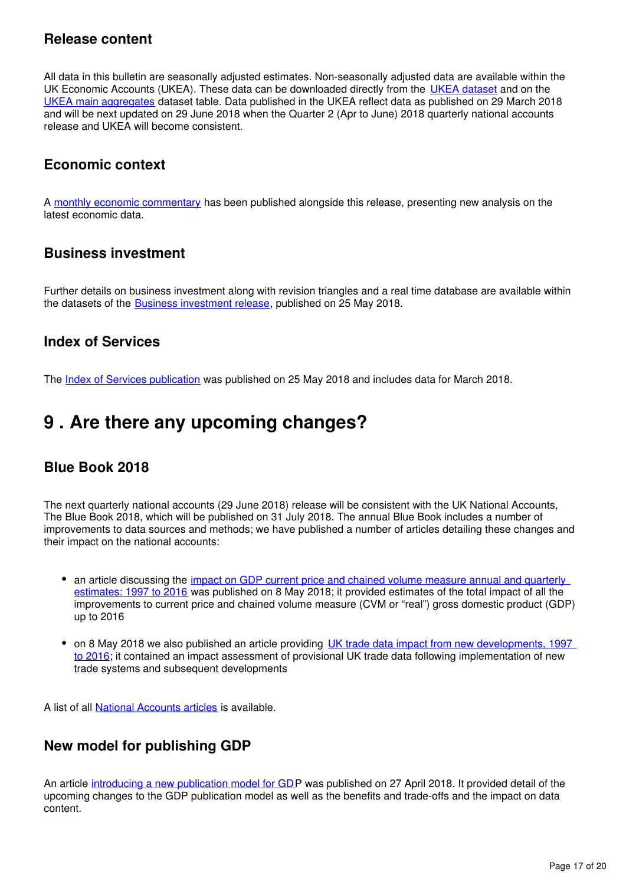### Release content

All data in this bulletin are seasonally adjusted estimates. Non-seasonally adjusted data are available within the UK Economic Accounts (UKEA). These data can be downloaded directly from the UKEA dataset and on the UKEA main aggregates dataset table. Data published in the UKEA reflect data as published on 29 March 2018 and will be next updated on 29 June 2018 when the Quarter 2 (Apr to June) 2018 quarterly national accounts release and UKEA will become consistent.

### Economic context

A monthly economic commentary has been published alongside this release, presenting new analysis on the latest economic data.

### Business investment

Further details on business investment along with revision triangles and a real time database are available within the datasets of the Business investment release, published on 25 May 2018.

### Index of Services

The Index of Services publication was published on 25 May 2018 and includes data for March 2018.

## 9 . Are there any upcoming changes?

### Blue Book 2018

The next quarterly national accounts (29 June 2018) release will be consistent with the UK National Accounts, The Blue Book 2018, which will be published on 31 July 2018. The annual Blue Book includes a number of improvements to data sources and methods; we have published a number of articles detailing these changes and their impact on the national accounts:

- an article discussing the impact on GDP current price and chained volume measure annual and quarterly estimates: 1997 to 2016 was published on 8 May 2018; it provided estimates of the total impact of all the improvements to current price and chained volume measure (CVM or "real") gross domestic product (GDP) up to 2016
- on 8 May 2018 we also published an article providing UK trade data impact from new developments, 1997 to 2016; it contained an impact assessment of provisional UK trade data following implementation of new trade systems and subsequent developments

A list of all National Accounts articles is available.

### New model for publishing GDP

An article introducing a new publication model for GDP was published on 27 April 2018. It provided detail of the upcoming changes to the GDP publication model as well as the benefits and trade-offs and the impact on data content.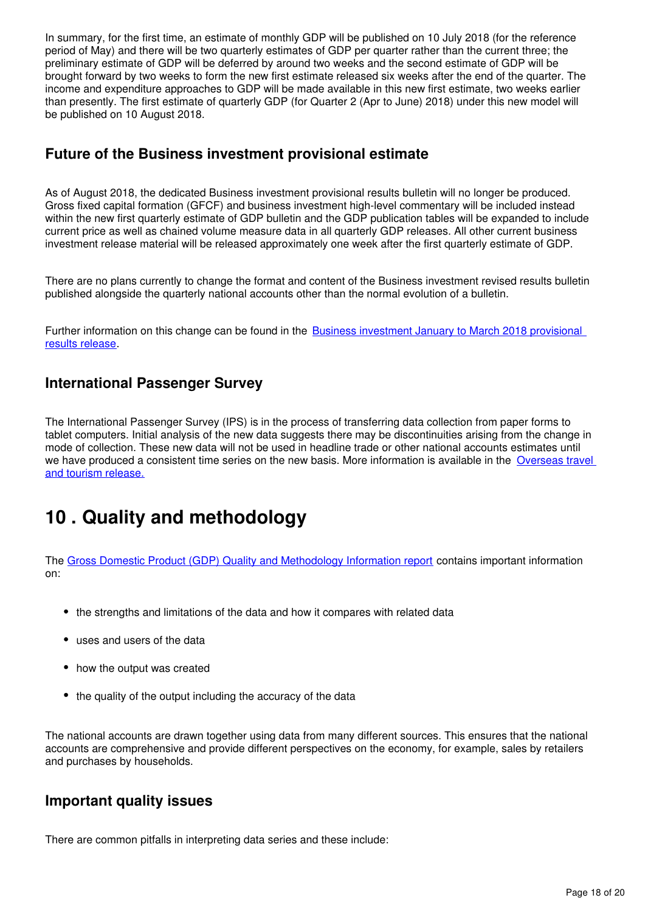In summary, for the first time, an estimate of monthly GDP will be published on 10 July 2018 (for the reference period of May) and there will be two quarterly estimates of GDP per quarter rather than the current three; the preliminary estimate of GDP will be deferred by around two weeks and the second estimate of GDP will be brought forward by two weeks to form the new first estimate released six weeks after the end of the quarter. The income and expenditure approaches to GDP will be made available in this new first estimate, two weeks earlier than presently. The first estimate of quarterly GDP (for Quarter 2 (Apr to June) 2018) under this new model will be published on 10 August 2018.

### Future of the Business investment provisional estimate

As of August 2018, the dedicated Business investment provisional results bulletin will no longer be produced. Gross fixed capital formation (GFCF) and business investment high-level commentary will be included instead within the new first quarterly estimate of GDP bulletin and the GDP publication tables will be expanded to include current price as well as chained volume measure data in all quarterly GDP releases. All other current business investment release material will be released approximately one week after the first quarterly estimate of GDP.

There are no plans currently to change the format and content of the Business investment revised results bulletin published alongside the quarterly national accounts other than the normal evolution of a bulletin.

Further information on this change can be found in the Business investment January to March 2018 provisional results release.

### International Passenger Survey

The International Passenger Survey (IPS) is in the process of transferring data collection from paper forms to tablet computers. Initial analysis of the new data suggests there may be discontinuities arising from the change in mode of collection. These new data will not be used in headline trade or other national accounts estimates until we have produced a consistent time series on the new basis. More information is available in the Overseas travel and tourism release.

## 10 . Quality and methodology

The Gross Domestic Product (GDP) Quality and Methodology Information report contains important information on:

- the strengths and limitations of the data and how it compares with related data
- uses and users of the data
- how the output was created
- the quality of the output including the accuracy of the data

The national accounts are drawn together using data from many different sources. This ensures that the national accounts are comprehensive and provide different perspectives on the economy, for example, sales by retailers and purchases by households.

### Important quality issues

There are common pitfalls in interpreting data series and these include: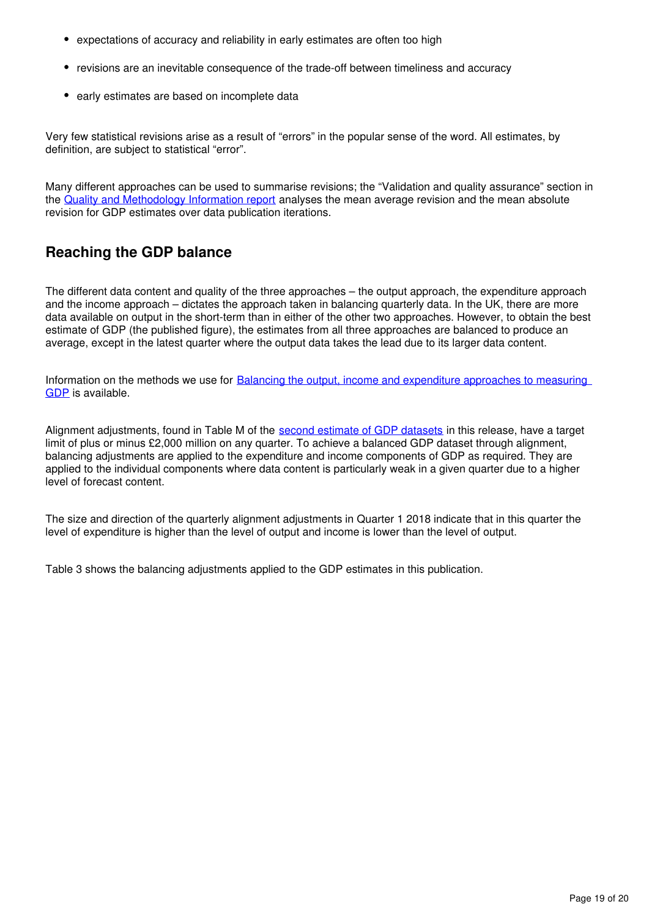- expectations of accuracy and reliability in early estimates are often too high
- revisions are an inevitable consequence of the trade-off between timeliness and accuracy
- early estimates are based on incomplete data

Very few statistical revisions arise as a result of "errors" in the popular sense of the word. All estimates, by definition, are subject to statistical "error".

Many different approaches can be used to summarise revisions; the "Validation and quality assurance" section in the Quality and Methodology Information report analyses the mean average revision and the mean absolute revision for GDP estimates over data publication iterations.

## Reaching the GDP balance

The different data content and quality of the three approaches – the output approach, the expenditure approach and the income approach – dictates the approach taken in balancing quarterly data. In the UK, there are more data available on output in the short-term than in either of the other two approaches. However, to obtain the best estimate of GDP (the published figure), the estimates from all three approaches are balanced to produce an average, except in the latest quarter where the output data takes the lead due to its larger data content.

Information on the methods we use for Balancing the output, income and expenditure approaches to measuring GDP is available.

Alignment adjustments, found in Table M of the second estimate of GDP datasets in this release, have a target limit of plus or minus £2,000 million on any quarter. To achieve a balanced GDP dataset through alignment, balancing adjustments are applied to the expenditure and income components of GDP as required. They are applied to the individual components where data content is particularly weak in a given quarter due to a higher level of forecast content.

The size and direction of the quarterly alignment adjustments in Quarter 1 2018 indicate that in this quarter the level of expenditure is higher than the level of output and income is lower than the level of output.

Table 3 shows the balancing adjustments applied to the GDP estimates in this publication.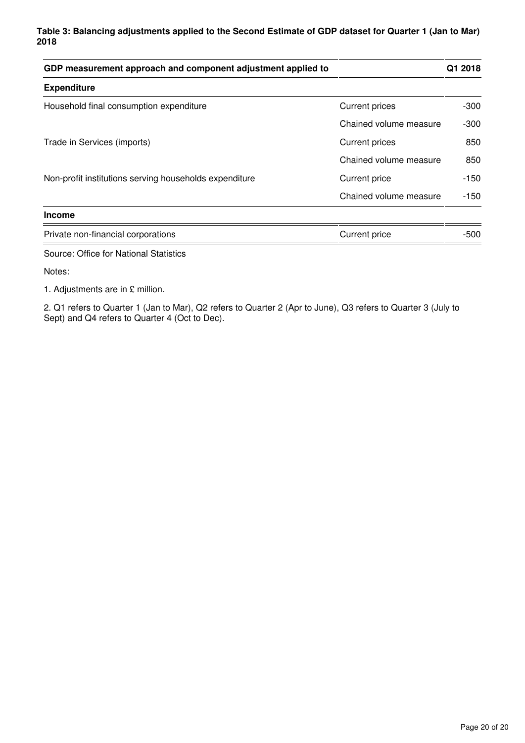**Table 3: Balancing adjustments applied to the Second Estimate of GDP dataset for Quarter 1 (Jan to Mar) 2018**

| GDP measurement approach and component adjustment applied to | | Q1 2018 |
|---|---|---|
| **Expenditure** | | |
| Household final consumption expenditure | Current prices | -300 |
| | Chained volume measure | -300 |
| Trade in Services (imports) | Current prices | 850 |
| | Chained volume measure | 850 |
| Non-profit institutions serving households expenditure | Current price | -150 |
| | Chained volume measure | -150 |
| **Income** | | |
| Private non-financial corporations | Current price | -500 |

Source: Office for National Statistics

Notes:

1. Adjustments are in £ million.

2. Q1 refers to Quarter 1 (Jan to Mar), Q2 refers to Quarter 2 (Apr to June), Q3 refers to Quarter 3 (July to Sept) and Q4 refers to Quarter 4 (Oct to Dec).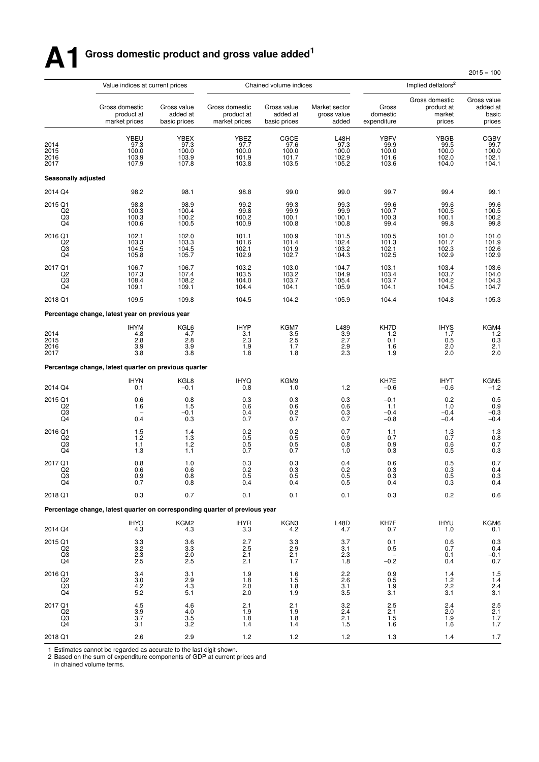# A1 Gross domestic product and gross value added[1]

2015 = 100

| | Value indices at current prices | | Chained volume indices | | | Implied deflators[2] | | |
|---|---|---|---|---|---|---|---|---|
| | Gross domestic product at market prices | Gross value added at basic prices | Gross domestic product at market prices | Gross value added at basic prices | Market sector gross value added | Gross domestic expenditure | Gross domestic product at market prices | Gross value added at basic prices |
| | YBEU | YBEX | YBEZ | CGCE | L48H | YBFV | YBGB | CGBV |
| 2014 | 97.3 | 97.3 | 97.7 | 97.6 | 97.3 | 99.9 | 99.5 | 99.7 |
| 2015 | 100.0 | 100.0 | 100.0 | 100.0 | 100.0 | 100.0 | 100.0 | 100.0 |
| 2016 | 103.9 | 103.9 | 101.9 | 101.7 | 102.9 | 101.6 | 102.0 | 102.1 |
| 2017 | 107.9 | 107.8 | 103.8 | 103.5 | 105.2 | 103.6 | 104.0 | 104.1 |
| **Seasonally adjusted** | | | | | | | | |
| 2014 Q4 | 98.2 | 98.1 | 98.8 | 99.0 | 99.0 | 99.7 | 99.4 | 99.1 |
| 2015 Q1 | 98.8 | 98.9 | 99.2 | 99.3 | 99.3 | 99.6 | 99.6 | 99.6 |
| Q2 | 100.3 | 100.4 | 99.8 | 99.9 | 99.9 | 100.7 | 100.5 | 100.5 |
| Q3 | 100.3 | 100.2 | 100.2 | 100.1 | 100.1 | 100.3 | 100.1 | 100.2 |
| Q4 | 100.6 | 100.5 | 100.9 | 100.8 | 100.8 | 99.4 | 99.8 | 99.8 |
| 2016 Q1 | 102.1 | 102.0 | 101.1 | 100.9 | 101.5 | 100.5 | 101.0 | 101.0 |
| Q2 | 103.3 | 103.3 | 101.6 | 101.4 | 102.4 | 101.3 | 101.7 | 101.9 |
| Q3 | 104.5 | 104.5 | 102.1 | 101.9 | 103.2 | 102.1 | 102.3 | 102.6 |
| Q4 | 105.8 | 105.7 | 102.9 | 102.7 | 104.3 | 102.5 | 102.9 | 102.9 |
| 2017 Q1 | 106.7 | 106.7 | 103.2 | 103.0 | 104.7 | 103.1 | 103.4 | 103.6 |
| Q2 | 107.3 | 107.4 | 103.5 | 103.2 | 104.9 | 103.4 | 103.7 | 104.0 |
| Q3 | 108.4 | 108.2 | 104.0 | 103.7 | 105.4 | 103.7 | 104.2 | 104.3 |
| Q4 | 109.1 | 109.1 | 104.4 | 104.1 | 105.9 | 104.1 | 104.5 | 104.7 |
| 2018 Q1 | 109.5 | 109.8 | 104.5 | 104.2 | 105.9 | 104.4 | 104.8 | 105.3 |
| **Percentage change, latest year on previous year** | | | | | | | | |
| | IHYM | KGL6 | IHYP | KGM7 | L489 | KH7D | IHYS | KGM4 |
| 2014 | 4.8 | 4.7 | 3.1 | 3.5 | 3.9 | 1.2 | 1.7 | 1.2 |
| 2015 | 2.8 | 2.8 | 2.3 | 2.5 | 2.7 | 0.1 | 0.5 | 0.3 |
| 2016 | 3.9 | 3.9 | 1.9 | 1.7 | 2.9 | 1.6 | 2.0 | 2.1 |
| 2017 | 3.8 | 3.8 | 1.8 | 1.8 | 2.3 | 1.9 | 2.0 | 2.0 |
| **Percentage change, latest quarter on previous quarter** | | | | | | | | |
| | IHYN | KGL8 | IHYQ | KGM9 | | KH7E | IHYT | KGM5 |
| 2014 Q4 | 0.1 | −0.1 | 0.8 | 1.0 | 1.2 | −0.6 | −0.6 | −1.2 |
| 2015 Q1 | 0.6 | 0.8 | 0.3 | 0.3 | 0.3 | −0.1 | 0.2 | 0.5 |
| Q2 | 1.6 | 1.5 | 0.6 | 0.6 | 0.6 | 1.1 | 1.0 | 0.9 |
| Q3 | – | −0.1 | 0.4 | 0.2 | 0.3 | −0.4 | −0.4 | −0.3 |
| Q4 | 0.4 | 0.3 | 0.7 | 0.7 | 0.7 | −0.8 | −0.4 | −0.4 |
| 2016 Q1 | 1.5 | 1.4 | 0.2 | 0.2 | 0.7 | 1.1 | 1.3 | 1.3 |
| Q2 | 1.2 | 1.3 | 0.5 | 0.5 | 0.9 | 0.7 | 0.7 | 0.8 |
| Q3 | 1.1 | 1.2 | 0.5 | 0.5 | 0.8 | 0.9 | 0.6 | 0.7 |
| Q4 | 1.3 | 1.1 | 0.7 | 0.7 | 1.0 | 0.3 | 0.5 | 0.3 |
| 2017 Q1 | 0.8 | 1.0 | 0.3 | 0.3 | 0.4 | 0.6 | 0.5 | 0.7 |
| Q2 | 0.6 | 0.6 | 0.2 | 0.3 | 0.2 | 0.3 | 0.3 | 0.4 |
| Q3 | 0.9 | 0.8 | 0.5 | 0.5 | 0.5 | 0.3 | 0.5 | 0.3 |
| Q4 | 0.7 | 0.8 | 0.4 | 0.4 | 0.5 | 0.4 | 0.3 | 0.4 |
| 2018 Q1 | 0.3 | 0.7 | 0.1 | 0.1 | 0.1 | 0.3 | 0.2 | 0.6 |
| **Percentage change, latest quarter on corresponding quarter of previous year** | | | | | | | | |
| | IHYO | KGM2 | IHYR | KGN3 | L48D | KH7F | IHYU | KGM6 |
| 2014 Q4 | 4.3 | 4.3 | 3.3 | 4.2 | 4.7 | 0.7 | 1.0 | 0.1 |
| 2015 Q1 | 3.3 | 3.6 | 2.7 | 3.3 | 3.7 | 0.1 | 0.6 | 0.3 |
| Q2 | 3.2 | 3.3 | 2.5 | 2.9 | 3.1 | 0.5 | 0.7 | 0.4 |
| Q3 | 2.3 | 2.0 | 2.1 | 2.1 | 2.3 | – | 0.1 | −0.1 |
| Q4 | 2.5 | 2.5 | 2.1 | 1.7 | 1.8 | −0.2 | 0.4 | 0.7 |
| 2016 Q1 | 3.4 | 3.1 | 1.9 | 1.6 | 2.2 | 0.9 | 1.4 | 1.5 |
| Q2 | 3.0 | 2.9 | 1.8 | 1.5 | 2.6 | 0.5 | 1.2 | 1.4 |
| Q3 | 4.2 | 4.3 | 2.0 | 1.8 | 3.1 | 1.9 | 2.2 | 2.4 |
| Q4 | 5.2 | 5.1 | 2.0 | 1.9 | 3.5 | 3.1 | 3.1 | 3.1 |
| 2017 Q1 | 4.5 | 4.6 | 2.1 | 2.1 | 3.2 | 2.5 | 2.4 | 2.5 |
| Q2 | 3.9 | 4.0 | 1.9 | 1.9 | 2.4 | 2.1 | 2.0 | 2.1 |
| Q3 | 3.7 | 3.5 | 1.8 | 1.8 | 2.1 | 1.5 | 1.9 | 1.7 |
| Q4 | 3.1 | 3.2 | 1.4 | 1.4 | 1.5 | 1.6 | 1.6 | 1.7 |
| 2018 Q1 | 2.6 | 2.9 | 1.2 | 1.2 | 1.2 | 1.3 | 1.4 | 1.7 |

1 Estimates cannot be regarded as accurate to the last digit shown.
2 Based on the sum of expenditure components of GDP at current prices and in chained volume terms.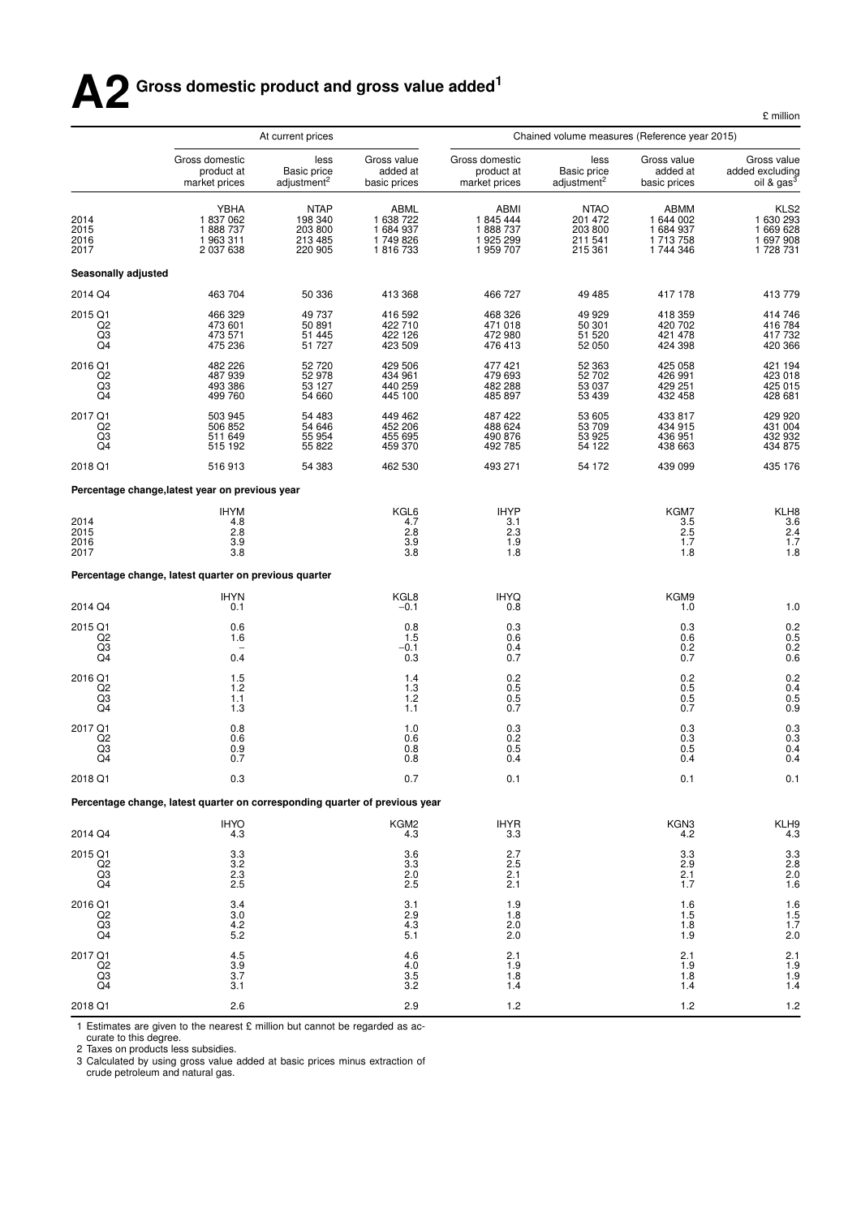# A2 Gross domestic product and gross value added[1]

£ million

| | At current prices | | | Chained volume measures (Reference year 2015) | | | |
|---|---|---|---|---|---|---|---|
| | Gross domestic product at market prices | less Basic price adjustment[2] | Gross value added at basic prices | Gross domestic product at market prices | less Basic price adjustment[2] | Gross value added at basic prices | Gross value added excluding oil & gas[3] |
| | YBHA | NTAP | ABML | ABMI | NTAO | ABMM | KLS2 |
| 2014 | 1 837 062 | 198 340 | 1 638 722 | 1 845 444 | 201 472 | 1 644 002 | 1 630 293 |
| 2015 | 1 888 737 | 203 800 | 1 684 937 | 1 888 737 | 203 800 | 1 684 937 | 1 669 628 |
| 2016 | 1 963 311 | 213 485 | 1 749 826 | 1 925 299 | 211 541 | 1 713 758 | 1 697 908 |
| 2017 | 2 037 638 | 220 905 | 1 816 733 | 1 959 707 | 215 361 | 1 744 346 | 1 728 731 |
| **Seasonally adjusted** | | | | | | | |
| 2014 Q4 | 463 704 | 50 336 | 413 368 | 466 727 | 49 485 | 417 178 | 413 779 |
| 2015 Q1 | 466 329 | 49 737 | 416 592 | 468 326 | 49 929 | 418 359 | 414 746 |
| Q2 | 473 601 | 50 891 | 422 710 | 471 018 | 50 301 | 420 702 | 416 784 |
| Q3 | 473 571 | 51 445 | 422 126 | 472 980 | 51 520 | 421 478 | 417 732 |
| Q4 | 475 236 | 51 727 | 423 509 | 476 413 | 52 050 | 424 398 | 420 366 |
| 2016 Q1 | 482 226 | 52 720 | 429 506 | 477 421 | 52 363 | 425 058 | 421 194 |
| Q2 | 487 939 | 52 978 | 434 961 | 479 693 | 52 702 | 426 991 | 423 018 |
| Q3 | 493 386 | 53 127 | 440 259 | 482 288 | 53 037 | 429 251 | 425 015 |
| Q4 | 499 760 | 54 660 | 445 100 | 485 897 | 53 439 | 432 458 | 428 681 |
| 2017 Q1 | 503 945 | 54 483 | 449 462 | 487 422 | 53 605 | 433 817 | 429 920 |
| Q2 | 506 852 | 54 646 | 452 206 | 488 624 | 53 709 | 434 915 | 431 004 |
| Q3 | 511 649 | 55 954 | 455 695 | 490 876 | 53 925 | 436 951 | 432 932 |
| Q4 | 515 192 | 55 822 | 459 370 | 492 785 | 54 122 | 438 663 | 434 875 |
| 2018 Q1 | 516 913 | 54 383 | 462 530 | 493 271 | 54 172 | 439 099 | 435 176 |
| **Percentage change,latest year on previous year** | | | | | | | |
| | IHYM | | KGL6 | IHYP | | KGM7 | KLH8 |
| 2014 | 4.8 | | 4.7 | 3.1 | | 3.5 | 3.6 |
| 2015 | 2.8 | | 2.8 | 2.3 | | 2.5 | 2.4 |
| 2016 | 3.9 | | 3.9 | 1.9 | | 1.7 | 1.7 |
| 2017 | 3.8 | | 3.8 | 1.8 | | 1.8 | 1.8 |
| **Percentage change, latest quarter on previous quarter** | | | | | | | |
| | IHYN | | KGL8 | IHYQ | | KGM9 | |
| 2014 Q4 | 0.1 | | −0.1 | 0.8 | | 1.0 | 1.0 |
| 2015 Q1 | 0.6 | | 0.8 | 0.3 | | 0.3 | 0.2 |
| Q2 | 1.6 | | 1.5 | 0.6 | | 0.6 | 0.5 |
| Q3 | – | | −0.1 | 0.4 | | 0.2 | 0.2 |
| Q4 | 0.4 | | 0.3 | 0.7 | | 0.7 | 0.6 |
| 2016 Q1 | 1.5 | | 1.4 | 0.2 | | 0.2 | 0.2 |
| Q2 | 1.2 | | 1.3 | 0.5 | | 0.5 | 0.4 |
| Q3 | 1.1 | | 1.2 | 0.5 | | 0.5 | 0.5 |
| Q4 | 1.3 | | 1.1 | 0.7 | | 0.7 | 0.9 |
| 2017 Q1 | 0.8 | | 1.0 | 0.3 | | 0.3 | 0.3 |
| Q2 | 0.6 | | 0.6 | 0.2 | | 0.3 | 0.3 |
| Q3 | 0.9 | | 0.8 | 0.5 | | 0.5 | 0.4 |
| Q4 | 0.7 | | 0.8 | 0.4 | | 0.4 | 0.4 |
| 2018 Q1 | 0.3 | | 0.7 | 0.1 | | 0.1 | 0.1 |
| **Percentage change, latest quarter on corresponding quarter of previous year** | | | | | | | |
| | IHYO | | KGM2 | IHYR | | KGN3 | KLH9 |
| 2014 Q4 | 4.3 | | 4.3 | 3.3 | | 4.2 | 4.3 |
| 2015 Q1 | 3.3 | | 3.6 | 2.7 | | 3.3 | 3.3 |
| Q2 | 3.2 | | 3.3 | 2.5 | | 2.9 | 2.8 |
| Q3 | 2.3 | | 2.0 | 2.1 | | 2.1 | 2.0 |
| Q4 | 2.5 | | 2.5 | 2.1 | | 1.7 | 1.6 |
| 2016 Q1 | 3.4 | | 3.1 | 1.9 | | 1.6 | 1.6 |
| Q2 | 3.0 | | 2.9 | 1.8 | | 1.5 | 1.5 |
| Q3 | 4.2 | | 4.3 | 2.0 | | 1.8 | 1.7 |
| Q4 | 5.2 | | 5.1 | 2.0 | | 1.9 | 2.0 |
| 2017 Q1 | 4.5 | | 4.6 | 2.1 | | 2.1 | 2.1 |
| Q2 | 3.9 | | 4.0 | 1.9 | | 1.9 | 1.9 |
| Q3 | 3.7 | | 3.5 | 1.8 | | 1.8 | 1.9 |
| Q4 | 3.1 | | 3.2 | 1.4 | | 1.4 | 1.4 |
| 2018 Q1 | 2.6 | | 2.9 | 1.2 | | 1.2 | 1.2 |

1 Estimates are given to the nearest £ million but cannot be regarded as accurate to this degree.

2 Taxes on products less subsidies.

3 Calculated by using gross value added at basic prices minus extraction of crude petroleum and natural gas.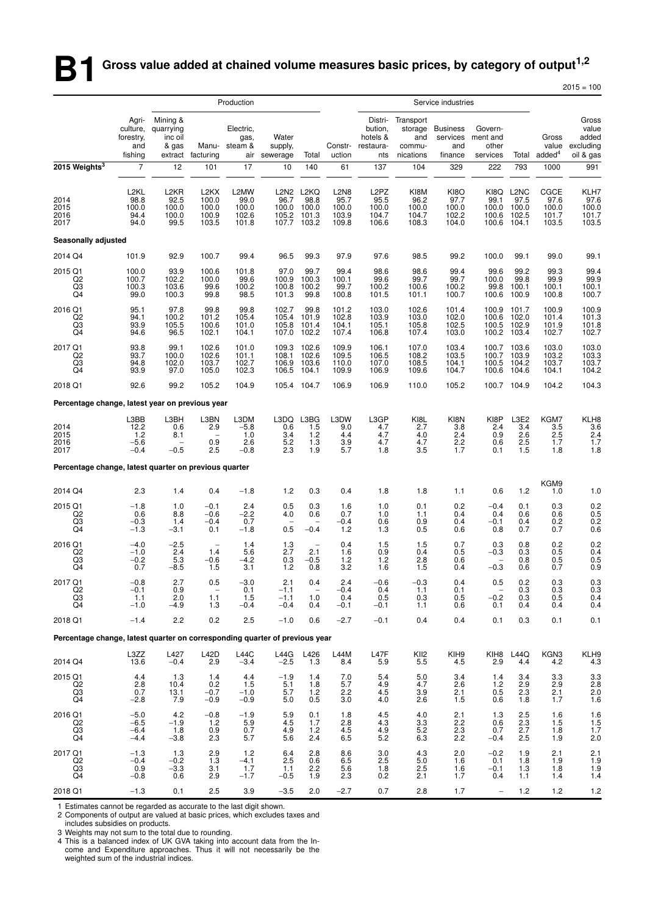# B1 Gross value added at chained volume measures basic prices, by category of output[1,2]

2015 = 100

| | Production | | | | | | | Service industries | | | | | | | |
|---|---|---|---|---|---|---|---|---|---|---|---|---|---|---|---|
| | Agri-culture, forestry, and fishing | Mining & quarrying inc oil & gas extract | Manu-facturing | Electric, gas, steam & air | Water supply, sewerage | Total | Constr-uction | Distri-bution, hotels & restaura-nts | Transport storage and commu-nications | Business services and finance | Govern-ment and other services | Total | Gross value added[4] | Gross value added excluding oil & gas |
| **2015 Weights[3]** | 7 | 12 | 101 | 17 | 10 | 140 | 61 | 137 | 104 | 329 | 222 | 793 | 1000 | 991 |
| | L2KL | L2KR | L2KX | L2MW | L2N2 | L2KQ | L2N8 | L2PZ | KI8M | KI8O | KI8Q | L2NC | CGCE | KLH7 |
| 2014 | 98.8 | 92.5 | 100.0 | 99.0 | 96.7 | 98.8 | 95.7 | 95.5 | 96.2 | 97.7 | 99.1 | 97.5 | 97.6 | 97.6 |
| 2015 | 100.0 | 100.0 | 100.0 | 100.0 | 100.0 | 100.0 | 100.0 | 100.0 | 100.0 | 100.0 | 100.0 | 100.0 | 100.0 | 100.0 |
| 2016 | 94.4 | 100.0 | 100.9 | 102.6 | 105.2 | 101.3 | 103.9 | 104.7 | 104.7 | 102.2 | 100.6 | 102.5 | 101.7 | 101.7 |
| 2017 | 94.0 | 99.5 | 103.5 | 101.8 | 107.7 | 103.2 | 109.8 | 106.6 | 108.3 | 104.0 | 100.6 | 104.1 | 103.5 | 103.5 |
| **Seasonally adjusted** | | | | | | | | | | | | | | |
| 2014 Q4 | 101.9 | 92.9 | 100.7 | 99.4 | 96.5 | 99.3 | 97.9 | 97.6 | 98.5 | 99.2 | 100.0 | 99.1 | 99.0 | 99.1 |
| 2015 Q1 | 100.0 | 93.9 | 100.6 | 101.8 | 97.0 | 99.7 | 99.4 | 98.6 | 98.6 | 99.4 | 99.6 | 99.2 | 99.3 | 99.4 |
| Q2 | 100.7 | 102.2 | 100.0 | 99.6 | 100.9 | 100.3 | 100.1 | 99.6 | 99.7 | 99.7 | 100.0 | 99.8 | 99.9 | 99.9 |
| Q3 | 100.3 | 103.6 | 99.6 | 100.2 | 100.8 | 100.2 | 99.7 | 100.2 | 100.6 | 100.2 | 99.8 | 100.1 | 100.1 | 100.1 |
| Q4 | 99.0 | 100.3 | 99.8 | 98.5 | 101.3 | 99.8 | 100.8 | 101.5 | 101.1 | 100.7 | 100.6 | 100.9 | 100.8 | 100.7 |
| 2016 Q1 | 95.1 | 97.8 | 99.8 | 99.8 | 102.7 | 99.8 | 101.2 | 103.0 | 102.6 | 101.4 | 100.9 | 101.7 | 100.9 | 100.9 |
| Q2 | 94.1 | 100.2 | 101.2 | 105.4 | 105.4 | 101.9 | 102.8 | 103.9 | 103.0 | 102.0 | 100.6 | 102.0 | 101.4 | 101.3 |
| Q3 | 93.9 | 105.5 | 100.6 | 101.0 | 105.8 | 101.4 | 104.1 | 105.1 | 105.8 | 102.5 | 100.5 | 102.9 | 101.9 | 101.8 |
| Q4 | 94.6 | 96.5 | 102.1 | 104.1 | 107.0 | 102.2 | 107.4 | 106.8 | 107.4 | 103.0 | 100.2 | 103.4 | 102.7 | 102.7 |
| 2017 Q1 | 93.8 | 99.1 | 102.6 | 101.0 | 109.3 | 102.6 | 109.9 | 106.1 | 107.0 | 103.4 | 100.7 | 103.6 | 103.0 | 103.0 |
| Q2 | 93.7 | 100.0 | 102.6 | 101.1 | 108.1 | 102.6 | 109.5 | 106.5 | 108.2 | 103.5 | 100.7 | 103.9 | 103.2 | 103.3 |
| Q3 | 94.8 | 102.0 | 103.7 | 102.7 | 106.9 | 103.6 | 110.0 | 107.0 | 108.5 | 104.1 | 100.5 | 104.2 | 103.7 | 103.7 |
| Q4 | 93.9 | 97.0 | 105.0 | 102.3 | 106.5 | 104.1 | 109.9 | 106.9 | 109.6 | 104.7 | 100.6 | 104.6 | 104.1 | 104.2 |
| 2018 Q1 | 92.6 | 99.2 | 105.2 | 104.9 | 105.4 | 104.7 | 106.9 | 106.9 | 110.0 | 105.2 | 100.7 | 104.9 | 104.2 | 104.3 |
| **Percentage change, latest year on previous year** | | | | | | | | | | | | | | |
| | L3BB | L3BH | L3BN | L3DM | L3DQ | L3BG | L3DW | L3GP | KI8L | KI8N | KI8P | L3E2 | KGM7 | KLH8 |
| 2014 | 12.2 | 0.6 | 2.9 | −5.8 | 0.6 | 1.5 | 9.0 | 4.7 | 2.7 | 3.8 | 2.4 | 3.4 | 3.5 | 3.6 |
| 2015 | 1.2 | 8.1 | – | 1.0 | 3.4 | 1.2 | 4.4 | 4.7 | 4.0 | 2.4 | 0.9 | 2.6 | 2.5 | 2.4 |
| 2016 | −5.6 | – | 0.9 | 2.6 | 5.2 | 1.3 | 3.9 | 4.7 | 4.7 | 2.2 | 0.6 | 2.5 | 1.7 | 1.7 |
| 2017 | −0.4 | −0.5 | 2.5 | −0.8 | 2.3 | 1.9 | 5.7 | 1.8 | 3.5 | 1.7 | 0.1 | 1.5 | 1.8 | 1.8 |
| **Percentage change, latest quarter on previous quarter** | | | | | | | | | | | | | | |
| | | | | | | | | | | | | | KGM9 | |
| 2014 Q4 | 2.3 | 1.4 | 0.4 | −1.8 | 1.2 | 0.3 | 0.4 | 1.8 | 1.8 | 1.1 | 0.6 | 1.2 | 1.0 | 1.0 |
| 2015 Q1 | −1.8 | 1.0 | −0.1 | 2.4 | 0.5 | 0.3 | 1.6 | 1.0 | 0.1 | 0.2 | −0.4 | 0.1 | 0.3 | 0.2 |
| Q2 | 0.6 | 8.8 | −0.6 | −2.2 | 4.0 | 0.6 | 0.7 | 1.0 | 1.1 | 0.4 | 0.4 | 0.6 | 0.6 | 0.5 |
| Q3 | −0.3 | 1.4 | −0.4 | 0.7 | – | – | −0.4 | 0.6 | 0.9 | 0.4 | −0.1 | 0.4 | 0.2 | 0.2 |
| Q4 | −1.3 | −3.1 | 0.1 | −1.8 | 0.5 | −0.4 | 1.2 | 1.3 | 0.5 | 0.6 | 0.8 | 0.7 | 0.7 | 0.6 |
| 2016 Q1 | −4.0 | −2.5 | – | 1.4 | 1.3 | – | 0.4 | 1.5 | 1.5 | 0.7 | 0.3 | 0.8 | 0.2 | 0.2 |
| Q2 | −1.0 | 2.4 | 1.4 | 5.6 | 2.7 | 2.1 | 1.6 | 0.9 | 0.4 | 0.5 | −0.3 | 0.3 | 0.5 | 0.4 |
| Q3 | −0.2 | 5.3 | −0.6 | −4.2 | 0.3 | −0.5 | 1.2 | 1.2 | 2.8 | 0.6 | – | 0.8 | 0.5 | 0.5 |
| Q4 | 0.7 | −8.5 | 1.5 | 3.1 | 1.2 | 0.8 | 3.2 | 1.6 | 1.5 | 0.4 | −0.3 | 0.6 | 0.7 | 0.9 |
| 2017 Q1 | −0.8 | 2.7 | 0.5 | −3.0 | 2.1 | 0.4 | 2.4 | −0.6 | −0.3 | 0.4 | 0.5 | 0.2 | 0.3 | 0.3 |
| Q2 | −0.1 | 0.9 | – | 0.1 | −1.1 | – | −0.4 | 0.4 | 1.1 | 0.1 | – | 0.3 | 0.3 | 0.3 |
| Q3 | 1.1 | 2.0 | 1.1 | 1.5 | −1.1 | 1.0 | 0.4 | 0.5 | 0.3 | 0.5 | −0.2 | 0.3 | 0.5 | 0.4 |
| Q4 | −1.0 | −4.9 | 1.3 | −0.4 | −0.4 | 0.4 | −0.1 | −0.1 | 1.1 | 0.6 | 0.1 | 0.4 | 0.4 | 0.4 |
| 2018 Q1 | −1.4 | 2.2 | 0.2 | 2.5 | −1.0 | 0.6 | −2.7 | −0.1 | 0.4 | 0.4 | 0.1 | 0.3 | 0.1 | 0.1 |
| **Percentage change, latest quarter on corresponding quarter of previous year** | | | | | | | | | | | | | | |
| | L3ZZ | L427 | L42D | L44C | L44G | L426 | L44M | L47F | KII2 | KIH9 | KIH8 | L44Q | KGN3 | KLH9 |
| 2014 Q4 | 13.6 | −0.4 | 2.9 | −3.4 | −2.5 | 1.3 | 8.4 | 5.9 | 5.5 | 4.5 | 2.9 | 4.4 | 4.2 | 4.3 |
| 2015 Q1 | 4.4 | 1.3 | 1.4 | 4.4 | −1.9 | 1.4 | 7.0 | 5.4 | 5.0 | 3.4 | 1.4 | 3.4 | 3.3 | 3.3 |
| Q2 | 2.8 | 10.4 | 0.2 | 1.5 | 5.1 | 1.8 | 5.7 | 4.9 | 4.7 | 2.6 | 1.2 | 2.9 | 2.9 | 2.8 |
| Q3 | 0.7 | 13.1 | −0.7 | −1.0 | 5.7 | 1.2 | 2.2 | 4.5 | 3.9 | 2.1 | 0.5 | 2.3 | 2.1 | 2.0 |
| Q4 | −2.8 | 7.9 | −0.9 | −0.9 | 5.0 | 0.5 | 3.0 | 4.0 | 2.6 | 1.5 | 0.6 | 1.8 | 1.7 | 1.6 |
| 2016 Q1 | −5.0 | 4.2 | −0.8 | −1.9 | 5.9 | 0.1 | 1.8 | 4.5 | 4.0 | 2.1 | 1.3 | 2.5 | 1.6 | 1.6 |
| Q2 | −6.5 | −1.9 | 1.2 | 5.9 | 4.5 | 1.7 | 2.8 | 4.3 | 3.3 | 2.2 | 0.6 | 2.3 | 1.5 | 1.5 |
| Q3 | −6.4 | 1.8 | 0.9 | 0.7 | 4.9 | 1.2 | 4.5 | 4.9 | 5.2 | 2.3 | 0.7 | 2.7 | 1.8 | 1.7 |
| Q4 | −4.4 | −3.8 | 2.3 | 5.7 | 5.6 | 2.4 | 6.5 | 5.2 | 6.3 | 2.2 | −0.4 | 2.5 | 1.9 | 2.0 |
| 2017 Q1 | −1.3 | 1.3 | 2.9 | 1.2 | 6.4 | 2.8 | 8.6 | 3.0 | 4.3 | 2.0 | −0.2 | 1.9 | 2.1 | 2.1 |
| Q2 | −0.4 | −0.2 | 1.3 | −4.1 | 2.5 | 0.6 | 6.5 | 2.5 | 5.0 | 1.6 | 0.1 | 1.8 | 1.9 | 1.9 |
| Q3 | 0.9 | −3.3 | 3.1 | 1.7 | 1.1 | 2.2 | 5.6 | 1.8 | 2.5 | 1.6 | −0.1 | 1.3 | 1.8 | 1.9 |
| Q4 | −0.8 | 0.6 | 2.9 | −1.7 | −0.5 | 1.9 | 2.3 | 0.2 | 2.1 | 1.7 | 0.4 | 1.1 | 1.4 | 1.4 |
| 2018 Q1 | −1.3 | 0.1 | 2.5 | 3.9 | −3.5 | 2.0 | −2.7 | 0.7 | 2.8 | 1.7 | – | 1.2 | 1.2 | 1.2 |

1 Estimates cannot be regarded as accurate to the last digit shown.
2 Components of output are valued at basic prices, which excludes taxes and includes subsidies on products.
3 Weights may not sum to the total due to rounding.
4 This is a balanced index of UK GVA taking into account data from the Income and Expenditure approaches. Thus it will not necessarily be the weighted sum of the industrial indices.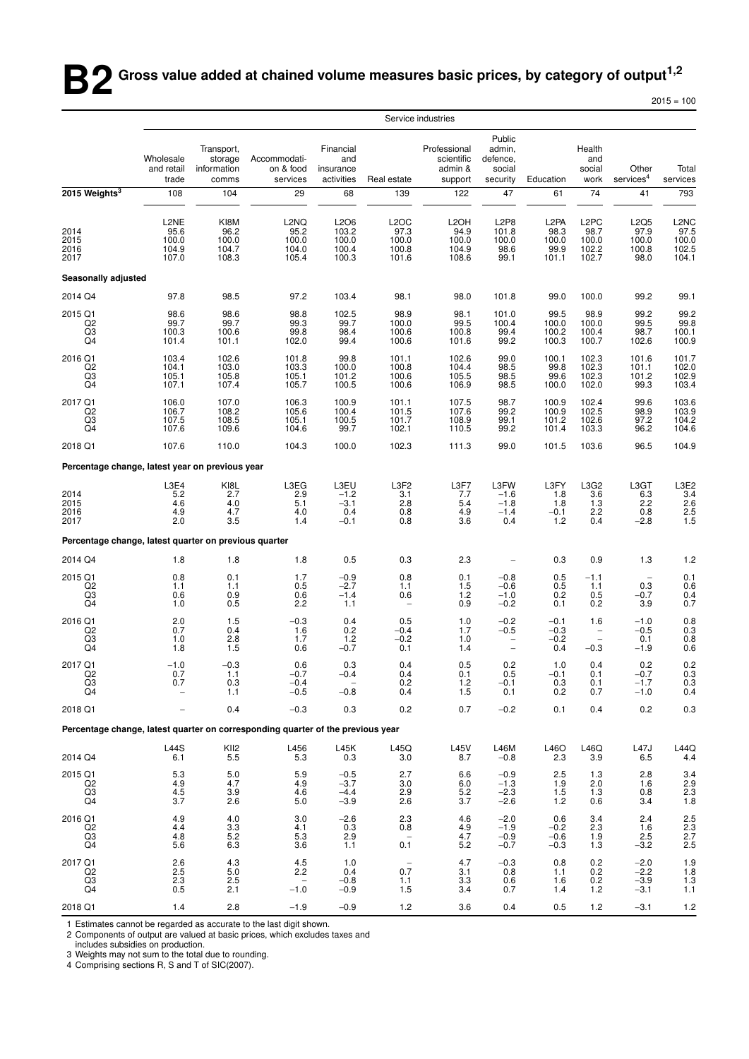# B2 Gross value added at chained volume measures basic prices, by category of output[1,2]

2015 = 100

| | Service industries | | | | | | | | | | |
|---|---|---|---|---|---|---|---|---|---|---|---|
| | Wholesale and retail trade | Transport, storage information comms | Accommodation & food services | Financial and insurance activities | Real estate | Professional scientific admin & support | Public admin, defence, social security | Education | Health and social work | Other services[4] | Total services |
| **2015 Weights[3]** | 108 | 104 | 29 | 68 | 139 | 122 | 47 | 61 | 74 | 41 | 793 |
| | L2NE | KI8M | L2NQ | L2O6 | L2OC | L2OH | L2P8 | L2PA | L2PC | L2Q5 | L2NC |
| 2014 | 95.6 | 96.2 | 95.2 | 103.2 | 97.3 | 94.9 | 101.8 | 98.3 | 98.7 | 97.9 | 97.5 |
| 2015 | 100.0 | 100.0 | 100.0 | 100.0 | 100.0 | 100.0 | 100.0 | 100.0 | 100.0 | 100.0 | 100.0 |
| 2016 | 104.9 | 104.7 | 104.0 | 100.4 | 100.8 | 104.9 | 98.6 | 99.9 | 102.2 | 100.8 | 102.5 |
| 2017 | 107.0 | 108.3 | 105.4 | 100.3 | 101.6 | 108.6 | 99.1 | 101.1 | 102.7 | 98.0 | 104.1 |
| **Seasonally adjusted** | | | | | | | | | | | |
| 2014 Q4 | 97.8 | 98.5 | 97.2 | 103.4 | 98.1 | 98.0 | 101.8 | 99.0 | 100.0 | 99.2 | 99.1 |
| 2015 Q1 | 98.6 | 98.6 | 98.8 | 102.5 | 98.9 | 98.1 | 101.0 | 99.5 | 98.9 | 99.2 | 99.2 |
| Q2 | 99.7 | 99.7 | 99.3 | 99.7 | 100.0 | 99.5 | 100.4 | 100.0 | 100.0 | 99.5 | 99.8 |
| Q3 | 100.3 | 100.6 | 99.8 | 98.4 | 100.6 | 100.8 | 99.4 | 100.2 | 100.4 | 98.7 | 100.1 |
| Q4 | 101.4 | 101.1 | 102.0 | 99.4 | 100.6 | 101.6 | 99.2 | 100.3 | 100.7 | 102.6 | 100.9 |
| 2016 Q1 | 103.4 | 102.6 | 101.8 | 99.8 | 101.1 | 102.6 | 99.0 | 100.1 | 102.3 | 101.6 | 101.7 |
| Q2 | 104.1 | 103.0 | 103.3 | 100.0 | 100.8 | 104.4 | 98.5 | 99.8 | 102.3 | 101.1 | 102.0 |
| Q3 | 105.1 | 105.8 | 105.1 | 101.2 | 100.6 | 105.5 | 98.5 | 99.6 | 102.3 | 101.2 | 102.9 |
| Q4 | 107.1 | 107.4 | 105.7 | 100.5 | 100.6 | 106.9 | 98.5 | 100.0 | 102.0 | 99.3 | 103.4 |
| 2017 Q1 | 106.0 | 107.0 | 106.3 | 100.9 | 101.1 | 107.5 | 98.7 | 100.9 | 102.4 | 99.6 | 103.6 |
| Q2 | 106.7 | 108.2 | 105.6 | 100.4 | 101.5 | 107.6 | 99.2 | 100.9 | 102.5 | 98.9 | 103.9 |
| Q3 | 107.5 | 108.5 | 105.1 | 100.5 | 101.7 | 108.9 | 99.1 | 101.2 | 102.6 | 97.2 | 104.2 |
| Q4 | 107.6 | 109.6 | 104.6 | 99.7 | 102.1 | 110.5 | 99.2 | 101.4 | 103.3 | 96.2 | 104.6 |
| 2018 Q1 | 107.6 | 110.0 | 104.3 | 100.0 | 102.3 | 111.3 | 99.0 | 101.5 | 103.6 | 96.5 | 104.9 |
| **Percentage change, latest year on previous year** | | | | | | | | | | | |
| | L3E4 | KI8L | L3EG | L3EU | L3F2 | L3F7 | L3FW | L3FY | L3G2 | L3GT | L3E2 |
| 2014 | 5.2 | 2.7 | 2.9 | −1.2 | 3.1 | 7.7 | −1.6 | 1.8 | 3.6 | 6.3 | 3.4 |
| 2015 | 4.6 | 4.0 | 5.1 | −3.1 | 2.8 | 5.4 | −1.8 | 1.8 | 1.3 | 2.2 | 2.6 |
| 2016 | 4.9 | 4.7 | 4.0 | 0.4 | 0.8 | 4.9 | −1.4 | −0.1 | 2.2 | 0.8 | 2.5 |
| 2017 | 2.0 | 3.5 | 1.4 | −0.1 | 0.8 | 3.6 | 0.4 | 1.2 | 0.4 | −2.8 | 1.5 |
| **Percentage change, latest quarter on previous quarter** | | | | | | | | | | | |
| 2014 Q4 | 1.8 | 1.8 | 1.8 | 0.5 | 0.3 | 2.3 | – | 0.3 | 0.9 | 1.3 | 1.2 |
| 2015 Q1 | 0.8 | 0.1 | 1.7 | −0.9 | 0.8 | 0.1 | −0.8 | 0.5 | −1.1 | – | 0.1 |
| Q2 | 1.1 | 1.1 | 0.5 | −2.7 | 1.1 | 1.5 | −0.6 | 0.5 | 1.1 | 0.3 | 0.6 |
| Q3 | 0.6 | 0.9 | 0.6 | −1.4 | 0.6 | 1.2 | −1.0 | 0.2 | 0.5 | −0.7 | 0.4 |
| Q4 | 1.0 | 0.5 | 2.2 | 1.1 | – | 0.9 | −0.2 | 0.1 | 0.2 | 3.9 | 0.7 |
| 2016 Q1 | 2.0 | 1.5 | −0.3 | 0.4 | 0.5 | 1.0 | −0.2 | −0.1 | 1.6 | −1.0 | 0.8 |
| Q2 | 0.7 | 0.4 | 1.6 | 0.2 | −0.4 | 1.7 | −0.5 | −0.3 | – | −0.5 | 0.3 |
| Q3 | 1.0 | 2.8 | 1.7 | 1.2 | −0.2 | 1.0 | – | −0.2 | – | 0.1 | 0.8 |
| Q4 | 1.8 | 1.5 | 0.6 | −0.7 | 0.1 | 1.4 | – | 0.4 | −0.3 | −1.9 | 0.6 |
| 2017 Q1 | −1.0 | −0.3 | 0.6 | 0.3 | 0.4 | 0.5 | 0.2 | 1.0 | 0.4 | 0.2 | 0.2 |
| Q2 | 0.7 | 1.1 | −0.7 | −0.4 | 0.4 | 0.1 | 0.5 | −0.1 | 0.1 | −0.7 | 0.3 |
| Q3 | 0.7 | 0.3 | −0.4 | – | 0.2 | 1.2 | −0.1 | 0.3 | 0.1 | −1.7 | 0.3 |
| Q4 | – | 1.1 | −0.5 | −0.8 | 0.4 | 1.5 | 0.1 | 0.2 | 0.7 | −1.0 | 0.4 |
| 2018 Q1 | – | 0.4 | −0.3 | 0.3 | 0.2 | 0.7 | −0.2 | 0.1 | 0.4 | 0.2 | 0.3 |
| **Percentage change, latest quarter on corresponding quarter of the previous year** | | | | | | | | | | | |
| | L44S | KII2 | L456 | L45K | L45Q | L45V | L46M | L46O | L46Q | L47J | L44Q |
| 2014 Q4 | 6.1 | 5.5 | 5.3 | 0.3 | 3.0 | 8.7 | −0.8 | 2.3 | 3.9 | 6.5 | 4.4 |
| 2015 Q1 | 5.3 | 5.0 | 5.9 | −0.5 | 2.7 | 6.6 | −0.9 | 2.5 | 1.3 | 2.8 | 3.4 |
| Q2 | 4.9 | 4.7 | 4.9 | −3.7 | 3.0 | 6.0 | −1.3 | 1.9 | 2.0 | 1.6 | 2.9 |
| Q3 | 4.5 | 3.9 | 4.6 | −4.4 | 2.9 | 5.2 | −2.3 | 1.5 | 1.3 | 0.8 | 2.3 |
| Q4 | 3.7 | 2.6 | 5.0 | −3.9 | 2.6 | 3.7 | −2.6 | 1.2 | 0.6 | 3.4 | 1.8 |
| 2016 Q1 | 4.9 | 4.0 | 3.0 | −2.6 | 2.3 | 4.6 | −2.0 | 0.6 | 3.4 | 2.4 | 2.5 |
| Q2 | 4.4 | 3.3 | 4.1 | 0.3 | 0.8 | 4.9 | −1.9 | −0.2 | 2.3 | 1.6 | 2.3 |
| Q3 | 4.8 | 5.2 | 5.3 | 2.9 | – | 4.7 | −0.9 | −0.6 | 1.9 | 2.5 | 2.7 |
| Q4 | 5.6 | 6.3 | 3.6 | 1.1 | 0.1 | 5.2 | −0.7 | −0.3 | 1.3 | −3.2 | 2.5 |
| 2017 Q1 | 2.6 | 4.3 | 4.5 | 1.0 | – | 4.7 | −0.3 | 0.8 | 0.2 | −2.0 | 1.9 |
| Q2 | 2.5 | 5.0 | 2.2 | 0.4 | 0.7 | 3.1 | 0.8 | 1.1 | 0.2 | −2.2 | 1.8 |
| Q3 | 2.3 | 2.5 | – | −0.8 | 1.1 | 3.3 | 0.6 | 1.6 | 0.2 | −3.9 | 1.3 |
| Q4 | 0.5 | 2.1 | −1.0 | −0.9 | 1.5 | 3.4 | 0.7 | 1.4 | 1.2 | −3.1 | 1.1 |
| 2018 Q1 | 1.4 | 2.8 | −1.9 | −0.9 | 1.2 | 3.6 | 0.4 | 0.5 | 1.2 | −3.1 | 1.2 |

1 Estimates cannot be regarded as accurate to the last digit shown.

2 Components of output are valued at basic prices, which excludes taxes and includes subsidies on production.

3 Weights may not sum to the total due to rounding.

4 Comprising sections R, S and T of SIC(2007).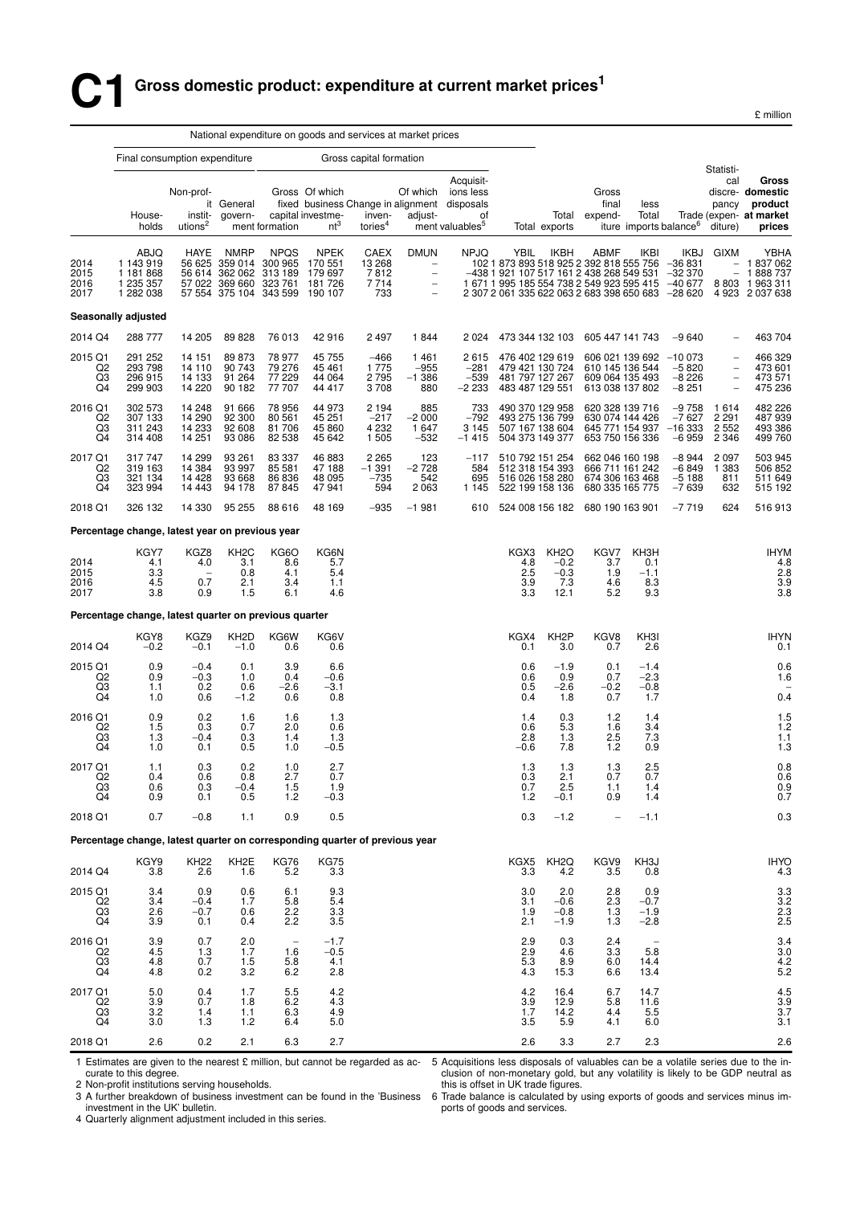# C1 Gross domestic product: expenditure at current market prices[1]

£ million

| | National expenditure on goods and services at market prices | | | | | | | | | | | | | | | |
|---|---|---|---|---|---|---|---|---|---|---|---|---|---|---|---|---|
| | Final consumption expenditure | | | Gross capital formation | | | | | | | | | | | | |
| | Households | Non-profit institutions[2] | General government | Gross fixed capital formation | Of which business investment[3] | Change in inventories[4] | Of which alignment adjustment | Acquisitions less disposals of valuables[5] | Total | Total exports | Gross final expenditure | less Total imports | Trade balance[6] | Statistical discrepancy (expenditure) | Gross domestic product at market prices |
| | ABJQ | HAYE | NMRP | NPQS | NPEK | CAEX | DMUN | NPJQ | YBIL | IKBH | ABMF | IKBI | IKBJ | GIXM | YBHA |
| 2014 | 1 143 919 | 56 625 | 359 014 | 300 965 | 170 551 | 13 268 | – | 102 | 1 873 893 | 518 925 | 2 392 818 | 555 756 | –36 831 | – | 1 837 062 |
| 2015 | 1 181 868 | 56 614 | 362 062 | 313 189 | 179 697 | 7 812 | – | –438 | 1 921 107 | 517 161 | 2 438 268 | 549 531 | –32 370 | – | 1 888 737 |
| 2016 | 1 235 357 | 57 022 | 369 660 | 323 761 | 181 726 | 7 714 | – | 1 671 | 1 995 185 | 554 738 | 2 549 923 | 595 415 | –40 677 | 8 803 | 1 963 311 |
| 2017 | 1 282 038 | 57 554 | 375 104 | 343 599 | 190 107 | 733 | – | 2 307 | 2 061 335 | 622 063 | 2 683 398 | 650 683 | –28 620 | 4 923 | 2 037 638 |
| **Seasonally adjusted** | | | | | | | | | | | | | | | |
| 2014 Q4 | 288 777 | 14 205 | 89 828 | 76 013 | 42 916 | 2 497 | 1 844 | 2 024 | 473 344 | 132 103 | 605 447 | 141 743 | –9 640 | – | 463 704 |
| 2015 Q1 | 291 252 | 14 151 | 89 873 | 78 977 | 45 755 | –466 | 1 461 | 2 615 | 476 402 | 129 619 | 606 021 | 139 692 | –10 073 | – | 466 329 |
| Q2 | 293 798 | 14 110 | 90 743 | 79 276 | 45 461 | 1 775 | –955 | –281 | 479 421 | 130 724 | 610 145 | 136 544 | –5 820 | – | 473 601 |
| Q3 | 296 915 | 14 133 | 91 264 | 77 229 | 44 064 | 2 795 | –1 386 | –539 | 481 797 | 127 267 | 609 064 | 135 493 | –8 226 | – | 473 571 |
| Q4 | 299 903 | 14 220 | 90 182 | 77 707 | 44 417 | 3 708 | 880 | –2 233 | 483 487 | 129 551 | 613 038 | 137 802 | –8 251 | – | 475 236 |
| 2016 Q1 | 302 573 | 14 248 | 91 666 | 78 956 | 44 973 | 2 194 | 885 | 733 | 490 370 | 129 958 | 620 328 | 139 716 | –9 758 | 1 614 | 482 226 |
| Q2 | 307 133 | 14 290 | 92 300 | 80 561 | 45 251 | –217 | –2 000 | –792 | 493 275 | 136 799 | 630 074 | 144 426 | –7 627 | 2 291 | 487 939 |
| Q3 | 311 243 | 14 233 | 92 608 | 81 706 | 45 860 | 4 232 | 1 647 | 3 145 | 507 167 | 138 604 | 645 771 | 154 937 | –16 333 | 2 552 | 493 386 |
| Q4 | 314 408 | 14 251 | 93 086 | 82 538 | 45 642 | 1 505 | –532 | –1 415 | 504 373 | 149 377 | 653 750 | 156 336 | –6 959 | 2 346 | 499 760 |
| 2017 Q1 | 317 747 | 14 299 | 93 261 | 83 337 | 46 883 | 2 265 | 123 | –117 | 510 792 | 151 254 | 662 046 | 160 198 | –8 944 | 2 097 | 503 945 |
| Q2 | 319 163 | 14 384 | 93 997 | 85 581 | 47 188 | –1 391 | –2 728 | 584 | 512 318 | 154 393 | 666 711 | 161 242 | –6 849 | 1 383 | 506 852 |
| Q3 | 321 134 | 14 428 | 93 668 | 86 836 | 48 095 | –735 | 542 | 695 | 516 026 | 158 280 | 674 306 | 163 468 | –5 188 | 811 | 511 649 |
| Q4 | 323 994 | 14 443 | 94 178 | 87 845 | 47 941 | 594 | 2 063 | 1 145 | 522 199 | 158 136 | 680 335 | 165 775 | –7 639 | 632 | 515 192 |
| 2018 Q1 | 326 132 | 14 330 | 95 255 | 88 616 | 48 169 | –935 | –1 981 | 610 | 524 008 | 156 182 | 680 190 | 163 901 | –7 719 | 624 | 516 913 |
| **Percentage change, latest year on previous year** | | | | | | | | | | | | | | | |
| | KGY7 | KGZ8 | KH2C | KG6O | KG6N | | | | KGX3 | KH2O | KGV7 | KH3H | | | IHYM |
| 2014 | 4.1 | 4.0 | 3.1 | 8.6 | 5.7 | | | | 4.8 | –0.2 | 3.7 | 0.1 | | | 4.8 |
| 2015 | 3.3 | – | 0.8 | 4.1 | 5.4 | | | | 2.5 | –0.3 | 1.9 | –1.1 | | | 2.8 |
| 2016 | 4.5 | 0.7 | 2.1 | 3.4 | 1.1 | | | | 3.9 | 7.3 | 4.6 | 8.3 | | | 3.9 |
| 2017 | 3.8 | 0.9 | 1.5 | 6.1 | 4.6 | | | | 3.3 | 12.1 | 5.2 | 9.3 | | | 3.8 |
| **Percentage change, latest quarter on previous quarter** | | | | | | | | | | | | | | | |
| | KGY8 | KGZ9 | KH2D | KG6W | KG6V | | | | KGX4 | KH2P | KGV8 | KH3I | | | IHYN |
| 2014 Q4 | –0.2 | –0.1 | –1.0 | 0.6 | 0.6 | | | | 0.1 | 3.0 | 0.7 | 2.6 | | | 0.1 |
| 2015 Q1 | 0.9 | –0.4 | 0.1 | 3.9 | 6.6 | | | | 0.6 | –1.9 | 0.1 | –1.4 | | | 0.6 |
| Q2 | 0.9 | –0.3 | 1.0 | 0.4 | –0.6 | | | | 0.6 | 0.9 | 0.7 | –2.3 | | | 1.6 |
| Q3 | 1.1 | 0.2 | 0.6 | –2.6 | –3.1 | | | | 0.5 | –2.6 | –0.2 | –0.8 | | | – |
| Q4 | 1.0 | 0.6 | –1.2 | 0.6 | 0.8 | | | | 0.4 | 1.8 | 0.7 | 1.7 | | | 0.4 |
| 2016 Q1 | 0.9 | 0.2 | 1.6 | 1.6 | 1.3 | | | | 1.4 | 0.3 | 1.2 | 1.4 | | | 1.5 |
| Q2 | 1.5 | 0.3 | 0.7 | 2.0 | 0.6 | | | | 0.6 | 5.3 | 1.6 | 3.4 | | | 1.2 |
| Q3 | 1.3 | –0.4 | 0.3 | 1.4 | 1.3 | | | | 2.8 | 1.3 | 2.5 | 7.3 | | | 1.1 |
| Q4 | 1.0 | 0.1 | 0.5 | 1.0 | –0.5 | | | | –0.6 | 7.8 | 1.2 | 0.9 | | | 1.3 |
| 2017 Q1 | 1.1 | 0.3 | 0.2 | 1.0 | 2.7 | | | | 1.3 | 1.3 | 1.3 | 2.5 | | | 0.8 |
| Q2 | 0.4 | 0.6 | 0.8 | 2.7 | 0.7 | | | | 0.3 | 2.1 | 0.7 | 0.7 | | | 0.6 |
| Q3 | 0.6 | 0.3 | –0.4 | 1.5 | 1.9 | | | | 0.7 | 2.5 | 1.1 | 1.4 | | | 0.9 |
| Q4 | 0.9 | 0.1 | 0.5 | 1.2 | –0.3 | | | | 1.2 | –0.1 | 0.9 | 1.4 | | | 0.7 |
| 2018 Q1 | 0.7 | –0.8 | 1.1 | 0.9 | 0.5 | | | | 0.3 | –1.2 | – | –1.1 | | | 0.3 |
| **Percentage change, latest quarter on corresponding quarter of previous year** | | | | | | | | | | | | | | | |
| | KGY9 | KH22 | KH2E | KG76 | KG75 | | | | KGX5 | KH2Q | KGV9 | KH3J | | | IHYO |
| 2014 Q4 | 3.8 | 2.6 | 1.6 | 5.2 | 3.3 | | | | 3.3 | 4.2 | 3.5 | 0.8 | | | 4.3 |
| 2015 Q1 | 3.4 | 0.9 | 0.6 | 6.1 | 9.3 | | | | 3.0 | 2.0 | 2.8 | 0.9 | | | 3.3 |
| Q2 | 3.4 | –0.4 | 1.7 | 5.8 | 5.4 | | | | 3.1 | –0.6 | 2.3 | –0.7 | | | 3.2 |
| Q3 | 2.6 | –0.7 | 0.6 | 2.2 | 3.3 | | | | 1.9 | –0.8 | 1.3 | –1.9 | | | 2.3 |
| Q4 | 3.9 | 0.1 | 0.4 | 2.2 | 3.5 | | | | 2.1 | –1.9 | 1.3 | –2.8 | | | 2.5 |
| 2016 Q1 | 3.9 | 0.7 | 2.0 | – | –1.7 | | | | 2.9 | 0.3 | 2.4 | – | | | 3.4 |
| Q2 | 4.5 | 1.3 | 1.7 | 1.6 | –0.5 | | | | 2.9 | 4.6 | 3.3 | 5.8 | | | 3.0 |
| Q3 | 4.8 | 0.7 | 1.5 | 5.8 | 4.1 | | | | 5.3 | 8.9 | 6.0 | 14.4 | | | 4.2 |
| Q4 | 4.8 | 0.2 | 3.2 | 6.2 | 2.8 | | | | 4.3 | 15.3 | 6.6 | 13.4 | | | 5.2 |
| 2017 Q1 | 5.0 | 0.4 | 1.7 | 5.5 | 4.2 | | | | 4.2 | 16.4 | 6.7 | 14.7 | | | 4.5 |
| Q2 | 3.9 | 0.7 | 1.8 | 6.2 | 4.3 | | | | 3.9 | 12.9 | 5.8 | 11.6 | | | 3.9 |
| Q3 | 3.2 | 1.4 | 1.1 | 6.3 | 4.9 | | | | 1.7 | 14.2 | 4.4 | 5.5 | | | 3.7 |
| Q4 | 3.0 | 1.3 | 1.2 | 6.4 | 5.0 | | | | 3.5 | 5.9 | 4.1 | 6.0 | | | 3.1 |
| 2018 Q1 | 2.6 | 0.2 | 2.1 | 6.3 | 2.7 | | | | 2.6 | 3.3 | 2.7 | 2.3 | | | 2.6 |

1 Estimates are given to the nearest £ million, but cannot be regarded as accurate to this degree.
2 Non-profit institutions serving households.
3 A further breakdown of business investment can be found in the 'Business investment in the UK' bulletin.
4 Quarterly alignment adjustment included in this series.
5 Acquisitions less disposals of valuables can be a volatile series due to the inclusion of non-monetary gold, but any volatility is likely to be GDP neutral as this is offset in UK trade figures.
6 Trade balance is calculated by using exports of goods and services minus imports of goods and services.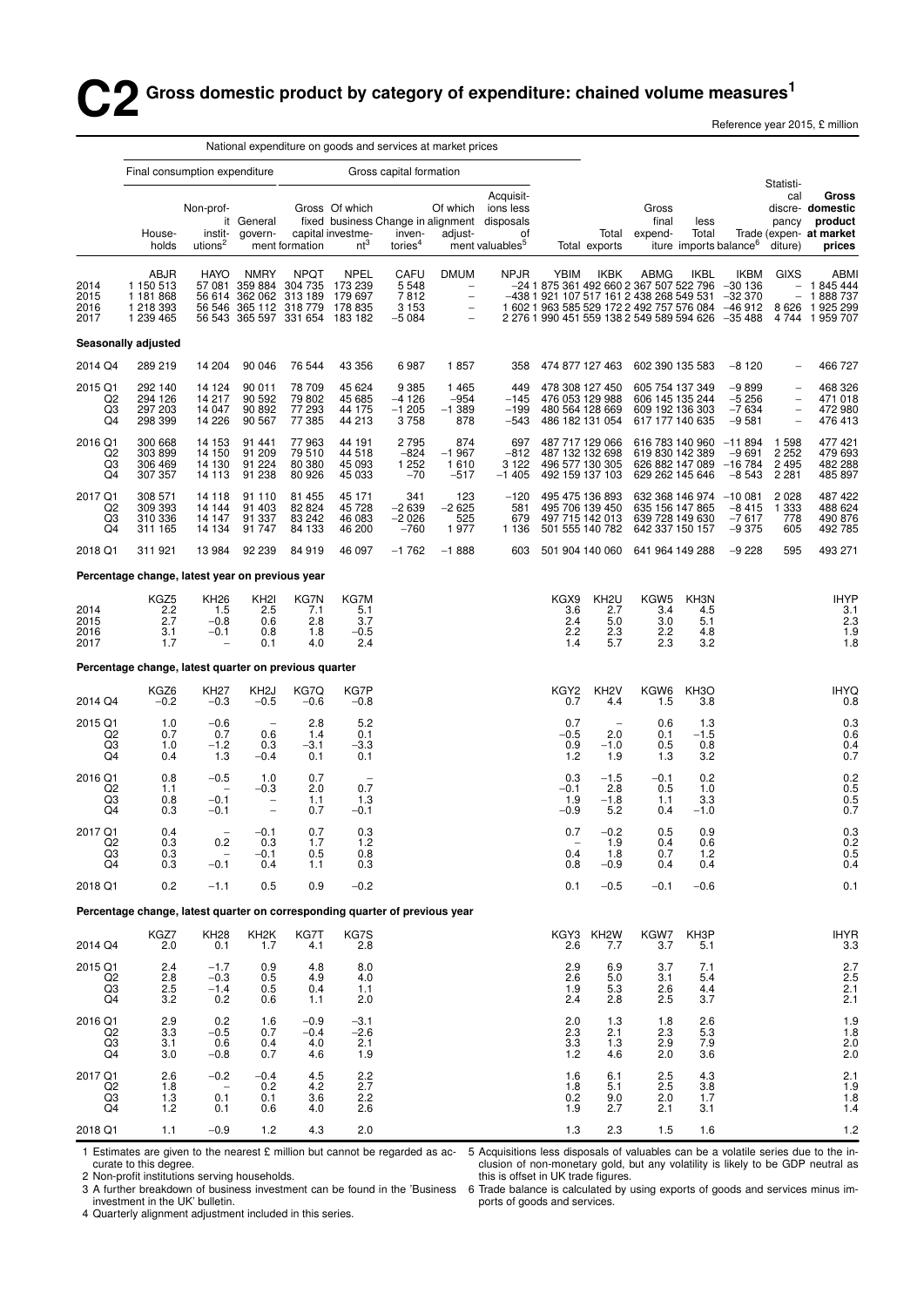# C2 Gross domestic product by category of expenditure: chained volume measures[1]

Reference year 2015, £ million

| | National expenditure on goods and services at market prices | | | | | | | | | | | | | | | |
|---|---|---|---|---|---|---|---|---|---|---|---|---|---|---|---|---|
| | Final consumption expenditure | | | Gross capital formation | | | | | | | | | | | | |
| | Households | Non-profit institutions[2] | General government | Gross fixed capital formation | Of which business investment[3] | Change in inventories[4] | Of which alignment adjustment | Acquisitions less disposals of valuables[5] | Total | Total exports | Gross final expenditure | less Total imports | Trade balance[6] | Statistical discrepancy (expenditure) | Gross domestic product at market prices |
| | ABJR | HAYO | NMRY | NPQT | NPEL | CAFU | DMUM | NPJR | YBIM | IKBK | ABMG | IKBL | IKBM | GIXS | ABMI |
| 2014 | 1 150 513 | 57 081 | 359 884 | 304 735 | 173 239 | 5 548 | – | –24 | 1 875 361 | 492 660 | 2 367 507 | 522 796 | –30 136 | – | 1 845 444 |
| 2015 | 1 181 868 | 56 614 | 362 062 | 313 189 | 179 697 | 7 812 | – | –438 | 1 921 107 | 517 161 | 2 438 268 | 549 531 | –32 370 | – | 1 888 737 |
| 2016 | 1 218 393 | 56 546 | 365 112 | 318 779 | 178 835 | 3 153 | – | 1 602 | 1 963 585 | 529 172 | 2 492 757 | 576 084 | –46 912 | 8 626 | 1 925 299 |
| 2017 | 1 239 465 | 56 543 | 365 597 | 331 654 | 183 182 | –5 084 | – | 2 276 | 1 990 451 | 559 138 | 2 549 589 | 594 626 | –35 488 | 4 744 | 1 959 707 |
| **Seasonally adjusted** | | | | | | | | | | | | | | | |
| 2014 Q4 | 289 219 | 14 204 | 90 046 | 76 544 | 43 356 | 6 987 | 1 857 | 358 | 474 877 | 127 463 | 602 390 | 135 583 | –8 120 | – | 466 727 |
| 2015 Q1 | 292 140 | 14 124 | 90 011 | 78 709 | 45 624 | 9 385 | 1 465 | 449 | 478 308 | 127 450 | 605 754 | 137 349 | –9 899 | – | 468 326 |
| Q2 | 294 126 | 14 217 | 90 592 | 79 802 | 45 685 | –4 126 | –954 | –145 | 476 053 | 129 988 | 606 145 | 135 244 | –5 256 | – | 471 018 |
| Q3 | 297 203 | 14 047 | 90 892 | 77 293 | 44 175 | –1 205 | –1 389 | –199 | 480 564 | 128 669 | 609 192 | 136 303 | –7 634 | – | 472 980 |
| Q4 | 298 399 | 14 226 | 90 567 | 77 385 | 44 213 | 3 758 | 878 | –543 | 486 182 | 131 054 | 617 177 | 140 635 | –9 581 | – | 476 413 |
| 2016 Q1 | 300 668 | 14 153 | 91 441 | 77 963 | 44 191 | 2 795 | 874 | 697 | 487 717 | 129 066 | 616 783 | 140 960 | –11 894 | 1 598 | 477 421 |
| Q2 | 303 899 | 14 150 | 91 209 | 79 510 | 44 518 | –824 | –1 967 | –812 | 487 132 | 132 698 | 619 830 | 142 389 | –9 691 | 2 252 | 479 693 |
| Q3 | 306 469 | 14 130 | 91 224 | 80 380 | 45 093 | 1 252 | 1 610 | 3 122 | 496 577 | 130 305 | 626 882 | 147 089 | –16 784 | 2 495 | 482 288 |
| Q4 | 307 357 | 14 113 | 91 238 | 80 926 | 45 033 | –70 | –517 | –1 405 | 492 159 | 137 103 | 629 262 | 145 646 | –8 543 | 2 281 | 485 897 |
| 2017 Q1 | 308 571 | 14 118 | 91 110 | 81 455 | 45 171 | 341 | 123 | –120 | 495 475 | 136 893 | 632 368 | 146 974 | –10 081 | 2 028 | 487 422 |
| Q2 | 309 393 | 14 144 | 91 403 | 82 824 | 45 728 | –2 639 | –2 625 | 581 | 495 706 | 139 450 | 635 156 | 147 865 | –8 415 | 1 333 | 488 624 |
| Q3 | 310 336 | 14 147 | 91 337 | 83 242 | 46 083 | –2 026 | 525 | 679 | 497 715 | 142 013 | 639 728 | 149 630 | –7 617 | 778 | 490 876 |
| Q4 | 311 165 | 14 134 | 91 747 | 84 133 | 46 200 | –760 | 1 977 | 1 136 | 501 555 | 140 782 | 642 337 | 150 157 | –9 375 | 605 | 492 785 |
| 2018 Q1 | 311 921 | 13 984 | 92 239 | 84 919 | 46 097 | –1 762 | –1 888 | 603 | 501 904 | 140 060 | 641 964 | 149 288 | –9 228 | 595 | 493 271 |
| **Percentage change, latest year on previous year** | | | | | | | | | | | | | | | |
| | KGZ5 | KH26 | KH2I | KG7N | KG7M | | | | KGX9 | KH2U | KGW5 | KH3N | | | IHYP |
| 2014 | 2.2 | 1.5 | 2.5 | 7.1 | 5.1 | | | | 3.6 | 2.7 | 3.4 | 4.5 | | | 3.1 |
| 2015 | 2.7 | –0.8 | 0.6 | 2.8 | 3.7 | | | | 2.4 | 5.0 | 3.0 | 5.1 | | | 2.3 |
| 2016 | 3.1 | –0.1 | 0.8 | 1.8 | –0.5 | | | | 2.2 | 2.3 | 2.2 | 4.8 | | | 1.9 |
| 2017 | 1.7 | – | 0.1 | 4.0 | 2.4 | | | | 1.4 | 5.7 | 2.3 | 3.2 | | | 1.8 |
| **Percentage change, latest quarter on previous quarter** | | | | | | | | | | | | | | | |
| | KGZ6 | KH27 | KH2J | KG7Q | KG7P | | | | KGY2 | KH2V | KGW6 | KH3O | | | IHYQ |
| 2014 Q4 | –0.2 | –0.3 | –0.5 | –0.6 | –0.8 | | | | 0.7 | 4.4 | 1.5 | 3.8 | | | 0.8 |
| 2015 Q1 | 1.0 | –0.6 | – | 2.8 | 5.2 | | | | 0.7 | – | 0.6 | 1.3 | | | 0.3 |
| Q2 | 0.7 | 0.7 | 0.6 | 1.4 | 0.1 | | | | –0.5 | 2.0 | 0.1 | –1.5 | | | 0.6 |
| Q3 | 1.0 | –1.2 | 0.3 | –3.1 | –3.3 | | | | 0.9 | –1.0 | 0.5 | 0.8 | | | 0.4 |
| Q4 | 0.4 | 1.3 | –0.4 | 0.1 | 0.1 | | | | 1.2 | 1.9 | 1.3 | 3.2 | | | 0.7 |
| 2016 Q1 | 0.8 | –0.5 | 1.0 | 0.7 | – | | | | 0.3 | –1.5 | –0.1 | 0.2 | | | 0.2 |
| Q2 | 1.1 | – | –0.3 | 2.0 | 0.7 | | | | –0.1 | 2.8 | 0.5 | 1.0 | | | 0.5 |
| Q3 | 0.8 | –0.1 | – | 1.1 | 1.3 | | | | 1.9 | –1.8 | 1.1 | 3.3 | | | 0.5 |
| Q4 | 0.3 | –0.1 | – | 0.7 | –0.1 | | | | –0.9 | 5.2 | 0.4 | –1.0 | | | 0.7 |
| 2017 Q1 | 0.4 | – | –0.1 | 0.7 | 0.3 | | | | 0.7 | –0.2 | 0.5 | 0.9 | | | 0.3 |
| Q2 | 0.3 | 0.2 | 0.3 | 1.7 | 1.2 | | | | – | 1.9 | 0.4 | 0.6 | | | 0.2 |
| Q3 | 0.3 | – | –0.1 | 0.5 | 0.8 | | | | 0.4 | 1.8 | 0.7 | 1.2 | | | 0.5 |
| Q4 | 0.3 | –0.1 | 0.4 | 1.1 | 0.3 | | | | 0.8 | –0.9 | 0.4 | 0.4 | | | 0.4 |
| 2018 Q1 | 0.2 | –1.1 | 0.5 | 0.9 | –0.2 | | | | 0.1 | –0.5 | –0.1 | –0.6 | | | 0.1 |
| **Percentage change, latest quarter on corresponding quarter of previous year** | | | | | | | | | | | | | | | |
| | KGZ7 | KH28 | KH2K | KG7T | KG7S | | | | KGY3 | KH2W | KGW7 | KH3P | | | IHYR |
| 2014 Q4 | 2.0 | 0.1 | 1.7 | 4.1 | 2.8 | | | | 2.6 | 7.7 | 3.7 | 5.1 | | | 3.3 |
| 2015 Q1 | 2.4 | –1.7 | 0.9 | 4.8 | 8.0 | | | | 2.9 | 6.9 | 3.7 | 7.1 | | | 2.7 |
| Q2 | 2.8 | –0.3 | 0.5 | 4.9 | 4.0 | | | | 2.6 | 5.0 | 3.1 | 5.4 | | | 2.5 |
| Q3 | 2.5 | –1.4 | 0.5 | 0.4 | 1.1 | | | | 1.9 | 5.3 | 2.6 | 4.4 | | | 2.1 |
| Q4 | 3.2 | 0.2 | 0.6 | 1.1 | 2.0 | | | | 2.4 | 2.8 | 2.5 | 3.7 | | | 2.1 |
| 2016 Q1 | 2.9 | 0.2 | 1.6 | –0.9 | –3.1 | | | | 2.0 | 1.3 | 1.8 | 2.6 | | | 1.9 |
| Q2 | 3.3 | –0.5 | 0.7 | –0.4 | –2.6 | | | | 2.3 | 2.1 | 2.3 | 5.3 | | | 1.8 |
| Q3 | 3.1 | 0.6 | 0.4 | 4.0 | 2.1 | | | | 3.3 | 1.3 | 2.9 | 7.9 | | | 2.0 |
| Q4 | 3.0 | –0.8 | 0.7 | 4.6 | 1.9 | | | | 1.2 | 4.6 | 2.0 | 3.6 | | | 2.0 |
| 2017 Q1 | 2.6 | –0.2 | –0.4 | 4.5 | 2.2 | | | | 1.6 | 6.1 | 2.5 | 4.3 | | | 2.1 |
| Q2 | 1.8 | – | 0.2 | 4.2 | 2.7 | | | | 1.8 | 5.1 | 2.5 | 3.8 | | | 1.9 |
| Q3 | 1.3 | 0.1 | 0.1 | 3.6 | 2.2 | | | | 0.2 | 9.0 | 2.0 | 1.7 | | | 1.8 |
| Q4 | 1.2 | 0.1 | 0.6 | 4.0 | 2.6 | | | | 1.9 | 2.7 | 2.1 | 3.1 | | | 1.4 |
| 2018 Q1 | 1.1 | –0.9 | 1.2 | 4.3 | 2.0 | | | | 1.3 | 2.3 | 1.5 | 1.6 | | | 1.2 |

1 Estimates are given to the nearest £ million but cannot be regarded as accurate to this degree.
2 Non-profit institutions serving households.
3 A further breakdown of business investment can be found in the 'Business investment in the UK' bulletin.
4 Quarterly alignment adjustment included in this series.
5 Acquisitions less disposals of valuables can be a volatile series due to the inclusion of non-monetary gold, but any volatility is likely to be GDP neutral as this is offset in UK trade figures.
6 Trade balance is calculated by using exports of goods and services minus imports of goods and services.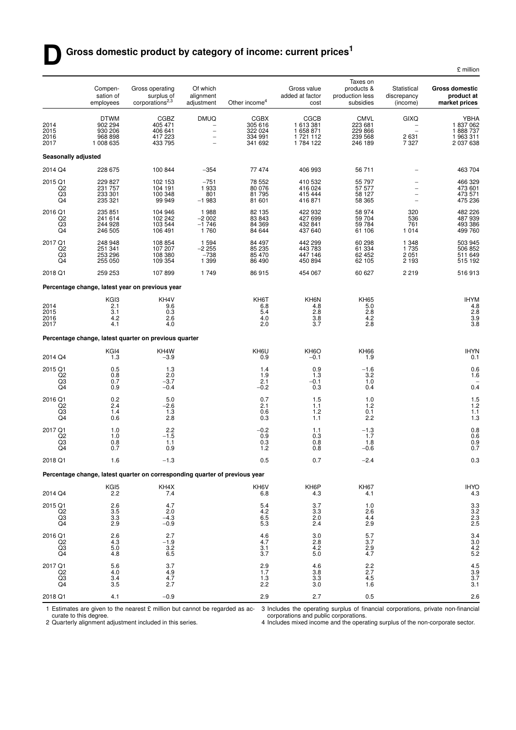# D Gross domestic product by category of income: current prices[1]

£ million

| | Compen-sation of employees | Gross operating surplus of corporations[2,3] | Of which alignment adjustment | Other income[4] | Gross value added at factor cost | Taxes on products & production less subsidies | Statistical discrepancy (income) | **Gross domestic product at market prices** |
|---|---|---|---|---|---|---|---|---|
| | DTWM | CGBZ | DMUQ | CGBX | CGCB | CMVL | GIXQ | YBHA |
| 2014 | 902 294 | 405 471 | – | 305 616 | 1 613 381 | 223 681 | – | 1 837 062 |
| 2015 | 930 206 | 406 641 | – | 322 024 | 1 658 871 | 229 866 | – | 1 888 737 |
| 2016 | 968 898 | 417 223 | – | 334 991 | 1 721 112 | 239 568 | 2 631 | 1 963 311 |
| 2017 | 1 008 635 | 433 795 | – | 341 692 | 1 784 122 | 246 189 | 7 327 | 2 037 638 |
| **Seasonally adjusted** | | | | | | | | |
| 2014 Q4 | 228 675 | 100 844 | −354 | 77 474 | 406 993 | 56 711 | – | 463 704 |
| 2015 Q1 | 229 827 | 102 153 | −751 | 78 552 | 410 532 | 55 797 | – | 466 329 |
| Q2 | 231 757 | 104 191 | 1 933 | 80 076 | 416 024 | 57 577 | – | 473 601 |
| Q3 | 233 301 | 100 348 | 801 | 81 795 | 415 444 | 58 127 | – | 473 571 |
| Q4 | 235 321 | 99 949 | −1 983 | 81 601 | 416 871 | 58 365 | – | 475 236 |
| 2016 Q1 | 235 851 | 104 946 | 1 988 | 82 135 | 422 932 | 58 974 | 320 | 482 226 |
| Q2 | 241 614 | 102 242 | −2 002 | 83 843 | 427 699 | 59 704 | 536 | 487 939 |
| Q3 | 244 928 | 103 544 | −1 746 | 84 369 | 432 841 | 59 784 | 761 | 493 386 |
| Q4 | 246 505 | 106 491 | 1 760 | 84 644 | 437 640 | 61 106 | 1 014 | 499 760 |
| 2017 Q1 | 248 948 | 108 854 | 1 594 | 84 497 | 442 299 | 60 298 | 1 348 | 503 945 |
| Q2 | 251 341 | 107 207 | −2 255 | 85 235 | 443 783 | 61 334 | 1 735 | 506 852 |
| Q3 | 253 296 | 108 380 | −738 | 85 470 | 447 146 | 62 452 | 2 051 | 511 649 |
| Q4 | 255 050 | 109 354 | 1 399 | 86 490 | 450 894 | 62 105 | 2 193 | 515 192 |
| 2018 Q1 | 259 253 | 107 899 | 1 749 | 86 915 | 454 067 | 60 627 | 2 219 | 516 913 |
| **Percentage change, latest year on previous year** | | | | | | | | |
| | KGI3 | KH4V | | KH6T | KH6N | KH65 | | IHYM |
| 2014 | 2.1 | 9.6 | | 6.8 | 4.8 | 5.0 | | 4.8 |
| 2015 | 3.1 | 0.3 | | 5.4 | 2.8 | 2.8 | | 2.8 |
| 2016 | 4.2 | 2.6 | | 4.0 | 3.8 | 4.2 | | 3.9 |
| 2017 | 4.1 | 4.0 | | 2.0 | 3.7 | 2.8 | | 3.8 |
| **Percentage change, latest quarter on previous quarter** | | | | | | | | |
| | KGI4 | KH4W | | KH6U | KH6O | KH66 | | IHYN |
| 2014 Q4 | 1.3 | −3.9 | | 0.9 | −0.1 | 1.9 | | 0.1 |
| 2015 Q1 | 0.5 | 1.3 | | 1.4 | 0.9 | −1.6 | | 0.6 |
| Q2 | 0.8 | 2.0 | | 1.9 | 1.3 | 3.2 | | 1.6 |
| Q3 | 0.7 | −3.7 | | 2.1 | −0.1 | 1.0 | | – |
| Q4 | 0.9 | −0.4 | | −0.2 | 0.3 | 0.4 | | 0.4 |
| 2016 Q1 | 0.2 | 5.0 | | 0.7 | 1.5 | 1.0 | | 1.5 |
| Q2 | 2.4 | −2.6 | | 2.1 | 1.1 | 1.2 | | 1.2 |
| Q3 | 1.4 | 1.3 | | 0.6 | 1.2 | 0.1 | | 1.1 |
| Q4 | 0.6 | 2.8 | | 0.3 | 1.1 | 2.2 | | 1.3 |
| 2017 Q1 | 1.0 | 2.2 | | −0.2 | 1.1 | −1.3 | | 0.8 |
| Q2 | 1.0 | −1.5 | | 0.9 | 0.3 | 1.7 | | 0.6 |
| Q3 | 0.8 | 1.1 | | 0.3 | 0.8 | 1.8 | | 0.9 |
| Q4 | 0.7 | 0.9 | | 1.2 | 0.8 | −0.6 | | 0.7 |
| 2018 Q1 | 1.6 | −1.3 | | 0.5 | 0.7 | −2.4 | | 0.3 |
| **Percentage change, latest quarter on corresponding quarter of previous year** | | | | | | | | |
| | KGI5 | KH4X | | KH6V | KH6P | KH67 | | IHYO |
| 2014 Q4 | 2.2 | 7.4 | | 6.8 | 4.3 | 4.1 | | 4.3 |
| 2015 Q1 | 2.6 | 4.7 | | 5.4 | 3.7 | 1.0 | | 3.3 |
| Q2 | 3.5 | 2.0 | | 4.2 | 3.3 | 2.6 | | 3.2 |
| Q3 | 3.3 | −4.3 | | 6.5 | 2.0 | 4.4 | | 2.3 |
| Q4 | 2.9 | −0.9 | | 5.3 | 2.4 | 2.9 | | 2.5 |
| 2016 Q1 | 2.6 | 2.7 | | 4.6 | 3.0 | 5.7 | | 3.4 |
| Q2 | 4.3 | −1.9 | | 4.7 | 2.8 | 3.7 | | 3.0 |
| Q3 | 5.0 | 3.2 | | 3.1 | 4.2 | 2.9 | | 4.2 |
| Q4 | 4.8 | 6.5 | | 3.7 | 5.0 | 4.7 | | 5.2 |
| 2017 Q1 | 5.6 | 3.7 | | 2.9 | 4.6 | 2.2 | | 4.5 |
| Q2 | 4.0 | 4.9 | | 1.7 | 3.8 | 2.7 | | 3.9 |
| Q3 | 3.4 | 4.7 | | 1.3 | 3.3 | 4.5 | | 3.7 |
| Q4 | 3.5 | 2.7 | | 2.2 | 3.0 | 1.6 | | 3.1 |
| 2018 Q1 | 4.1 | −0.9 | | 2.9 | 2.7 | 0.5 | | 2.6 |

1 Estimates are given to the nearest £ million but cannot be regarded as accurate to this degree.
2 Quarterly alignment adjustment included in this series.
3 Includes the operating surplus of financial corporations, private non-financial corporations and public corporations.
4 Includes mixed income and the operating surplus of the non-corporate sector.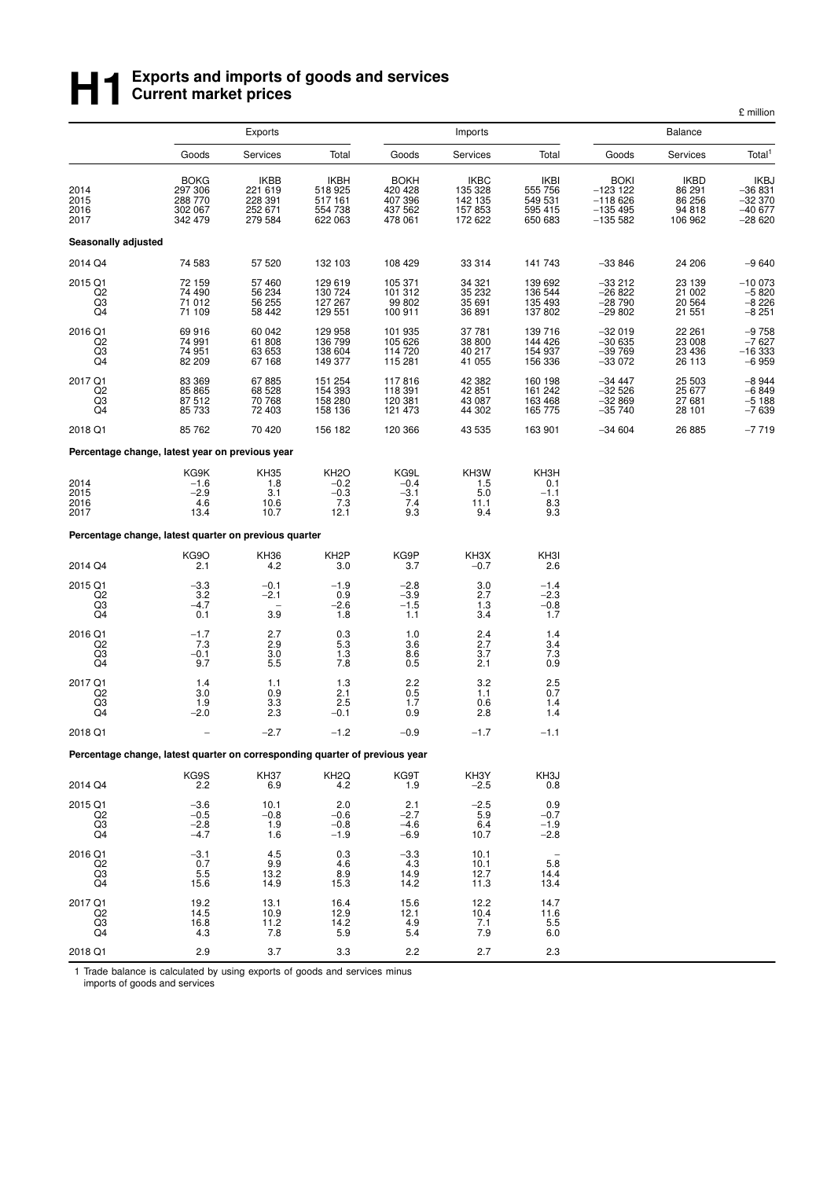# H1 Exports and imports of goods and services
## Current market prices

£ million

| | Exports | | | Imports | | | Balance | | |
|---|---|---|---|---|---|---|---|---|---|
| | Goods | Services | Total | Goods | Services | Total | Goods | Services | Total[1] |
| | BOKG | IKBB | IKBH | BOKH | IKBC | IKBI | BOKI | IKBD | IKBJ |
| 2014 | 297 306 | 221 619 | 518 925 | 420 428 | 135 328 | 555 756 | −123 122 | 86 291 | −36 831 |
| 2015 | 288 770 | 228 391 | 517 161 | 407 396 | 142 135 | 549 531 | −118 626 | 86 256 | −32 370 |
| 2016 | 302 067 | 252 671 | 554 738 | 437 562 | 157 853 | 595 415 | −135 495 | 94 818 | −40 677 |
| 2017 | 342 479 | 279 584 | 622 063 | 478 061 | 172 622 | 650 683 | −135 582 | 106 962 | −28 620 |
| **Seasonally adjusted** | | | | | | | | | |
| 2014 Q4 | 74 583 | 57 520 | 132 103 | 108 429 | 33 314 | 141 743 | −33 846 | 24 206 | −9 640 |
| 2015 Q1 | 72 159 | 57 460 | 129 619 | 105 371 | 34 321 | 139 692 | −33 212 | 23 139 | −10 073 |
| Q2 | 74 490 | 56 234 | 130 724 | 101 312 | 35 232 | 136 544 | −26 822 | 21 002 | −5 820 |
| Q3 | 71 012 | 56 255 | 127 267 | 99 802 | 35 691 | 135 493 | −28 790 | 20 564 | −8 226 |
| Q4 | 71 109 | 58 442 | 129 551 | 100 911 | 36 891 | 137 802 | −29 802 | 21 551 | −8 251 |
| 2016 Q1 | 69 916 | 60 042 | 129 958 | 101 935 | 37 781 | 139 716 | −32 019 | 22 261 | −9 758 |
| Q2 | 74 991 | 61 808 | 136 799 | 105 626 | 38 800 | 144 426 | −30 635 | 23 008 | −7 627 |
| Q3 | 74 951 | 63 653 | 138 604 | 114 720 | 40 217 | 154 937 | −39 769 | 23 436 | −16 333 |
| Q4 | 82 209 | 67 168 | 149 377 | 115 281 | 41 055 | 156 336 | −33 072 | 26 113 | −6 959 |
| 2017 Q1 | 83 369 | 67 885 | 151 254 | 117 816 | 42 382 | 160 198 | −34 447 | 25 503 | −8 944 |
| Q2 | 85 865 | 68 528 | 154 393 | 118 391 | 42 851 | 161 242 | −32 526 | 25 677 | −6 849 |
| Q3 | 87 512 | 70 768 | 158 280 | 120 381 | 43 087 | 163 468 | −32 869 | 27 681 | −5 188 |
| Q4 | 85 733 | 72 403 | 158 136 | 121 473 | 44 302 | 165 775 | −35 740 | 28 101 | −7 639 |
| 2018 Q1 | 85 762 | 70 420 | 156 182 | 120 366 | 43 535 | 163 901 | −34 604 | 26 885 | −7 719 |
| **Percentage change, latest year on previous year** | | | | | | | | | |
| | KG9K | KH35 | KH2O | KG9L | KH3W | KH3H | | | |
| 2014 | −1.6 | 1.8 | −0.2 | −0.4 | 1.5 | 0.1 | | | |
| 2015 | −2.9 | 3.1 | −0.3 | −3.1 | 5.0 | −1.1 | | | |
| 2016 | 4.6 | 10.6 | 7.3 | 7.4 | 11.1 | 8.3 | | | |
| 2017 | 13.4 | 10.7 | 12.1 | 9.3 | 9.4 | 9.3 | | | |
| **Percentage change, latest quarter on previous quarter** | | | | | | | | | |
| | KG9O | KH36 | KH2P | KG9P | KH3X | KH3I | | | |
| 2014 Q4 | 2.1 | 4.2 | 3.0 | 3.7 | −0.7 | 2.6 | | | |
| 2015 Q1 | −3.3 | −0.1 | −1.9 | −2.8 | 3.0 | −1.4 | | | |
| Q2 | 3.2 | −2.1 | 0.9 | −3.9 | 2.7 | −2.3 | | | |
| Q3 | −4.7 | – | −2.6 | −1.5 | 1.3 | −0.8 | | | |
| Q4 | 0.1 | 3.9 | 1.8 | 1.1 | 3.4 | 1.7 | | | |
| 2016 Q1 | −1.7 | 2.7 | 0.3 | 1.0 | 2.4 | 1.4 | | | |
| Q2 | 7.3 | 2.9 | 5.3 | 3.6 | 2.7 | 3.4 | | | |
| Q3 | −0.1 | 3.0 | 1.3 | 8.6 | 3.7 | 7.3 | | | |
| Q4 | 9.7 | 5.5 | 7.8 | 0.5 | 2.1 | 0.9 | | | |
| 2017 Q1 | 1.4 | 1.1 | 1.3 | 2.2 | 3.2 | 2.5 | | | |
| Q2 | 3.0 | 0.9 | 2.1 | 0.5 | 1.1 | 0.7 | | | |
| Q3 | 1.9 | 3.3 | 2.5 | 1.7 | 0.6 | 1.4 | | | |
| Q4 | −2.0 | 2.3 | −0.1 | 0.9 | 2.8 | 1.4 | | | |
| 2018 Q1 | – | −2.7 | −1.2 | −0.9 | −1.7 | −1.1 | | | |
| **Percentage change, latest quarter on corresponding quarter of previous year** | | | | | | | | | |
| | KG9S | KH37 | KH2Q | KG9T | KH3Y | KH3J | | | |
| 2014 Q4 | 2.2 | 6.9 | 4.2 | 1.9 | −2.5 | 0.8 | | | |
| 2015 Q1 | −3.6 | 10.1 | 2.0 | 2.1 | −2.5 | 0.9 | | | |
| Q2 | −0.5 | −0.8 | −0.6 | −2.7 | 5.9 | −0.7 | | | |
| Q3 | −2.8 | 1.9 | −0.8 | −4.6 | 6.4 | −1.9 | | | |
| Q4 | −4.7 | 1.6 | −1.9 | −6.9 | 10.7 | −2.8 | | | |
| 2016 Q1 | −3.1 | 4.5 | 0.3 | −3.3 | 10.1 | – | | | |
| Q2 | 0.7 | 9.9 | 4.6 | 4.3 | 10.1 | 5.8 | | | |
| Q3 | 5.5 | 13.2 | 8.9 | 14.9 | 12.7 | 14.4 | | | |
| Q4 | 15.6 | 14.9 | 15.3 | 14.2 | 11.3 | 13.4 | | | |
| 2017 Q1 | 19.2 | 13.1 | 16.4 | 15.6 | 12.2 | 14.7 | | | |
| Q2 | 14.5 | 10.9 | 12.9 | 12.1 | 10.4 | 11.6 | | | |
| Q3 | 16.8 | 11.2 | 14.2 | 4.9 | 7.1 | 5.5 | | | |
| Q4 | 4.3 | 7.8 | 5.9 | 5.4 | 7.9 | 6.0 | | | |
| 2018 Q1 | 2.9 | 3.7 | 3.3 | 2.2 | 2.7 | 2.3 | | | |

1 Trade balance is calculated by using exports of goods and services minus imports of goods and services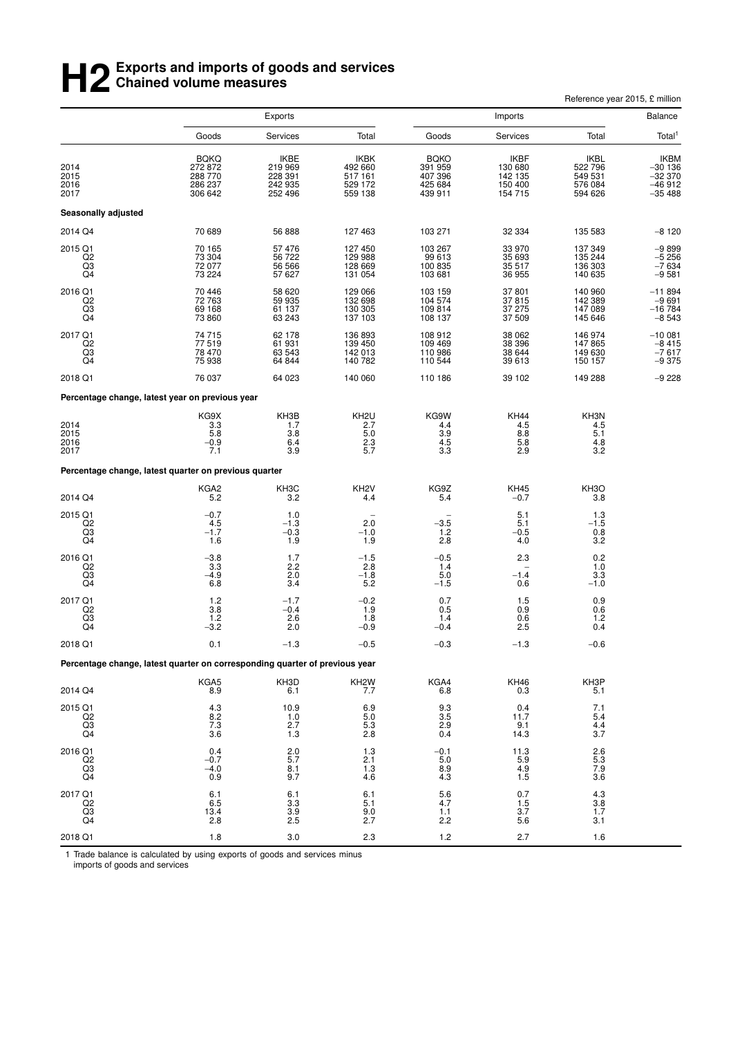# H2 Exports and imports of goods and services
## Chained volume measures

Reference year 2015, £ million

| | Exports | | | Imports | | | Balance |
|---|---|---|---|---|---|---|---|
| | Goods | Services | Total | Goods | Services | Total | Total[1] |
| | BQKQ | IKBE | IKBK | BQKO | IKBF | IKBL | IKBM |
| 2014 | 272 872 | 219 969 | 492 660 | 391 959 | 130 680 | 522 796 | −30 136 |
| 2015 | 288 770 | 228 391 | 517 161 | 407 396 | 142 135 | 549 531 | −32 370 |
| 2016 | 286 237 | 242 935 | 529 172 | 425 684 | 150 400 | 576 084 | −46 912 |
| 2017 | 306 642 | 252 496 | 559 138 | 439 911 | 154 715 | 594 626 | −35 488 |
| **Seasonally adjusted** | | | | | | | |
| 2014 Q4 | 70 689 | 56 888 | 127 463 | 103 271 | 32 334 | 135 583 | −8 120 |
| 2015 Q1 | 70 165 | 57 476 | 127 450 | 103 267 | 33 970 | 137 349 | −9 899 |
| Q2 | 73 304 | 56 722 | 129 988 | 99 613 | 35 693 | 135 244 | −5 256 |
| Q3 | 72 077 | 56 566 | 128 669 | 100 835 | 35 517 | 136 303 | −7 634 |
| Q4 | 73 224 | 57 627 | 131 054 | 103 681 | 36 955 | 140 635 | −9 581 |
| 2016 Q1 | 70 446 | 58 620 | 129 066 | 103 159 | 37 801 | 140 960 | −11 894 |
| Q2 | 72 763 | 59 935 | 132 698 | 104 574 | 37 815 | 142 389 | −9 691 |
| Q3 | 69 168 | 61 137 | 130 305 | 109 814 | 37 275 | 147 089 | −16 784 |
| Q4 | 73 860 | 63 243 | 137 103 | 108 137 | 37 509 | 145 646 | −8 543 |
| 2017 Q1 | 74 715 | 62 178 | 136 893 | 108 912 | 38 062 | 146 974 | −10 081 |
| Q2 | 77 519 | 61 931 | 139 450 | 109 469 | 38 396 | 147 865 | −8 415 |
| Q3 | 78 470 | 63 543 | 142 013 | 110 986 | 38 644 | 149 630 | −7 617 |
| Q4 | 75 938 | 64 844 | 140 782 | 110 544 | 39 613 | 150 157 | −9 375 |
| 2018 Q1 | 76 037 | 64 023 | 140 060 | 110 186 | 39 102 | 149 288 | −9 228 |
| **Percentage change, latest year on previous year** | | | | | | | |
| | KG9X | KH3B | KH2U | KG9W | KH44 | KH3N | |
| 2014 | 3.3 | 1.7 | 2.7 | 4.4 | 4.5 | 4.5 | |
| 2015 | 5.8 | 3.8 | 5.0 | 3.9 | 8.8 | 5.1 | |
| 2016 | −0.9 | 6.4 | 2.3 | 4.5 | 5.8 | 4.8 | |
| 2017 | 7.1 | 3.9 | 5.7 | 3.3 | 2.9 | 3.2 | |
| **Percentage change, latest quarter on previous quarter** | | | | | | | |
| | KGA2 | KH3C | KH2V | KG9Z | KH45 | KH3O | |
| 2014 Q4 | 5.2 | 3.2 | 4.4 | 5.4 | −0.7 | 3.8 | |
| 2015 Q1 | −0.7 | 1.0 | – | – | 5.1 | 1.3 | |
| Q2 | 4.5 | −1.3 | 2.0 | −3.5 | 5.1 | −1.5 | |
| Q3 | −1.7 | −0.3 | −1.0 | 1.2 | −0.5 | 0.8 | |
| Q4 | 1.6 | 1.9 | 1.9 | 2.8 | 4.0 | 3.2 | |
| 2016 Q1 | −3.8 | 1.7 | −1.5 | −0.5 | 2.3 | 0.2 | |
| Q2 | 3.3 | 2.2 | 2.8 | 1.4 | – | 1.0 | |
| Q3 | −4.9 | 2.0 | −1.8 | 5.0 | −1.4 | 3.3 | |
| Q4 | 6.8 | 3.4 | 5.2 | −1.5 | 0.6 | −1.0 | |
| 2017 Q1 | 1.2 | −1.7 | −0.2 | 0.7 | 1.5 | 0.9 | |
| Q2 | 3.8 | −0.4 | 1.9 | 0.5 | 0.9 | 0.6 | |
| Q3 | 1.2 | 2.6 | 1.8 | 1.4 | 0.6 | 1.2 | |
| Q4 | −3.2 | 2.0 | −0.9 | −0.4 | 2.5 | 0.4 | |
| 2018 Q1 | 0.1 | −1.3 | −0.5 | −0.3 | −1.3 | −0.6 | |
| **Percentage change, latest quarter on corresponding quarter of previous year** | | | | | | | |
| | KGA5 | KH3D | KH2W | KGA4 | KH46 | KH3P | |
| 2014 Q4 | 8.9 | 6.1 | 7.7 | 6.8 | 0.3 | 5.1 | |
| 2015 Q1 | 4.3 | 10.9 | 6.9 | 9.3 | 0.4 | 7.1 | |
| Q2 | 8.2 | 1.0 | 5.0 | 3.5 | 11.7 | 5.4 | |
| Q3 | 7.3 | 2.7 | 5.3 | 2.9 | 9.1 | 4.4 | |
| Q4 | 3.6 | 1.3 | 2.8 | 0.4 | 14.3 | 3.7 | |
| 2016 Q1 | 0.4 | 2.0 | 1.3 | −0.1 | 11.3 | 2.6 | |
| Q2 | −0.7 | 5.7 | 2.1 | 5.0 | 5.9 | 5.3 | |
| Q3 | −4.0 | 8.1 | 1.3 | 8.9 | 4.9 | 7.9 | |
| Q4 | 0.9 | 9.7 | 4.6 | 4.3 | 1.5 | 3.6 | |
| 2017 Q1 | 6.1 | 6.1 | 6.1 | 5.6 | 0.7 | 4.3 | |
| Q2 | 6.5 | 3.3 | 5.1 | 4.7 | 1.5 | 3.8 | |
| Q3 | 13.4 | 3.9 | 9.0 | 1.1 | 3.7 | 1.7 | |
| Q4 | 2.8 | 2.5 | 2.7 | 2.2 | 5.6 | 3.1 | |
| 2018 Q1 | 1.8 | 3.0 | 2.3 | 1.2 | 2.7 | 1.6 | |

1 Trade balance is calculated by using exports of goods and services minus imports of goods and services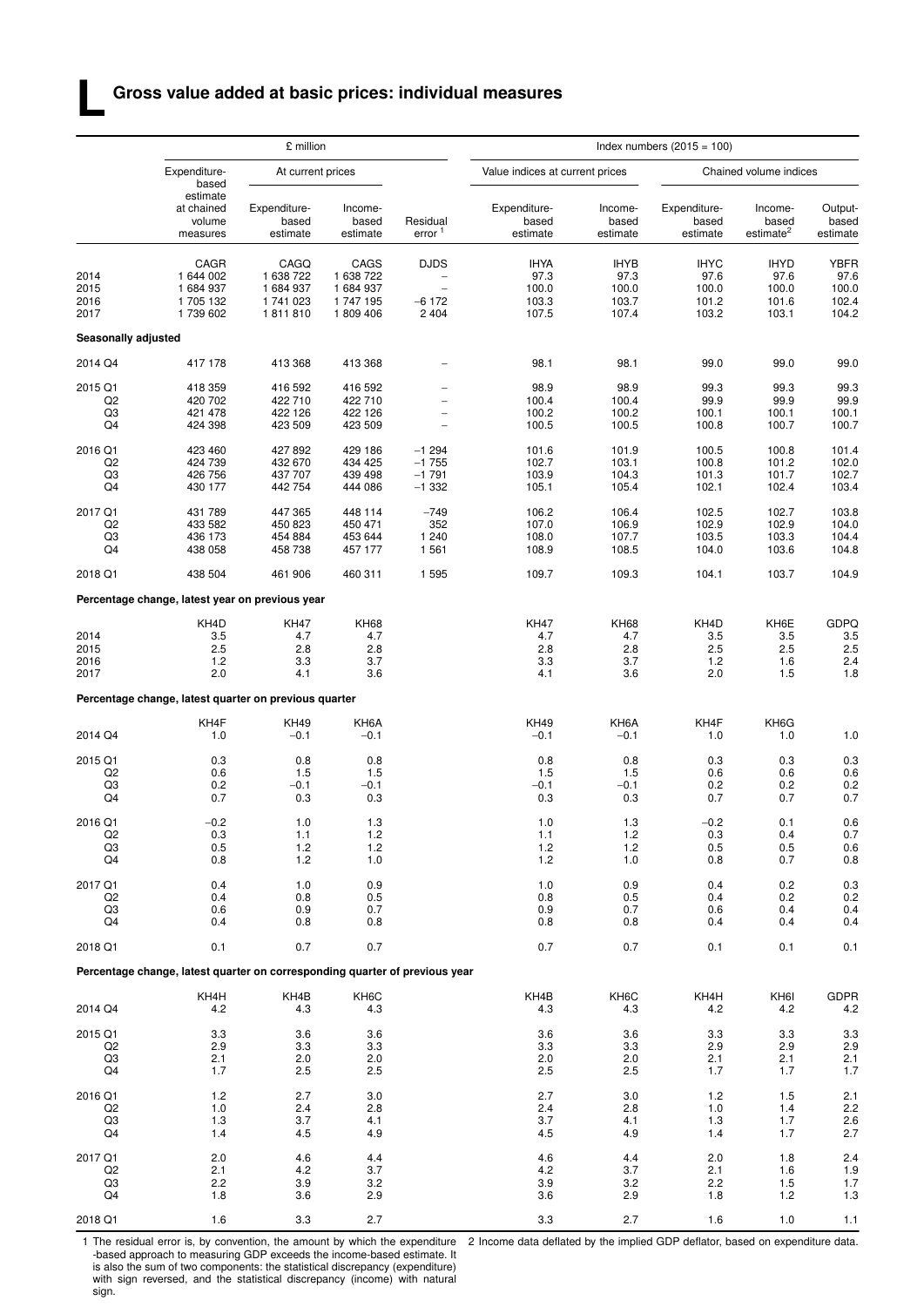# L Gross value added at basic prices: individual measures

| | £ million | | | | Index numbers (2015 = 100) | | | | |
|---|---|---|---|---|---|---|---|---|---|
| | Expenditure-based estimate at chained volume measures | At current prices | | | Value indices at current prices | | Chained volume indices | | |
| | | Expenditure-based estimate | Income-based estimate | Residual error [1] | Expenditure-based estimate | Income-based estimate | Expenditure-based estimate | Income-based estimate[2] | Output-based estimate |
| | CAGR | CAGQ | CAGS | DJDS | IHYA | IHYB | IHYC | IHYD | YBFR |
| 2014 | 1 644 002 | 1 638 722 | 1 638 722 | – | 97.3 | 97.3 | 97.6 | 97.6 | 97.6 |
| 2015 | 1 684 937 | 1 684 937 | 1 684 937 | – | 100.0 | 100.0 | 100.0 | 100.0 | 100.0 |
| 2016 | 1 705 132 | 1 741 023 | 1 747 195 | −6 172 | 103.3 | 103.7 | 101.2 | 101.6 | 102.4 |
| 2017 | 1 739 602 | 1 811 810 | 1 809 406 | 2 404 | 107.5 | 107.4 | 103.2 | 103.1 | 104.2 |
| **Seasonally adjusted** | | | | | | | | | |
| 2014 Q4 | 417 178 | 413 368 | 413 368 | – | 98.1 | 98.1 | 99.0 | 99.0 | 99.0 |
| 2015 Q1 | 418 359 | 416 592 | 416 592 | – | 98.9 | 98.9 | 99.3 | 99.3 | 99.3 |
| Q2 | 420 702 | 422 710 | 422 710 | – | 100.4 | 100.4 | 99.9 | 99.9 | 99.9 |
| Q3 | 421 478 | 422 126 | 422 126 | – | 100.2 | 100.2 | 100.1 | 100.1 | 100.1 |
| Q4 | 424 398 | 423 509 | 423 509 | – | 100.5 | 100.5 | 100.8 | 100.7 | 100.7 |
| 2016 Q1 | 423 460 | 427 892 | 429 186 | −1 294 | 101.6 | 101.9 | 100.5 | 100.8 | 101.4 |
| Q2 | 424 739 | 432 670 | 434 425 | −1 755 | 102.7 | 103.1 | 100.8 | 101.2 | 102.0 |
| Q3 | 426 756 | 437 707 | 439 498 | −1 791 | 103.9 | 104.3 | 101.3 | 101.7 | 102.7 |
| Q4 | 430 177 | 442 754 | 444 086 | −1 332 | 105.1 | 105.4 | 102.1 | 102.4 | 103.4 |
| 2017 Q1 | 431 789 | 447 365 | 448 114 | −749 | 106.2 | 106.4 | 102.5 | 102.7 | 103.8 |
| Q2 | 433 582 | 450 823 | 450 471 | 352 | 107.0 | 106.9 | 102.9 | 102.9 | 104.0 |
| Q3 | 436 173 | 454 884 | 453 644 | 1 240 | 108.0 | 107.7 | 103.5 | 103.3 | 104.4 |
| Q4 | 438 058 | 458 738 | 457 177 | 1 561 | 108.9 | 108.5 | 104.0 | 103.6 | 104.8 |
| 2018 Q1 | 438 504 | 461 906 | 460 311 | 1 595 | 109.7 | 109.3 | 104.1 | 103.7 | 104.9 |
| **Percentage change, latest year on previous year** | | | | | | | | | |
| | KH4D | KH47 | KH68 | | KH47 | KH68 | KH4D | KH6E | GDPQ |
| 2014 | 3.5 | 4.7 | 4.7 | | 4.7 | 4.7 | 3.5 | 3.5 | 3.5 |
| 2015 | 2.5 | 2.8 | 2.8 | | 2.8 | 2.8 | 2.5 | 2.5 | 2.5 |
| 2016 | 1.2 | 3.3 | 3.7 | | 3.3 | 3.7 | 1.2 | 1.6 | 2.4 |
| 2017 | 2.0 | 4.1 | 3.6 | | 4.1 | 3.6 | 2.0 | 1.5 | 1.8 |
| **Percentage change, latest quarter on previous quarter** | | | | | | | | | |
| | KH4F | KH49 | KH6A | | KH49 | KH6A | KH4F | KH6G | |
| 2014 Q4 | 1.0 | −0.1 | −0.1 | | −0.1 | −0.1 | 1.0 | 1.0 | 1.0 |
| 2015 Q1 | 0.3 | 0.8 | 0.8 | | 0.8 | 0.8 | 0.3 | 0.3 | 0.3 |
| Q2 | 0.6 | 1.5 | 1.5 | | 1.5 | 1.5 | 0.6 | 0.6 | 0.6 |
| Q3 | 0.2 | −0.1 | −0.1 | | −0.1 | −0.1 | 0.2 | 0.2 | 0.2 |
| Q4 | 0.7 | 0.3 | 0.3 | | 0.3 | 0.3 | 0.7 | 0.7 | 0.7 |
| 2016 Q1 | −0.2 | 1.0 | 1.3 | | 1.0 | 1.3 | −0.2 | 0.1 | 0.6 |
| Q2 | 0.3 | 1.1 | 1.2 | | 1.1 | 1.2 | 0.3 | 0.4 | 0.7 |
| Q3 | 0.5 | 1.2 | 1.2 | | 1.2 | 1.2 | 0.5 | 0.5 | 0.6 |
| Q4 | 0.8 | 1.2 | 1.0 | | 1.2 | 1.0 | 0.8 | 0.7 | 0.8 |
| 2017 Q1 | 0.4 | 1.0 | 0.9 | | 1.0 | 0.9 | 0.4 | 0.2 | 0.3 |
| Q2 | 0.4 | 0.8 | 0.5 | | 0.8 | 0.5 | 0.4 | 0.2 | 0.2 |
| Q3 | 0.6 | 0.9 | 0.7 | | 0.9 | 0.7 | 0.6 | 0.4 | 0.4 |
| Q4 | 0.4 | 0.8 | 0.8 | | 0.8 | 0.8 | 0.4 | 0.4 | 0.4 |
| 2018 Q1 | 0.1 | 0.7 | 0.7 | | 0.7 | 0.7 | 0.1 | 0.1 | 0.1 |
| **Percentage change, latest quarter on corresponding quarter of previous year** | | | | | | | | | |
| | KH4H | KH4B | KH6C | | KH4B | KH6C | KH4H | KH6I | GDPR |
| 2014 Q4 | 4.2 | 4.3 | 4.3 | | 4.3 | 4.3 | 4.2 | 4.2 | 4.2 |
| 2015 Q1 | 3.3 | 3.6 | 3.6 | | 3.6 | 3.6 | 3.3 | 3.3 | 3.3 |
| Q2 | 2.9 | 3.3 | 3.3 | | 3.3 | 3.3 | 2.9 | 2.9 | 2.9 |
| Q3 | 2.1 | 2.0 | 2.0 | | 2.0 | 2.0 | 2.1 | 2.1 | 2.1 |
| Q4 | 1.7 | 2.5 | 2.5 | | 2.5 | 2.5 | 1.7 | 1.7 | 1.7 |
| 2016 Q1 | 1.2 | 2.7 | 3.0 | | 2.7 | 3.0 | 1.2 | 1.5 | 2.1 |
| Q2 | 1.0 | 2.4 | 2.8 | | 2.4 | 2.8 | 1.0 | 1.4 | 2.2 |
| Q3 | 1.3 | 3.7 | 4.1 | | 3.7 | 4.1 | 1.3 | 1.7 | 2.6 |
| Q4 | 1.4 | 4.5 | 4.9 | | 4.5 | 4.9 | 1.4 | 1.7 | 2.7 |
| 2017 Q1 | 2.0 | 4.6 | 4.4 | | 4.6 | 4.4 | 2.0 | 1.8 | 2.4 |
| Q2 | 2.1 | 4.2 | 3.7 | | 4.2 | 3.7 | 2.1 | 1.6 | 1.9 |
| Q3 | 2.2 | 3.9 | 3.2 | | 3.9 | 3.2 | 2.2 | 1.5 | 1.7 |
| Q4 | 1.8 | 3.6 | 2.9 | | 3.6 | 2.9 | 1.8 | 1.2 | 1.3 |
| 2018 Q1 | 1.6 | 3.3 | 2.7 | | 3.3 | 2.7 | 1.6 | 1.0 | 1.1 |

1 The residual error is, by convention, the amount by which the expenditure-based approach to measuring GDP exceeds the income-based estimate. It is also the sum of two components: the statistical discrepancy (expenditure) with sign reversed, and the statistical discrepancy (income) with natural sign.

2 Income data deflated by the implied GDP deflator, based on expenditure data.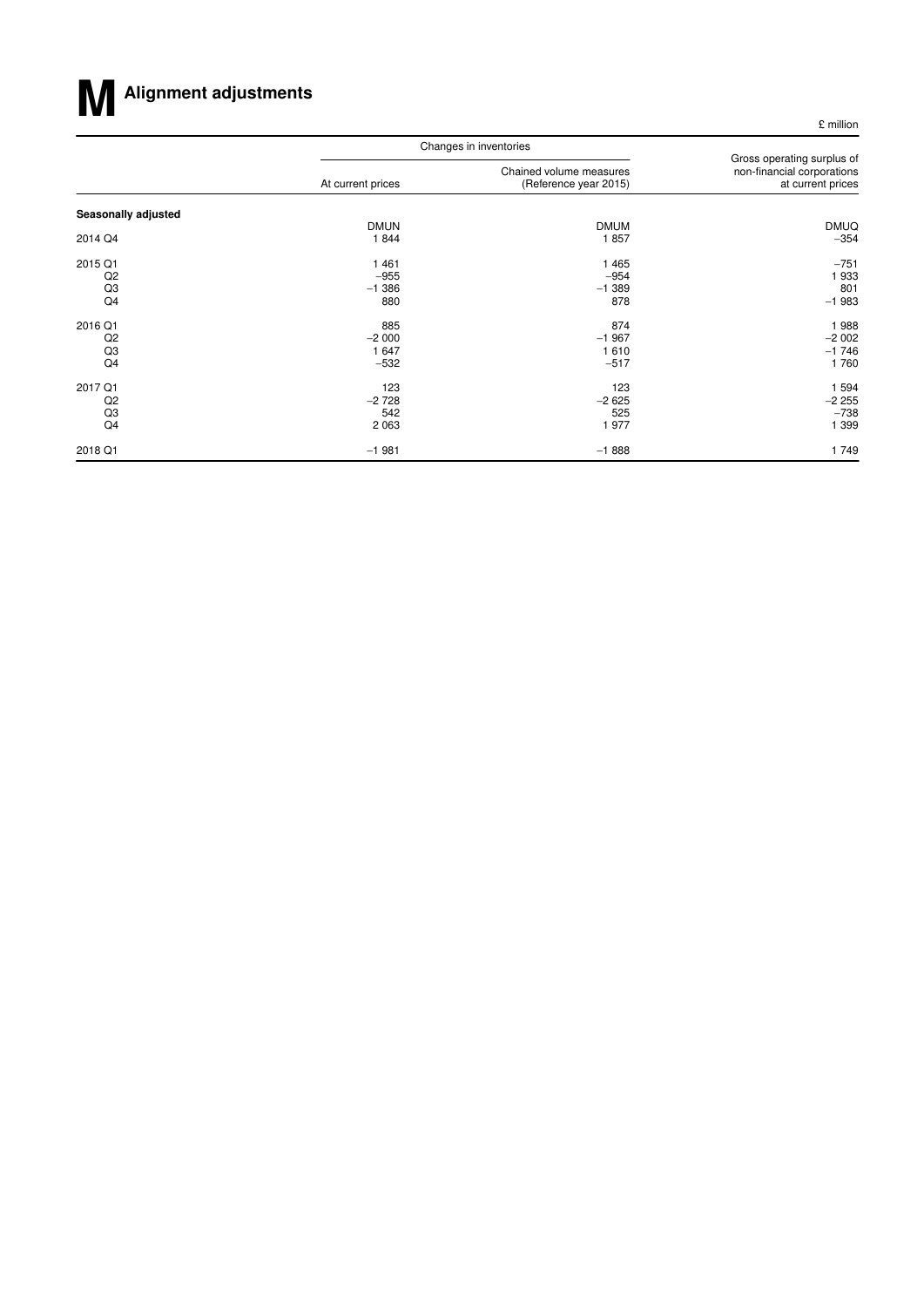# M Alignment adjustments

£ million

| | Changes in inventories | | Gross operating surplus of non-financial corporations at current prices |
|---|---|---|---|
| | At current prices | Chained volume measures (Reference year 2015) | |
| **Seasonally adjusted** | | | |
| | DMUN | DMUM | DMUQ |
| 2014 Q4 | 1 844 | 1 857 | −354 |
| 2015 Q1 | 1 461 | 1 465 | −751 |
| Q2 | −955 | −954 | 1 933 |
| Q3 | −1 386 | −1 389 | 801 |
| Q4 | 880 | 878 | −1 983 |
| 2016 Q1 | 885 | 874 | 1 988 |
| Q2 | −2 000 | −1 967 | −2 002 |
| Q3 | 1 647 | 1 610 | −1 746 |
| Q4 | −532 | −517 | 1 760 |
| 2017 Q1 | 123 | 123 | 1 594 |
| Q2 | −2 728 | −2 625 | −2 255 |
| Q3 | 542 | 525 | −738 |
| Q4 | 2 063 | 1 977 | 1 399 |
| 2018 Q1 | −1 981 | −1 888 | 1 749 |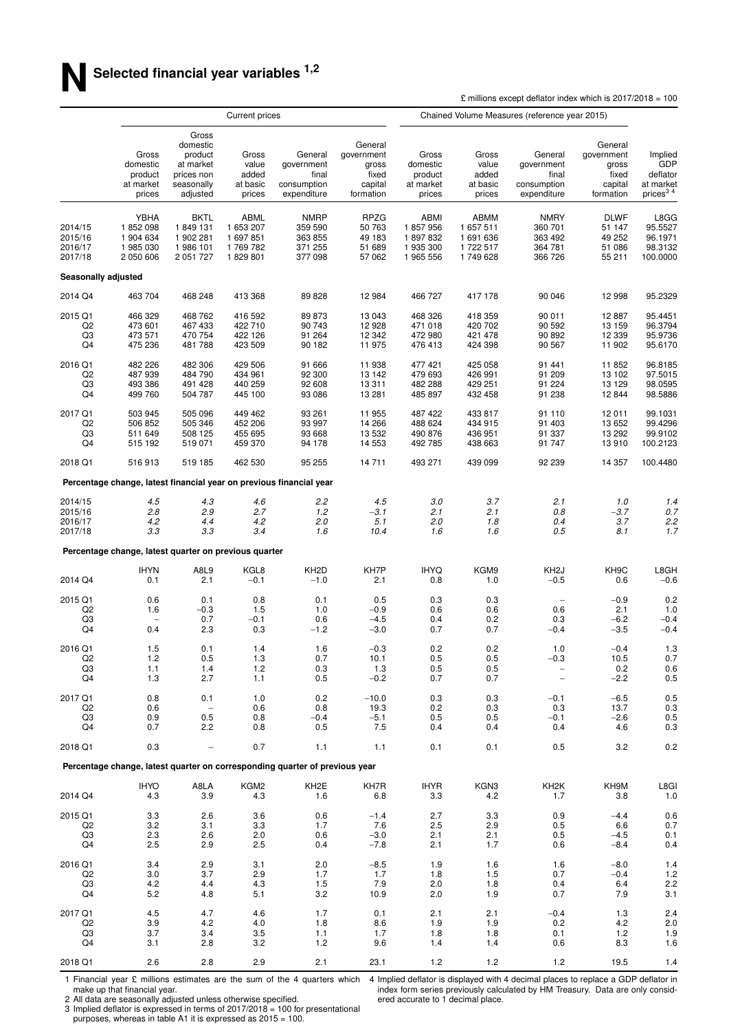# N Selected financial year variables [1,2]

£ millions except deflator index which is 2017/2018 = 100

| | Current prices | | | | | Chained Volume Measures (reference year 2015) | | | | |
|---|---|---|---|---|---|---|---|---|---|---|
| | Gross domestic product at market prices | Gross domestic product at market prices non seasonally adjusted | Gross value added at basic prices | General government final consumption expenditure | General government gross fixed capital formation | Gross domestic product at market prices | Gross value added at basic prices | General government final consumption expenditure | General government gross fixed capital formation | Implied GDP deflator at market prices[3 4] |
| | YBHA | BKTL | ABML | NMRP | RPZG | ABMI | ABMM | NMRY | DLWF | L8GG |
| 2014/15 | 1 852 098 | 1 849 131 | 1 653 207 | 359 590 | 50 763 | 1 857 956 | 1 657 511 | 360 701 | 51 147 | 95.5527 |
| 2015/16 | 1 904 634 | 1 902 281 | 1 697 851 | 363 855 | 49 183 | 1 897 832 | 1 691 636 | 363 492 | 49 252 | 96.1971 |
| 2016/17 | 1 985 030 | 1 986 101 | 1 769 782 | 371 255 | 51 689 | 1 935 300 | 1 722 517 | 364 781 | 51 086 | 98.3132 |
| 2017/18 | 2 050 606 | 2 051 727 | 1 829 801 | 377 098 | 57 062 | 1 965 556 | 1 749 628 | 366 726 | 55 211 | 100.0000 |
| **Seasonally adjusted** | | | | | | | | | | |
| 2014 Q4 | 463 704 | 468 248 | 413 368 | 89 828 | 12 984 | 466 727 | 417 178 | 90 046 | 12 998 | 95.2329 |
| 2015 Q1 | 466 329 | 468 762 | 416 592 | 89 873 | 13 043 | 468 326 | 418 359 | 90 011 | 12 887 | 95.4451 |
| Q2 | 473 601 | 467 433 | 422 710 | 90 743 | 12 928 | 471 018 | 420 702 | 90 592 | 13 159 | 96.3794 |
| Q3 | 473 571 | 470 754 | 422 126 | 91 264 | 12 342 | 472 980 | 421 478 | 90 892 | 12 339 | 95.9736 |
| Q4 | 475 236 | 481 788 | 423 509 | 90 182 | 11 975 | 476 413 | 424 398 | 90 567 | 11 902 | 95.6170 |
| 2016 Q1 | 482 226 | 482 306 | 429 506 | 91 666 | 11 938 | 477 421 | 425 058 | 91 441 | 11 852 | 96.8185 |
| Q2 | 487 939 | 484 790 | 434 961 | 92 300 | 13 142 | 479 693 | 426 991 | 91 209 | 13 102 | 97.5015 |
| Q3 | 493 386 | 491 428 | 440 259 | 92 608 | 13 311 | 482 288 | 429 251 | 91 224 | 13 129 | 98.0595 |
| Q4 | 499 760 | 504 787 | 445 100 | 93 086 | 13 281 | 485 897 | 432 458 | 91 238 | 12 844 | 98.5886 |
| 2017 Q1 | 503 945 | 505 096 | 449 462 | 93 261 | 11 955 | 487 422 | 433 817 | 91 110 | 12 011 | 99.1031 |
| Q2 | 506 852 | 505 346 | 452 206 | 93 997 | 14 266 | 488 624 | 434 915 | 91 403 | 13 652 | 99.4296 |
| Q3 | 511 649 | 508 125 | 455 695 | 93 668 | 13 532 | 490 876 | 436 951 | 91 337 | 13 292 | 99.9102 |
| Q4 | 515 192 | 519 071 | 459 370 | 94 178 | 14 553 | 492 785 | 438 663 | 91 747 | 13 910 | 100.2123 |
| 2018 Q1 | 516 913 | 519 185 | 462 530 | 95 255 | 14 711 | 493 271 | 439 099 | 92 239 | 14 357 | 100.4480 |
| **Percentage change, latest financial year on previous financial year** | | | | | | | | | | |
| 2014/15 | *4.5* | *4.3* | *4.6* | *2.2* | *4.5* | *3.0* | *3.7* | *2.1* | *1.0* | *1.4* |
| 2015/16 | *2.8* | *2.9* | *2.7* | *1.2* | *−3.1* | *2.1* | *2.1* | *0.8* | *−3.7* | *0.7* |
| 2016/17 | *4.2* | *4.4* | *4.2* | *2.0* | *5.1* | *2.0* | *1.8* | *0.4* | *3.7* | *2.2* |
| 2017/18 | *3.3* | *3.3* | *3.4* | *1.6* | *10.4* | *1.6* | *1.6* | *0.5* | *8.1* | *1.7* |
| **Percentage change, latest quarter on previous quarter** | | | | | | | | | | |
| | IHYN | A8L9 | KGL8 | KH2D | KH7P | IHYQ | KGM9 | KH2J | KH9C | L8GH |
| 2014 Q4 | 0.1 | 2.1 | −0.1 | −1.0 | 2.1 | 0.8 | 1.0 | −0.5 | 0.6 | −0.6 |
| 2015 Q1 | 0.6 | 0.1 | 0.8 | 0.1 | 0.5 | 0.3 | 0.3 | – | −0.9 | 0.2 |
| Q2 | 1.6 | −0.3 | 1.5 | 1.0 | −0.9 | 0.6 | 0.6 | 0.6 | 2.1 | 1.0 |
| Q3 | – | 0.7 | −0.1 | 0.6 | −4.5 | 0.4 | 0.2 | 0.3 | −6.2 | −0.4 |
| Q4 | 0.4 | 2.3 | 0.3 | −1.2 | −3.0 | 0.7 | 0.7 | −0.4 | −3.5 | −0.4 |
| 2016 Q1 | 1.5 | 0.1 | 1.4 | 1.6 | −0.3 | 0.2 | 0.2 | 1.0 | −0.4 | 1.3 |
| Q2 | 1.2 | 0.5 | 1.3 | 0.7 | 10.1 | 0.5 | 0.5 | −0.3 | 10.5 | 0.7 |
| Q3 | 1.1 | 1.4 | 1.2 | 0.3 | 1.3 | 0.5 | 0.5 | – | 0.2 | 0.6 |
| Q4 | 1.3 | 2.7 | 1.1 | 0.5 | −0.2 | 0.7 | 0.7 | – | −2.2 | 0.5 |
| 2017 Q1 | 0.8 | 0.1 | 1.0 | 0.2 | −10.0 | 0.3 | 0.3 | −0.1 | −6.5 | 0.5 |
| Q2 | 0.6 | – | 0.6 | 0.8 | 19.3 | 0.2 | 0.3 | 0.3 | 13.7 | 0.3 |
| Q3 | 0.9 | 0.5 | 0.8 | −0.4 | −5.1 | 0.5 | 0.5 | −0.1 | −2.6 | 0.5 |
| Q4 | 0.7 | 2.2 | 0.8 | 0.5 | 7.5 | 0.4 | 0.4 | 0.4 | 4.6 | 0.3 |
| 2018 Q1 | 0.3 | – | 0.7 | 1.1 | 1.1 | 0.1 | 0.1 | 0.5 | 3.2 | 0.2 |
| **Percentage change, latest quarter on corresponding quarter of previous year** | | | | | | | | | | |
| | IHYO | A8LA | KGM2 | KH2E | KH7R | IHYR | KGN3 | KH2K | KH9M | L8GI |
| 2014 Q4 | 4.3 | 3.9 | 4.3 | 1.6 | 6.8 | 3.3 | 4.2 | 1.7 | 3.8 | 1.0 |
| 2015 Q1 | 3.3 | 2.6 | 3.6 | 0.6 | −1.4 | 2.7 | 3.3 | 0.9 | −4.4 | 0.6 |
| Q2 | 3.2 | 3.1 | 3.3 | 1.7 | 7.6 | 2.5 | 2.9 | 0.5 | 6.6 | 0.7 |
| Q3 | 2.3 | 2.6 | 2.0 | 0.6 | −3.0 | 2.1 | 2.1 | 0.5 | −4.5 | 0.1 |
| Q4 | 2.5 | 2.9 | 2.5 | 0.4 | −7.8 | 2.1 | 1.7 | 0.6 | −8.4 | 0.4 |
| 2016 Q1 | 3.4 | 2.9 | 3.1 | 2.0 | −8.5 | 1.9 | 1.6 | 1.6 | −8.0 | 1.4 |
| Q2 | 3.0 | 3.7 | 2.9 | 1.7 | 1.7 | 1.8 | 1.5 | 0.7 | −0.4 | 1.2 |
| Q3 | 4.2 | 4.4 | 4.3 | 1.5 | 7.9 | 2.0 | 1.8 | 0.4 | 6.4 | 2.2 |
| Q4 | 5.2 | 4.8 | 5.1 | 3.2 | 10.9 | 2.0 | 1.9 | 0.7 | 7.9 | 3.1 |
| 2017 Q1 | 4.5 | 4.7 | 4.6 | 1.7 | 0.1 | 2.1 | 2.1 | −0.4 | 1.3 | 2.4 |
| Q2 | 3.9 | 4.2 | 4.0 | 1.8 | 8.6 | 1.9 | 1.9 | 0.2 | 4.2 | 2.0 |
| Q3 | 3.7 | 3.4 | 3.5 | 1.1 | 1.7 | 1.8 | 1.8 | 0.1 | 1.2 | 1.9 |
| Q4 | 3.1 | 2.8 | 3.2 | 1.2 | 9.6 | 1.4 | 1.4 | 0.6 | 8.3 | 1.6 |
| 2018 Q1 | 2.6 | 2.8 | 2.9 | 2.1 | 23.1 | 1.2 | 1.2 | 1.2 | 19.5 | 1.4 |

1 Financial year £ millions estimates are the sum of the 4 quarters which make up that financial year.
2 All data are seasonally adjusted unless otherwise specified.
3 Implied deflator is expressed in terms of 2017/2018 = 100 for presentational purposes, whereas in table A1 it is expressed as 2015 = 100.
4 Implied deflator is displayed with 4 decimal places to replace a GDP deflator in index form series previously calculated by HM Treasury. Data are only considered accurate to 1 decimal place.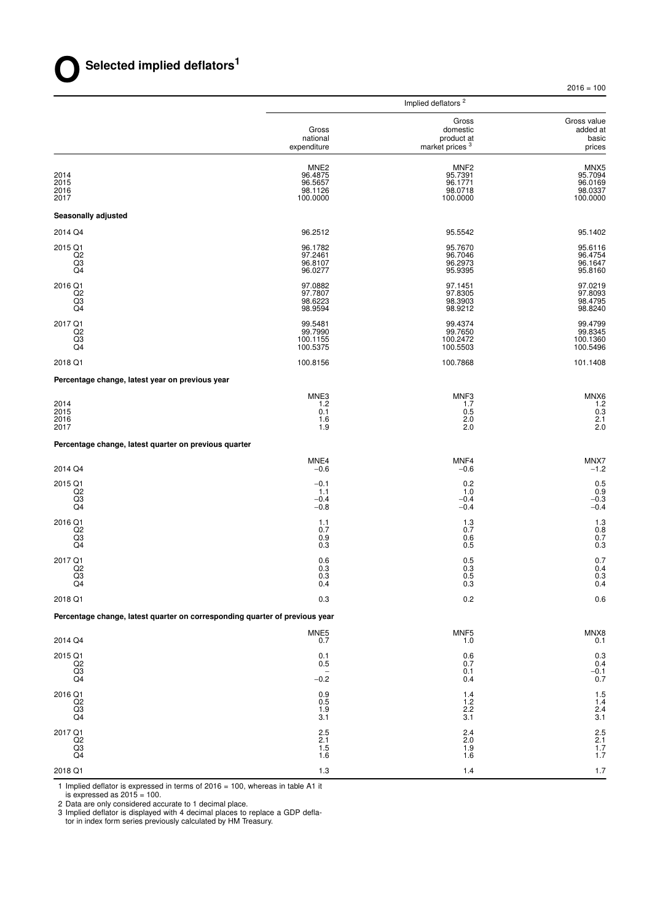# O Selected implied deflators[1]

2016 = 100

| | Implied deflators [2] | | |
|---|---|---|---|
| | Gross national expenditure | Gross domestic product at market prices [3] | Gross value added at basic prices |
| | MNE2 | MNF2 | MNX5 |
| 2014 | 96.4875 | 95.7391 | 95.7094 |
| 2015 | 96.5657 | 96.1771 | 96.0169 |
| 2016 | 98.1126 | 98.0718 | 98.0337 |
| 2017 | 100.0000 | 100.0000 | 100.0000 |
| **Seasonally adjusted** | | | |
| 2014 Q4 | 96.2512 | 95.5542 | 95.1402 |
| 2015 Q1 | 96.1782 | 95.7670 | 95.6116 |
| Q2 | 97.2461 | 96.7046 | 96.4754 |
| Q3 | 96.8107 | 96.2973 | 96.1647 |
| Q4 | 96.0277 | 95.9395 | 95.8160 |
| 2016 Q1 | 97.0882 | 97.1451 | 97.0219 |
| Q2 | 97.7807 | 97.8305 | 97.8093 |
| Q3 | 98.6223 | 98.3903 | 98.4795 |
| Q4 | 98.9594 | 98.9212 | 98.8240 |
| 2017 Q1 | 99.5481 | 99.4374 | 99.4799 |
| Q2 | 99.7990 | 99.7650 | 99.8345 |
| Q3 | 100.1155 | 100.2472 | 100.1360 |
| Q4 | 100.5375 | 100.5503 | 100.5496 |
| 2018 Q1 | 100.8156 | 100.7868 | 101.1408 |
| **Percentage change, latest year on previous year** | | | |
| | MNE3 | MNF3 | MNX6 |
| 2014 | 1.2 | 1.7 | 1.2 |
| 2015 | 0.1 | 0.5 | 0.3 |
| 2016 | 1.6 | 2.0 | 2.1 |
| 2017 | 1.9 | 2.0 | 2.0 |
| **Percentage change, latest quarter on previous quarter** | | | |
| | MNE4 | MNF4 | MNX7 |
| 2014 Q4 | −0.6 | −0.6 | −1.2 |
| 2015 Q1 | −0.1 | 0.2 | 0.5 |
| Q2 | 1.1 | 1.0 | 0.9 |
| Q3 | −0.4 | −0.4 | −0.3 |
| Q4 | −0.8 | −0.4 | −0.4 |
| 2016 Q1 | 1.1 | 1.3 | 1.3 |
| Q2 | 0.7 | 0.7 | 0.8 |
| Q3 | 0.9 | 0.6 | 0.7 |
| Q4 | 0.3 | 0.5 | 0.3 |
| 2017 Q1 | 0.6 | 0.5 | 0.7 |
| Q2 | 0.3 | 0.3 | 0.4 |
| Q3 | 0.3 | 0.5 | 0.3 |
| Q4 | 0.4 | 0.3 | 0.4 |
| 2018 Q1 | 0.3 | 0.2 | 0.6 |
| **Percentage change, latest quarter on corresponding quarter of previous year** | | | |
| | MNE5 | MNF5 | MNX8 |
| 2014 Q4 | 0.7 | 1.0 | 0.1 |
| 2015 Q1 | 0.1 | 0.6 | 0.3 |
| Q2 | 0.5 | 0.7 | 0.4 |
| Q3 | – | 0.1 | −0.1 |
| Q4 | −0.2 | 0.4 | 0.7 |
| 2016 Q1 | 0.9 | 1.4 | 1.5 |
| Q2 | 0.5 | 1.2 | 1.4 |
| Q3 | 1.9 | 2.2 | 2.4 |
| Q4 | 3.1 | 3.1 | 3.1 |
| 2017 Q1 | 2.5 | 2.4 | 2.5 |
| Q2 | 2.1 | 2.0 | 2.1 |
| Q3 | 1.5 | 1.9 | 1.7 |
| Q4 | 1.6 | 1.6 | 1.7 |
| 2018 Q1 | 1.3 | 1.4 | 1.7 |

1 Implied deflator is expressed in terms of 2016 = 100, whereas in table A1 it is expressed as 2015 = 100.

2 Data are only considered accurate to 1 decimal place.

3 Implied deflator is displayed with 4 decimal places to replace a GDP deflator in index form series previously calculated by HM Treasury.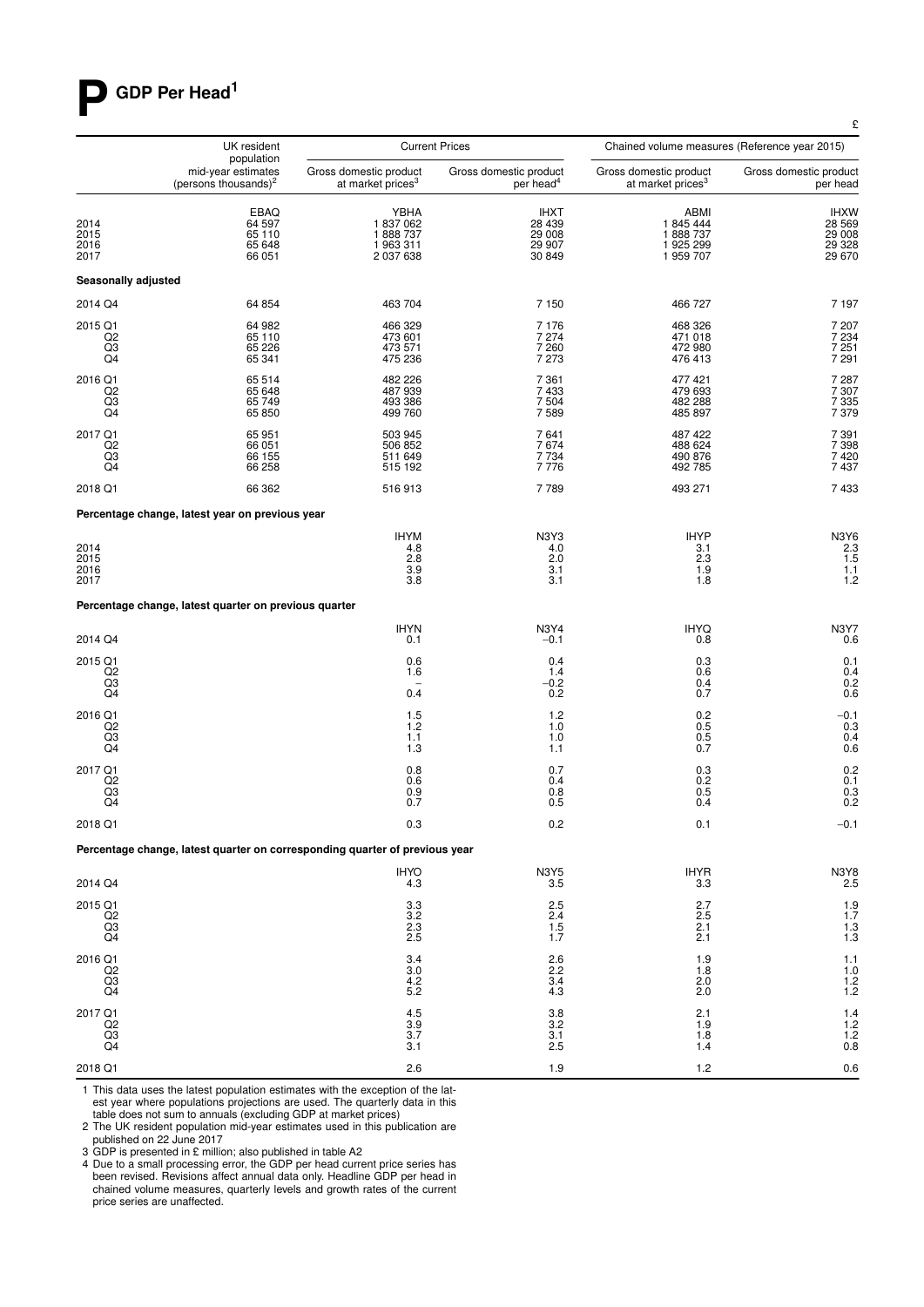# P GDP Per Head[1]

£

| | UK resident population mid-year estimates (persons thousands)[2] | Current Prices | | Chained volume measures (Reference year 2015) | |
|---|---|---|---|---|---|
| | | Gross domestic product at market prices[3] | Gross domestic product per head[4] | Gross domestic product at market prices[3] | Gross domestic product per head |
| | EBAQ | YBHA | IHXT | ABMI | IHXW |
| 2014 | 64 597 | 1 837 062 | 28 439 | 1 845 444 | 28 569 |
| 2015 | 65 110 | 1 888 737 | 29 008 | 1 888 737 | 29 008 |
| 2016 | 65 648 | 1 963 311 | 29 907 | 1 925 299 | 29 328 |
| 2017 | 66 051 | 2 037 638 | 30 849 | 1 959 707 | 29 670 |
| **Seasonally adjusted** | | | | | |
| 2014 Q4 | 64 854 | 463 704 | 7 150 | 466 727 | 7 197 |
| 2015 Q1 | 64 982 | 466 329 | 7 176 | 468 326 | 7 207 |
| Q2 | 65 110 | 473 601 | 7 274 | 471 018 | 7 234 |
| Q3 | 65 226 | 473 571 | 7 260 | 472 980 | 7 251 |
| Q4 | 65 341 | 475 236 | 7 273 | 476 413 | 7 291 |
| 2016 Q1 | 65 514 | 482 226 | 7 361 | 477 421 | 7 287 |
| Q2 | 65 648 | 487 939 | 7 433 | 479 693 | 7 307 |
| Q3 | 65 749 | 493 386 | 7 504 | 482 288 | 7 335 |
| Q4 | 65 850 | 499 760 | 7 589 | 485 897 | 7 379 |
| 2017 Q1 | 65 951 | 503 945 | 7 641 | 487 422 | 7 391 |
| Q2 | 66 051 | 506 852 | 7 674 | 488 624 | 7 398 |
| Q3 | 66 155 | 511 649 | 7 734 | 490 876 | 7 420 |
| Q4 | 66 258 | 515 192 | 7 776 | 492 785 | 7 437 |
| 2018 Q1 | 66 362 | 516 913 | 7 789 | 493 271 | 7 433 |
| **Percentage change, latest year on previous year** | | | | | |
| | | IHYM | N3Y3 | IHYP | N3Y6 |
| 2014 | | 4.8 | 4.0 | 3.1 | 2.3 |
| 2015 | | 2.8 | 2.0 | 2.3 | 1.5 |
| 2016 | | 3.9 | 3.1 | 1.9 | 1.1 |
| 2017 | | 3.8 | 3.1 | 1.8 | 1.2 |
| **Percentage change, latest quarter on previous quarter** | | | | | |
| | | IHYN | N3Y4 | IHYQ | N3Y7 |
| 2014 Q4 | | 0.1 | −0.1 | 0.8 | 0.6 |
| 2015 Q1 | | 0.6 | 0.4 | 0.3 | 0.1 |
| Q2 | | 1.6 | 1.4 | 0.6 | 0.4 |
| Q3 | | – | −0.2 | 0.4 | 0.2 |
| Q4 | | 0.4 | 0.2 | 0.7 | 0.6 |
| 2016 Q1 | | 1.5 | 1.2 | 0.2 | −0.1 |
| Q2 | | 1.2 | 1.0 | 0.5 | 0.3 |
| Q3 | | 1.1 | 1.0 | 0.5 | 0.4 |
| Q4 | | 1.3 | 1.1 | 0.7 | 0.6 |
| 2017 Q1 | | 0.8 | 0.7 | 0.3 | 0.2 |
| Q2 | | 0.6 | 0.4 | 0.2 | 0.1 |
| Q3 | | 0.9 | 0.8 | 0.5 | 0.3 |
| Q4 | | 0.7 | 0.5 | 0.4 | 0.2 |
| 2018 Q1 | | 0.3 | 0.2 | 0.1 | −0.1 |
| **Percentage change, latest quarter on corresponding quarter of previous year** | | | | | |
| | | IHYO | N3Y5 | IHYR | N3Y8 |
| 2014 Q4 | | 4.3 | 3.5 | 3.3 | 2.5 |
| 2015 Q1 | | 3.3 | 2.5 | 2.7 | 1.9 |
| Q2 | | 3.2 | 2.4 | 2.5 | 1.7 |
| Q3 | | 2.3 | 1.5 | 2.1 | 1.3 |
| Q4 | | 2.5 | 1.7 | 2.1 | 1.3 |
| 2016 Q1 | | 3.4 | 2.6 | 1.9 | 1.1 |
| Q2 | | 3.0 | 2.2 | 1.8 | 1.0 |
| Q3 | | 4.2 | 3.4 | 2.0 | 1.2 |
| Q4 | | 5.2 | 4.3 | 2.0 | 1.2 |
| 2017 Q1 | | 4.5 | 3.8 | 2.1 | 1.4 |
| Q2 | | 3.9 | 3.2 | 1.9 | 1.2 |
| Q3 | | 3.7 | 3.1 | 1.8 | 1.2 |
| Q4 | | 3.1 | 2.5 | 1.4 | 0.8 |
| 2018 Q1 | | 2.6 | 1.9 | 1.2 | 0.6 |

1 This data uses the latest population estimates with the exception of the latest year where populations projections are used. The quarterly data in this table does not sum to annuals (excluding GDP at market prices)

2 The UK resident population mid-year estimates used in this publication are published on 22 June 2017

3 GDP is presented in £ million; also published in table A2

4 Due to a small processing error, the GDP per head current price series has been revised. Revisions affect annual data only. Headline GDP per head in chained volume measures, quarterly levels and growth rates of the current price series are unaffected.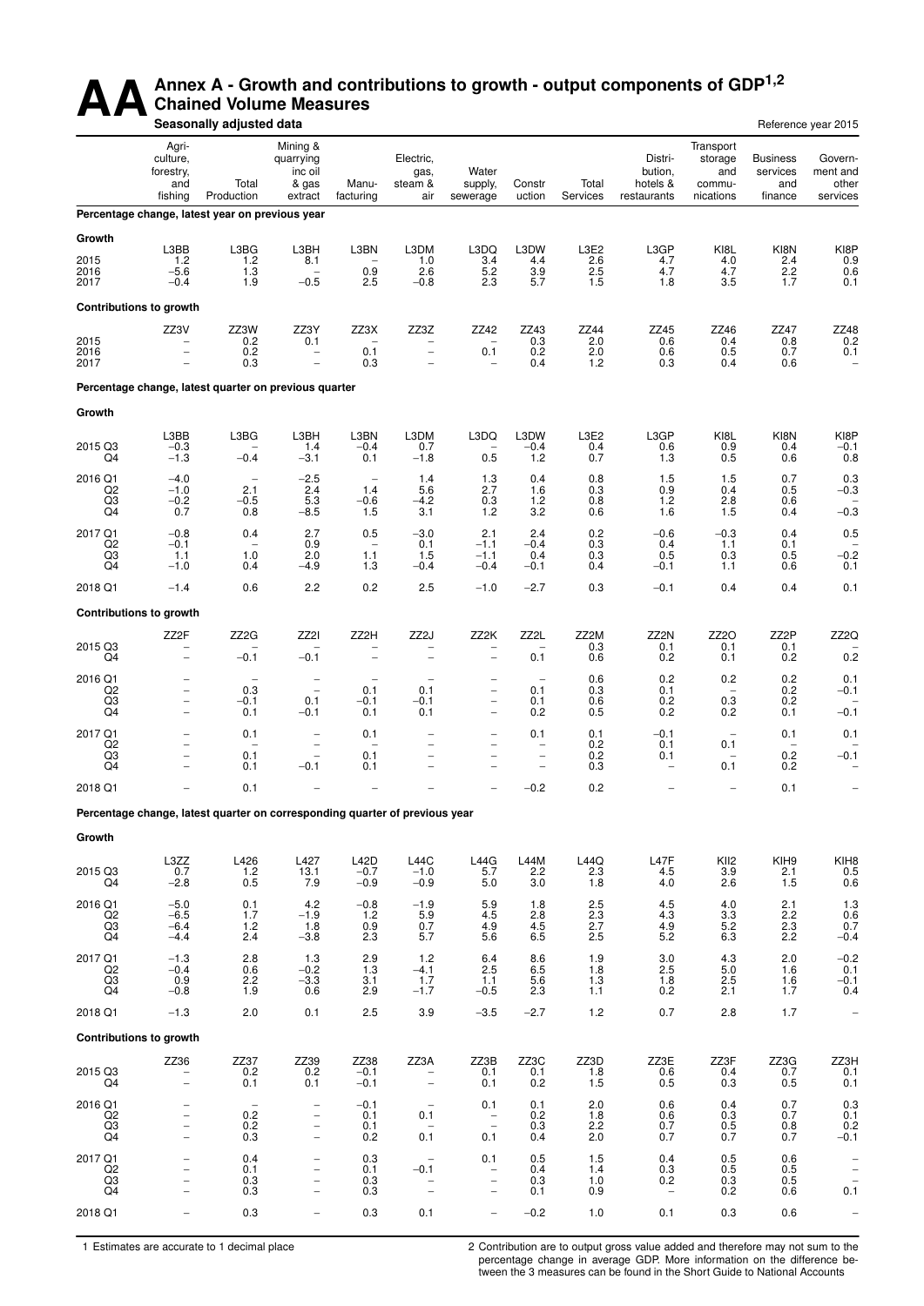# AA Annex A - Growth and contributions to growth - output components of GDP[1,2]

## Chained Volume Measures

**Seasonally adjusted data** Reference year 2015

| | Agri-culture, forestry, and fishing | Total Production | Mining & quarrying inc oil & gas extract | Manu-facturing | Electric, gas, steam & air | Water supply, sewerage | Constr uction | Total Services | Distri-bution, hotels & restaurants | Transport storage and commu-nications | Business services and finance | Govern-ment and other services |
|---|---|---|---|---|---|---|---|---|---|---|---|---|
| **Percentage change, latest year on previous year** | | | | | | | | | | | | |
| **Growth** | | | | | | | | | | | | |
| | L3BB | L3BG | L3BH | L3BN | L3DM | L3DQ | L3DW | L3E2 | L3GP | KI8L | KI8N | KI8P |
| 2015 | 1.2 | 1.2 | 8.1 | – | 1.0 | 3.4 | 4.4 | 2.6 | 4.7 | 4.0 | 2.4 | 0.9 |
| 2016 | −5.6 | 1.3 | – | 0.9 | 2.6 | 5.2 | 3.9 | 2.5 | 4.7 | 4.7 | 2.2 | 0.6 |
| 2017 | −0.4 | 1.9 | −0.5 | 2.5 | −0.8 | 2.3 | 5.7 | 1.5 | 1.8 | 3.5 | 1.7 | 0.1 |
| **Contributions to growth** | | | | | | | | | | | | |
| | ZZ3V | ZZ3W | ZZ3Y | ZZ3X | ZZ3Z | ZZ42 | ZZ43 | ZZ44 | ZZ45 | ZZ46 | ZZ47 | ZZ48 |
| 2015 | – | 0.2 | 0.1 | – | – | – | 0.3 | 2.0 | 0.6 | 0.4 | 0.8 | 0.2 |
| 2016 | – | 0.2 | – | 0.1 | – | 0.1 | 0.2 | 2.0 | 0.6 | 0.5 | 0.7 | 0.1 |
| 2017 | – | 0.3 | – | 0.3 | – | – | 0.4 | 1.2 | 0.3 | 0.4 | 0.6 | – |
| **Percentage change, latest quarter on previous quarter** | | | | | | | | | | | | |
| **Growth** | | | | | | | | | | | | |
| | L3BB | L3BG | L3BH | L3BN | L3DM | L3DQ | L3DW | L3E2 | L3GP | KI8L | KI8N | KI8P |
| 2015 Q3 | −0.3 | – | 1.4 | −0.4 | 0.7 | – | −0.4 | 0.4 | 0.6 | 0.9 | 0.4 | −0.1 |
| Q4 | −1.3 | −0.4 | −3.1 | 0.1 | −1.8 | 0.5 | 1.2 | 0.7 | 1.3 | 0.5 | 0.6 | 0.8 |
| 2016 Q1 | −4.0 | – | −2.5 | – | 1.4 | 1.3 | 0.4 | 0.8 | 1.5 | 1.5 | 0.7 | 0.3 |
| Q2 | −1.0 | 2.1 | 2.4 | 1.4 | 5.6 | 2.7 | 1.6 | 0.3 | 0.9 | 0.4 | 0.5 | −0.3 |
| Q3 | −0.2 | −0.5 | 5.3 | −0.6 | −4.2 | 0.3 | 1.2 | 0.8 | 1.2 | 2.8 | 0.6 | – |
| Q4 | 0.7 | 0.8 | −8.5 | 1.5 | 3.1 | 1.2 | 3.2 | 0.6 | 1.6 | 1.5 | 0.4 | −0.3 |
| 2017 Q1 | −0.8 | 0.4 | 2.7 | 0.5 | −3.0 | 2.1 | 2.4 | 0.2 | −0.6 | −0.3 | 0.4 | 0.5 |
| Q2 | −0.1 | – | 0.9 | – | 0.1 | −1.1 | −0.4 | 0.3 | 0.4 | 1.1 | 0.1 | – |
| Q3 | 1.1 | 1.0 | 2.0 | 1.1 | 1.5 | −1.1 | 0.4 | 0.3 | 0.5 | 0.3 | 0.5 | −0.2 |
| Q4 | −1.0 | 0.4 | −4.9 | 1.3 | −0.4 | −0.4 | −0.1 | 0.4 | −0.1 | 1.1 | 0.6 | 0.1 |
| 2018 Q1 | −1.4 | 0.6 | 2.2 | 0.2 | 2.5 | −1.0 | −2.7 | 0.3 | −0.1 | 0.4 | 0.4 | 0.1 |
| **Contributions to growth** | | | | | | | | | | | | |
| | ZZ2F | ZZ2G | ZZ2I | ZZ2H | ZZ2J | ZZ2K | ZZ2L | ZZ2M | ZZ2N | ZZ2O | ZZ2P | ZZ2Q |
| 2015 Q3 | – | – | – | – | – | – | – | 0.3 | 0.1 | 0.1 | 0.1 | – |
| Q4 | – | −0.1 | −0.1 | – | – | – | 0.1 | 0.6 | 0.2 | 0.1 | 0.2 | 0.2 |
| 2016 Q1 | – | – | – | – | – | – | – | 0.6 | 0.2 | 0.2 | 0.2 | 0.1 |
| Q2 | – | 0.3 | – | 0.1 | 0.1 | – | 0.1 | 0.3 | 0.1 | – | 0.2 | −0.1 |
| Q3 | – | −0.1 | 0.1 | −0.1 | −0.1 | – | 0.1 | 0.6 | 0.2 | 0.3 | 0.2 | – |
| Q4 | – | 0.1 | −0.1 | 0.1 | 0.1 | – | 0.2 | 0.5 | 0.2 | 0.2 | 0.1 | −0.1 |
| 2017 Q1 | – | 0.1 | – | 0.1 | – | – | 0.1 | 0.1 | −0.1 | – | 0.1 | 0.1 |
| Q2 | – | – | – | – | – | – | – | 0.2 | 0.1 | 0.1 | – | – |
| Q3 | – | 0.1 | – | 0.1 | – | – | – | 0.2 | 0.1 | – | 0.2 | −0.1 |
| Q4 | – | 0.1 | −0.1 | 0.1 | – | – | – | 0.3 | – | 0.1 | 0.2 | – |
| 2018 Q1 | – | 0.1 | – | – | – | – | −0.2 | 0.2 | – | – | 0.1 | – |
| **Percentage change, latest quarter on corresponding quarter of previous year** | | | | | | | | | | | | |
| **Growth** | | | | | | | | | | | | |
| | L3ZZ | L426 | L427 | L42D | L44C | L44G | L44M | L44Q | L47F | KII2 | KIH9 | KIH8 |
| 2015 Q3 | 0.7 | 1.2 | 13.1 | −0.7 | −1.0 | 5.7 | 2.2 | 2.3 | 4.5 | 3.9 | 2.1 | 0.5 |
| Q4 | −2.8 | 0.5 | 7.9 | −0.9 | −0.9 | 5.0 | 3.0 | 1.8 | 4.0 | 2.6 | 1.5 | 0.6 |
| 2016 Q1 | −5.0 | 0.1 | 4.2 | −0.8 | −1.9 | 5.9 | 1.8 | 2.5 | 4.5 | 4.0 | 2.1 | 1.3 |
| Q2 | −6.5 | 1.7 | −1.9 | 1.2 | 5.9 | 4.5 | 2.8 | 2.3 | 4.3 | 3.3 | 2.2 | 0.6 |
| Q3 | −6.4 | 1.2 | 1.8 | 0.9 | 0.7 | 4.9 | 4.5 | 2.7 | 4.9 | 5.2 | 2.3 | 0.7 |
| Q4 | −4.4 | 2.4 | −3.8 | 2.3 | 5.7 | 5.6 | 6.5 | 2.5 | 5.2 | 6.3 | 2.2 | −0.4 |
| 2017 Q1 | −1.3 | 2.8 | 1.3 | 2.9 | 1.2 | 6.4 | 8.6 | 1.9 | 3.0 | 4.3 | 2.0 | −0.2 |
| Q2 | −0.4 | 0.6 | −0.2 | 1.3 | −4.1 | 2.5 | 6.5 | 1.8 | 2.5 | 5.0 | 1.6 | 0.1 |
| Q3 | 0.9 | 2.2 | −3.3 | 3.1 | 1.7 | 1.1 | 5.6 | 1.3 | 1.8 | 2.5 | 1.6 | −0.1 |
| Q4 | −0.8 | 1.9 | 0.6 | 2.9 | −1.7 | −0.5 | 2.3 | 1.1 | 0.2 | 2.1 | 1.7 | 0.4 |
| 2018 Q1 | −1.3 | 2.0 | 0.1 | 2.5 | 3.9 | −3.5 | −2.7 | 1.2 | 0.7 | 2.8 | 1.7 | – |
| **Contributions to growth** | | | | | | | | | | | | |
| | ZZ36 | ZZ37 | ZZ39 | ZZ38 | ZZ3A | ZZ3B | ZZ3C | ZZ3D | ZZ3E | ZZ3F | ZZ3G | ZZ3H |
| 2015 Q3 | – | 0.2 | 0.2 | −0.1 | – | 0.1 | 0.1 | 1.8 | 0.6 | 0.4 | 0.7 | 0.1 |
| Q4 | – | 0.1 | 0.1 | −0.1 | – | 0.1 | 0.2 | 1.5 | 0.5 | 0.3 | 0.5 | 0.1 |
| 2016 Q1 | – | – | – | −0.1 | – | 0.1 | 0.1 | 2.0 | 0.6 | 0.4 | 0.7 | 0.3 |
| Q2 | – | 0.2 | – | 0.1 | 0.1 | – | 0.2 | 1.8 | 0.6 | 0.3 | 0.7 | 0.1 |
| Q3 | – | 0.2 | – | 0.1 | – | – | 0.3 | 2.2 | 0.7 | 0.5 | 0.8 | 0.2 |
| Q4 | – | 0.3 | – | 0.2 | 0.1 | 0.1 | 0.4 | 2.0 | 0.7 | 0.7 | 0.7 | −0.1 |
| 2017 Q1 | – | 0.4 | – | 0.3 | – | 0.1 | 0.5 | 1.5 | 0.4 | 0.5 | 0.6 | – |
| Q2 | – | 0.1 | – | 0.1 | −0.1 | – | 0.4 | 1.4 | 0.3 | 0.5 | 0.5 | – |
| Q3 | – | 0.3 | – | 0.3 | – | – | 0.3 | 1.0 | 0.2 | 0.3 | 0.5 | – |
| Q4 | – | 0.3 | – | 0.3 | – | – | 0.1 | 0.9 | – | 0.2 | 0.6 | 0.1 |
| 2018 Q1 | – | 0.3 | – | 0.3 | 0.1 | – | −0.2 | 1.0 | 0.1 | 0.3 | 0.6 | – |

1 Estimates are accurate to 1 decimal place

2 Contribution are to output gross value added and therefore may not sum to the percentage change in average GDP. More information on the difference between the 3 measures can be found in the Short Guide to National Accounts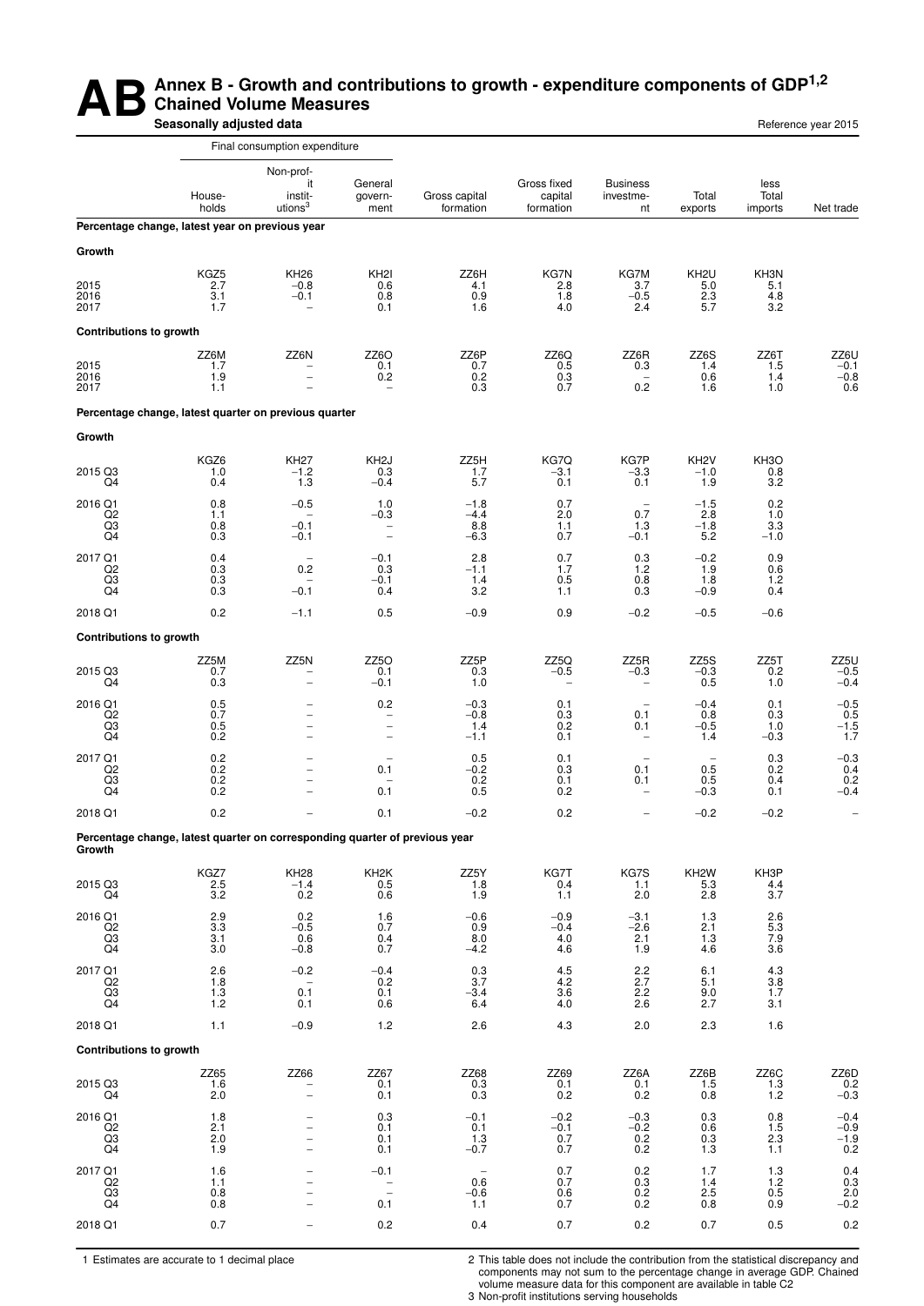# AB Annex B - Growth and contributions to growth - expenditure components of GDP[1,2] Chained Volume Measures

**Seasonally adjusted data**

Reference year 2015

| | Final consumption expenditure | | | | | | | | |
|---|---|---|---|---|---|---|---|---|---|
| | Households | Non-profit institutions[3] | General government | Gross capital formation | Gross fixed capital formation | Business investment | Total exports | less Total imports | Net trade |
| **Percentage change, latest year on previous year** | | | | | | | | | |
| **Growth** | | | | | | | | | |
| | KGZ5 | KH26 | KH2I | ZZ6H | KG7N | KG7M | KH2U | KH3N | |
| 2015 | 2.7 | −0.8 | 0.6 | 4.1 | 2.8 | 3.7 | 5.0 | 5.1 | |
| 2016 | 3.1 | −0.1 | 0.8 | 0.9 | 1.8 | −0.5 | 2.3 | 4.8 | |
| 2017 | 1.7 | – | 0.1 | 1.6 | 4.0 | 2.4 | 5.7 | 3.2 | |
| **Contributions to growth** | | | | | | | | | |
| | ZZ6M | ZZ6N | ZZ6O | ZZ6P | ZZ6Q | ZZ6R | ZZ6S | ZZ6T | ZZ6U |
| 2015 | 1.7 | – | 0.1 | 0.7 | 0.5 | 0.3 | 1.4 | 1.5 | −0.1 |
| 2016 | 1.9 | – | 0.2 | 0.2 | 0.3 | – | 0.6 | 1.4 | −0.8 |
| 2017 | 1.1 | – | – | 0.3 | 0.7 | 0.2 | 1.6 | 1.0 | 0.6 |
| **Percentage change, latest quarter on previous quarter** | | | | | | | | | |
| **Growth** | | | | | | | | | |
| | KGZ6 | KH27 | KH2J | ZZ5H | KG7Q | KG7P | KH2V | KH3O | |
| 2015 Q3 | 1.0 | −1.2 | 0.3 | 1.7 | −3.1 | −3.3 | −1.0 | 0.8 | |
| Q4 | 0.4 | 1.3 | −0.4 | 5.7 | 0.1 | 0.1 | 1.9 | 3.2 | |
| 2016 Q1 | 0.8 | −0.5 | 1.0 | −1.8 | 0.7 | – | −1.5 | 0.2 | |
| Q2 | 1.1 | – | −0.3 | −4.4 | 2.0 | 0.7 | 2.8 | 1.0 | |
| Q3 | 0.8 | −0.1 | – | 8.8 | 1.1 | 1.3 | −1.8 | 3.3 | |
| Q4 | 0.3 | −0.1 | – | −6.3 | 0.7 | −0.1 | 5.2 | −1.0 | |
| 2017 Q1 | 0.4 | – | −0.1 | 2.8 | 0.7 | 0.3 | −0.2 | 0.9 | |
| Q2 | 0.3 | 0.2 | 0.3 | −1.1 | 1.7 | 1.2 | 1.9 | 0.6 | |
| Q3 | 0.3 | – | −0.1 | 1.4 | 0.5 | 0.8 | 1.8 | 1.2 | |
| Q4 | 0.3 | −0.1 | 0.4 | 3.2 | 1.1 | 0.3 | −0.9 | 0.4 | |
| 2018 Q1 | 0.2 | −1.1 | 0.5 | −0.9 | 0.9 | −0.2 | −0.5 | −0.6 | |
| **Contributions to growth** | | | | | | | | | |
| | ZZ5M | ZZ5N | ZZ5O | ZZ5P | ZZ5Q | ZZ5R | ZZ5S | ZZ5T | ZZ5U |
| 2015 Q3 | 0.7 | – | 0.1 | 0.3 | −0.5 | −0.3 | −0.3 | 0.2 | −0.5 |
| Q4 | 0.3 | – | −0.1 | 1.0 | – | – | 0.5 | 1.0 | −0.4 |
| 2016 Q1 | 0.5 | – | 0.2 | −0.3 | 0.1 | – | −0.4 | 0.1 | −0.5 |
| Q2 | 0.7 | – | – | −0.8 | 0.3 | 0.1 | 0.8 | 0.3 | 0.5 |
| Q3 | 0.5 | – | – | 1.4 | 0.2 | 0.1 | −0.5 | 1.0 | −1.5 |
| Q4 | 0.2 | – | – | −1.1 | 0.1 | – | 1.4 | −0.3 | 1.7 |
| 2017 Q1 | 0.2 | – | – | 0.5 | 0.1 | – | – | 0.3 | −0.3 |
| Q2 | 0.2 | – | 0.1 | −0.2 | 0.3 | 0.1 | 0.5 | 0.2 | 0.4 |
| Q3 | 0.2 | – | – | 0.2 | 0.1 | 0.1 | 0.5 | 0.4 | 0.2 |
| Q4 | 0.2 | – | 0.1 | 0.5 | 0.2 | – | −0.3 | 0.1 | −0.4 |
| 2018 Q1 | 0.2 | – | 0.1 | −0.2 | 0.2 | – | −0.2 | −0.2 | – |
| **Percentage change, latest quarter on corresponding quarter of previous year** | | | | | | | | | |
| **Growth** | | | | | | | | | |
| | KGZ7 | KH28 | KH2K | ZZ5Y | KG7T | KG7S | KH2W | KH3P | |
| 2015 Q3 | 2.5 | −1.4 | 0.5 | 1.8 | 0.4 | 1.1 | 5.3 | 4.4 | |
| Q4 | 3.2 | 0.2 | 0.6 | 1.9 | 1.1 | 2.0 | 2.8 | 3.7 | |
| 2016 Q1 | 2.9 | 0.2 | 1.6 | −0.6 | −0.9 | −3.1 | 1.3 | 2.6 | |
| Q2 | 3.3 | −0.5 | 0.7 | 0.9 | −0.4 | −2.6 | 2.1 | 5.3 | |
| Q3 | 3.1 | 0.6 | 0.4 | 8.0 | 4.0 | 2.1 | 1.3 | 7.9 | |
| Q4 | 3.0 | −0.8 | 0.7 | −4.2 | 4.6 | 1.9 | 4.6 | 3.6 | |
| 2017 Q1 | 2.6 | −0.2 | −0.4 | 0.3 | 4.5 | 2.2 | 6.1 | 4.3 | |
| Q2 | 1.8 | – | 0.2 | 3.7 | 4.2 | 2.7 | 5.1 | 3.8 | |
| Q3 | 1.3 | 0.1 | 0.1 | −3.4 | 3.6 | 2.2 | 9.0 | 1.7 | |
| Q4 | 1.2 | 0.1 | 0.6 | 6.4 | 4.0 | 2.6 | 2.7 | 3.1 | |
| 2018 Q1 | 1.1 | −0.9 | 1.2 | 2.6 | 4.3 | 2.0 | 2.3 | 1.6 | |
| **Contributions to growth** | | | | | | | | | |
| | ZZ65 | ZZ66 | ZZ67 | ZZ68 | ZZ69 | ZZ6A | ZZ6B | ZZ6C | ZZ6D |
| 2015 Q3 | 1.6 | – | 0.1 | 0.3 | 0.1 | 0.1 | 1.5 | 1.3 | 0.2 |
| Q4 | 2.0 | – | 0.1 | 0.3 | 0.2 | 0.2 | 0.8 | 1.2 | −0.3 |
| 2016 Q1 | 1.8 | – | 0.3 | −0.1 | −0.2 | −0.3 | 0.3 | 0.8 | −0.4 |
| Q2 | 2.1 | – | 0.1 | 0.1 | −0.1 | −0.2 | 0.6 | 1.5 | −0.9 |
| Q3 | 2.0 | – | 0.1 | 1.3 | 0.7 | 0.2 | 0.3 | 2.3 | −1.9 |
| Q4 | 1.9 | – | 0.1 | −0.7 | 0.7 | 0.2 | 1.3 | 1.1 | 0.2 |
| 2017 Q1 | 1.6 | – | −0.1 | – | 0.7 | 0.2 | 1.7 | 1.3 | 0.4 |
| Q2 | 1.1 | – | – | 0.6 | 0.7 | 0.3 | 1.4 | 1.2 | 0.3 |
| Q3 | 0.8 | – | – | −0.6 | 0.6 | 0.2 | 2.5 | 0.5 | 2.0 |
| Q4 | 0.8 | – | 0.1 | 1.1 | 0.7 | 0.2 | 0.8 | 0.9 | −0.2 |
| 2018 Q1 | 0.7 | – | 0.2 | 0.4 | 0.7 | 0.2 | 0.7 | 0.5 | 0.2 |

1 Estimates are accurate to 1 decimal place

2 This table does not include the contribution from the statistical discrepancy and components may not sum to the percentage change in average GDP. Chained volume measure data for this component are available in table C2

3 Non-profit institutions serving households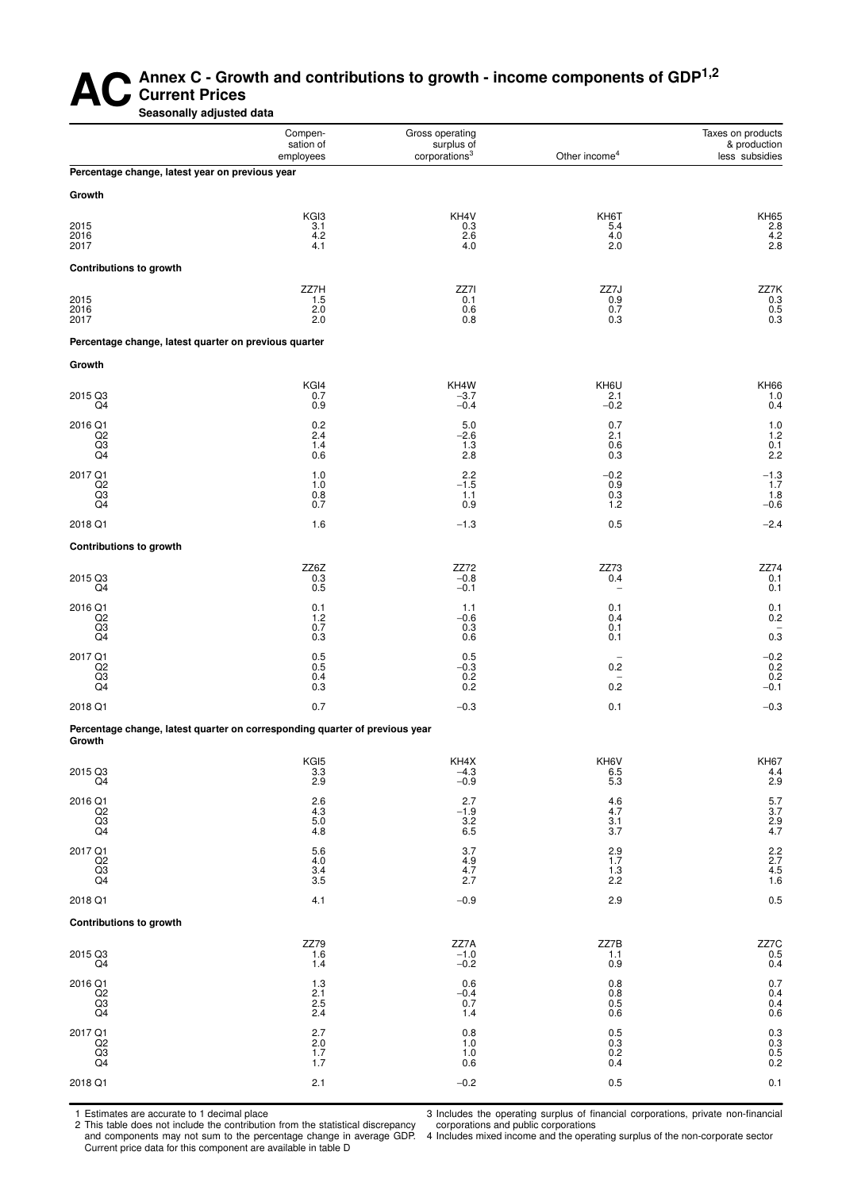# AC Annex C - Growth and contributions to growth - income components of GDP[1,2]
## Current Prices
### Seasonally adjusted data

| | Compensation of employees | Gross operating surplus of corporations[3] | Other income[4] | Taxes on products & production less subsidies |
|---|---|---|---|---|
| **Percentage change, latest year on previous year** | | | | |
| **Growth** | | | | |
| | KGI3 | KH4V | KH6T | KH65 |
| 2015 | 3.1 | 0.3 | 5.4 | 2.8 |
| 2016 | 4.2 | 2.6 | 4.0 | 4.2 |
| 2017 | 4.1 | 4.0 | 2.0 | 2.8 |
| **Contributions to growth** | | | | |
| | ZZ7H | ZZ7I | ZZ7J | ZZ7K |
| 2015 | 1.5 | 0.1 | 0.9 | 0.3 |
| 2016 | 2.0 | 0.6 | 0.7 | 0.5 |
| 2017 | 2.0 | 0.8 | 0.3 | 0.3 |
| **Percentage change, latest quarter on previous quarter** | | | | |
| **Growth** | | | | |
| | KGI4 | KH4W | KH6U | KH66 |
| 2015 Q3 | 0.7 | −3.7 | 2.1 | 1.0 |
| Q4 | 0.9 | −0.4 | −0.2 | 0.4 |
| 2016 Q1 | 0.2 | 5.0 | 0.7 | 1.0 |
| Q2 | 2.4 | −2.6 | 2.1 | 1.2 |
| Q3 | 1.4 | 1.3 | 0.6 | 0.1 |
| Q4 | 0.6 | 2.8 | 0.3 | 2.2 |
| 2017 Q1 | 1.0 | 2.2 | −0.2 | −1.3 |
| Q2 | 1.0 | −1.5 | 0.9 | 1.7 |
| Q3 | 0.8 | 1.1 | 0.3 | 1.8 |
| Q4 | 0.7 | 0.9 | 1.2 | −0.6 |
| 2018 Q1 | 1.6 | −1.3 | 0.5 | −2.4 |
| **Contributions to growth** | | | | |
| | ZZ6Z | ZZ72 | ZZ73 | ZZ74 |
| 2015 Q3 | 0.3 | −0.8 | 0.4 | 0.1 |
| Q4 | 0.5 | −0.1 | – | 0.1 |
| 2016 Q1 | 0.1 | 1.1 | 0.1 | 0.1 |
| Q2 | 1.2 | −0.6 | 0.4 | 0.2 |
| Q3 | 0.7 | 0.3 | 0.1 | – |
| Q4 | 0.3 | 0.6 | 0.1 | 0.3 |
| 2017 Q1 | 0.5 | 0.5 | – | −0.2 |
| Q2 | 0.5 | −0.3 | 0.2 | 0.2 |
| Q3 | 0.4 | 0.2 | – | 0.2 |
| Q4 | 0.3 | 0.2 | 0.2 | −0.1 |
| 2018 Q1 | 0.7 | −0.3 | 0.1 | −0.3 |
| **Percentage change, latest quarter on corresponding quarter of previous year** | | | | |
| **Growth** | | | | |
| | KGI5 | KH4X | KH6V | KH67 |
| 2015 Q3 | 3.3 | −4.3 | 6.5 | 4.4 |
| Q4 | 2.9 | −0.9 | 5.3 | 2.9 |
| 2016 Q1 | 2.6 | 2.7 | 4.6 | 5.7 |
| Q2 | 4.3 | −1.9 | 4.7 | 3.7 |
| Q3 | 5.0 | 3.2 | 3.1 | 2.9 |
| Q4 | 4.8 | 6.5 | 3.7 | 4.7 |
| 2017 Q1 | 5.6 | 3.7 | 2.9 | 2.2 |
| Q2 | 4.0 | 4.9 | 1.7 | 2.7 |
| Q3 | 3.4 | 4.7 | 1.3 | 4.5 |
| Q4 | 3.5 | 2.7 | 2.2 | 1.6 |
| 2018 Q1 | 4.1 | −0.9 | 2.9 | 0.5 |
| **Contributions to growth** | | | | |
| | ZZ79 | ZZ7A | ZZ7B | ZZ7C |
| 2015 Q3 | 1.6 | −1.0 | 1.1 | 0.5 |
| Q4 | 1.4 | −0.2 | 0.9 | 0.4 |
| 2016 Q1 | 1.3 | 0.6 | 0.8 | 0.7 |
| Q2 | 2.1 | −0.4 | 0.8 | 0.4 |
| Q3 | 2.5 | 0.7 | 0.5 | 0.4 |
| Q4 | 2.4 | 1.4 | 0.6 | 0.6 |
| 2017 Q1 | 2.7 | 0.8 | 0.5 | 0.3 |
| Q2 | 2.0 | 1.0 | 0.3 | 0.3 |
| Q3 | 1.7 | 1.0 | 0.2 | 0.5 |
| Q4 | 1.7 | 0.6 | 0.4 | 0.2 |
| 2018 Q1 | 2.1 | −0.2 | 0.5 | 0.1 |

1 Estimates are accurate to 1 decimal place

2 This table does not include the contribution from the statistical discrepancy and components may not sum to the percentage change in average GDP. Current price data for this component are available in table D

3 Includes the operating surplus of financial corporations, private non-financial corporations and public corporations

4 Includes mixed income and the operating surplus of the non-corporate sector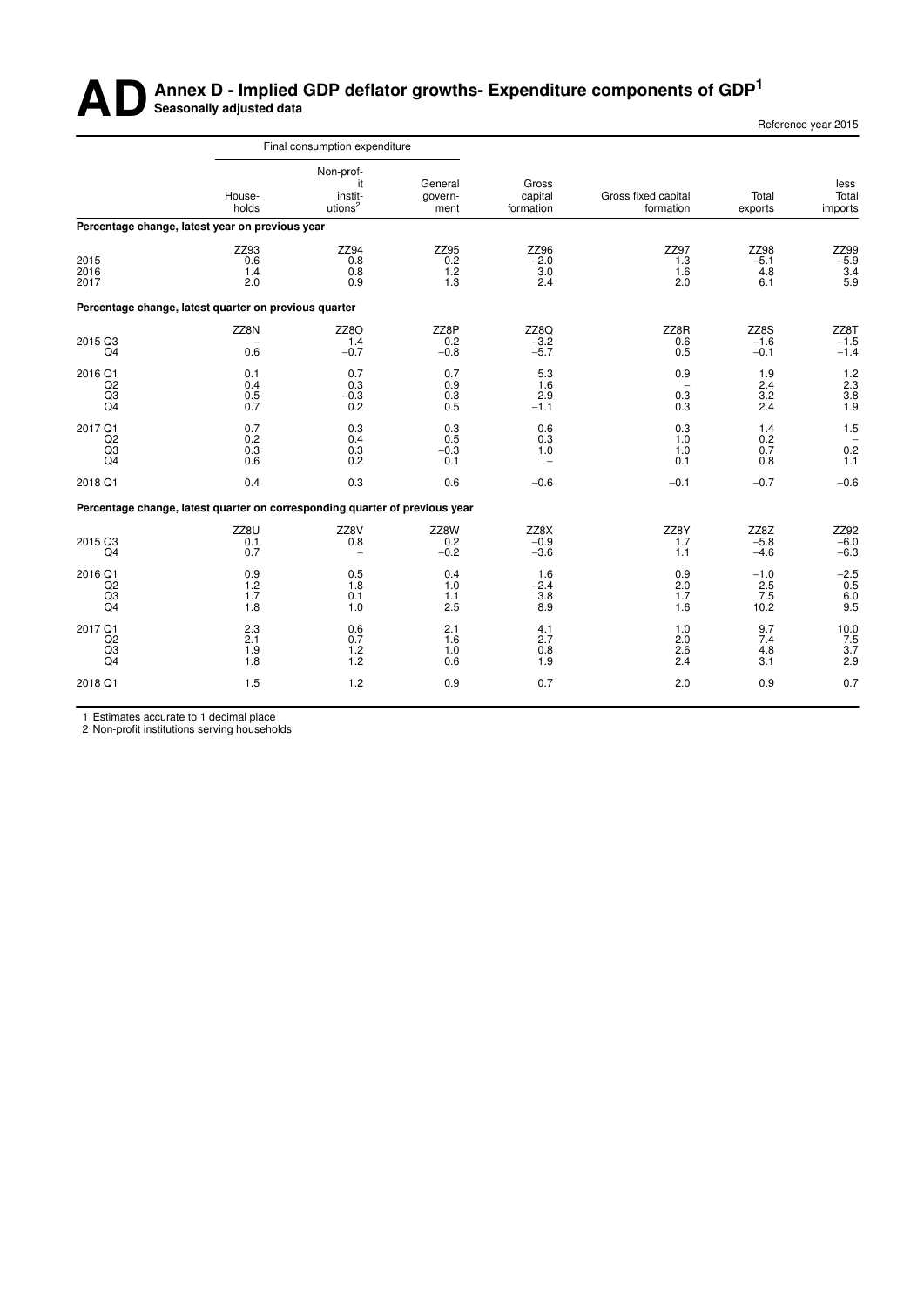# AD Annex D - Implied GDP deflator growths- Expenditure components of GDP[1]

**Seasonally adjusted data**

Reference year 2015

| | Final consumption expenditure | | | | | | |
|---|---|---|---|---|---|---|---|
| | House-holds | Non-profit instit-utions[2] | General govern-ment | Gross capital formation | Gross fixed capital formation | Total exports | less Total imports |
| **Percentage change, latest year on previous year** | | | | | | | |
| | ZZ93 | ZZ94 | ZZ95 | ZZ96 | ZZ97 | ZZ98 | ZZ99 |
| 2015 | 0.6 | 0.8 | 0.2 | −2.0 | 1.3 | −5.1 | −5.9 |
| 2016 | 1.4 | 0.8 | 1.2 | 3.0 | 1.6 | 4.8 | 3.4 |
| 2017 | 2.0 | 0.9 | 1.3 | 2.4 | 2.0 | 6.1 | 5.9 |
| **Percentage change, latest quarter on previous quarter** | | | | | | | |
| | ZZ8N | ZZ8O | ZZ8P | ZZ8Q | ZZ8R | ZZ8S | ZZ8T |
| 2015 Q3 | – | 1.4 | 0.2 | −3.2 | 0.6 | −1.6 | −1.5 |
| Q4 | 0.6 | −0.7 | −0.8 | −5.7 | 0.5 | −0.1 | −1.4 |
| 2016 Q1 | 0.1 | 0.7 | 0.7 | 5.3 | 0.9 | 1.9 | 1.2 |
| Q2 | 0.4 | 0.3 | 0.9 | 1.6 | – | 2.4 | 2.3 |
| Q3 | 0.5 | −0.3 | 0.3 | 2.9 | 0.3 | 3.2 | 3.8 |
| Q4 | 0.7 | 0.2 | 0.5 | −1.1 | 0.3 | 2.4 | 1.9 |
| 2017 Q1 | 0.7 | 0.3 | 0.3 | 0.6 | 0.3 | 1.4 | 1.5 |
| Q2 | 0.2 | 0.4 | 0.5 | 0.3 | 1.0 | 0.2 | – |
| Q3 | 0.3 | 0.3 | −0.3 | 1.0 | 1.0 | 0.7 | 0.2 |
| Q4 | 0.6 | 0.2 | 0.1 | – | 0.1 | 0.8 | 1.1 |
| 2018 Q1 | 0.4 | 0.3 | 0.6 | −0.6 | −0.1 | −0.7 | −0.6 |
| **Percentage change, latest quarter on corresponding quarter of previous year** | | | | | | | |
| | ZZ8U | ZZ8V | ZZ8W | ZZ8X | ZZ8Y | ZZ8Z | ZZ92 |
| 2015 Q3 | 0.1 | 0.8 | 0.2 | −0.9 | 1.7 | −5.8 | −6.0 |
| Q4 | 0.7 | – | −0.2 | −3.6 | 1.1 | −4.6 | −6.3 |
| 2016 Q1 | 0.9 | 0.5 | 0.4 | 1.6 | 0.9 | −1.0 | −2.5 |
| Q2 | 1.2 | 1.8 | 1.0 | −2.4 | 2.0 | 2.5 | 0.5 |
| Q3 | 1.7 | 0.1 | 1.1 | 3.8 | 1.7 | 7.5 | 6.0 |
| Q4 | 1.8 | 1.0 | 2.5 | 8.9 | 1.6 | 10.2 | 9.5 |
| 2017 Q1 | 2.3 | 0.6 | 2.1 | 4.1 | 1.0 | 9.7 | 10.0 |
| Q2 | 2.1 | 0.7 | 1.6 | 2.7 | 2.0 | 7.4 | 7.5 |
| Q3 | 1.9 | 1.2 | 1.0 | 0.8 | 2.6 | 4.8 | 3.7 |
| Q4 | 1.8 | 1.2 | 0.6 | 1.9 | 2.4 | 3.1 | 2.9 |
| 2018 Q1 | 1.5 | 1.2 | 0.9 | 0.7 | 2.0 | 0.9 | 0.7 |

1 Estimates accurate to 1 decimal place
2 Non-profit institutions serving households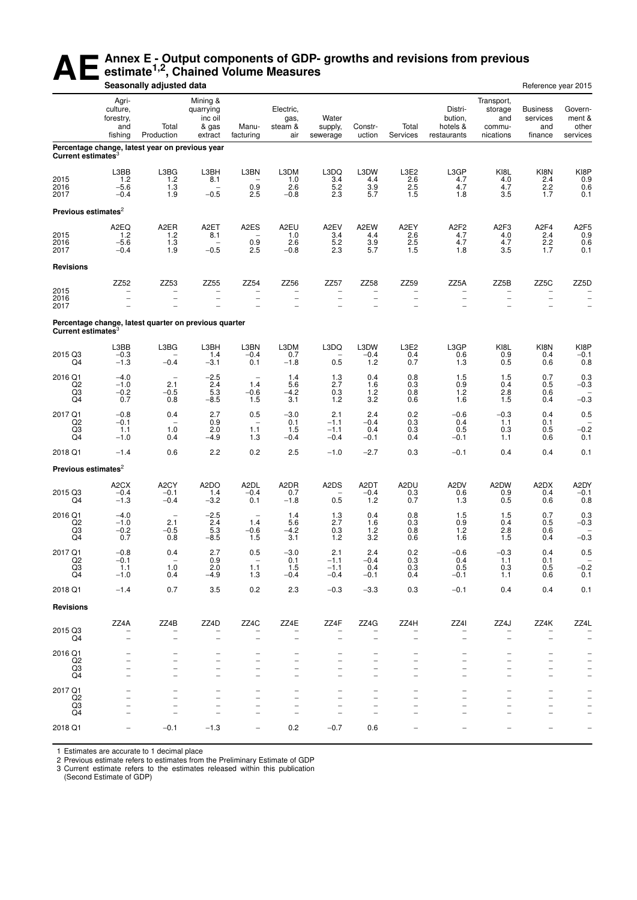# AE Annex E - Output components of GDP- growths and revisions from previous estimate[1,2], Chained Volume Measures

**Seasonally adjusted data** — Reference year 2015

| | Agri-culture, forestry, and fishing | Total Production | Mining & quarrying inc oil & gas extract | Manu-facturing | Electric, gas, steam & air | Water supply, sewerage | Constr-uction | Total Services | Distri-bution, hotels & restaurants | Transport, storage and commu-nications | Business services and finance | Govern-ment & other services |
|---|---|---|---|---|---|---|---|---|---|---|---|---|
| **Percentage change, latest year on previous year** | | | | | | | | | | | | |
| **Current estimates[3]** | | | | | | | | | | | | |
| | L3BB | L3BG | L3BH | L3BN | L3DM | L3DQ | L3DW | L3E2 | L3GP | KI8L | KI8N | KI8P |
| 2015 | 1.2 | 1.2 | 8.1 | – | 1.0 | 3.4 | 4.4 | 2.6 | 4.7 | 4.0 | 2.4 | 0.9 |
| 2016 | −5.6 | 1.3 | – | 0.9 | 2.6 | 5.2 | 3.9 | 2.5 | 4.7 | 4.7 | 2.2 | 0.6 |
| 2017 | −0.4 | 1.9 | −0.5 | 2.5 | −0.8 | 2.3 | 5.7 | 1.5 | 1.8 | 3.5 | 1.7 | 0.1 |
| **Previous estimates[2]** | | | | | | | | | | | | |
| | A2EQ | A2ER | A2ET | A2ES | A2EU | A2EV | A2EW | A2EY | A2F2 | A2F3 | A2F4 | A2F5 |
| 2015 | 1.2 | 1.2 | 8.1 | – | 1.0 | 3.4 | 4.4 | 2.6 | 4.7 | 4.0 | 2.4 | 0.9 |
| 2016 | −5.6 | 1.3 | – | 0.9 | 2.6 | 5.2 | 3.9 | 2.5 | 4.7 | 4.7 | 2.2 | 0.6 |
| 2017 | −0.4 | 1.9 | −0.5 | 2.5 | −0.8 | 2.3 | 5.7 | 1.5 | 1.8 | 3.5 | 1.7 | 0.1 |
| **Revisions** | | | | | | | | | | | | |
| | ZZ52 | ZZ53 | ZZ55 | ZZ54 | ZZ56 | ZZ57 | ZZ58 | ZZ59 | ZZ5A | ZZ5B | ZZ5C | ZZ5D |
| 2015 | – | – | – | – | – | – | – | – | – | – | – | – |
| 2016 | – | – | – | – | – | – | – | – | – | – | – | – |
| 2017 | – | – | – | – | – | – | – | – | – | – | – | – |
| **Percentage change, latest quarter on previous quarter** | | | | | | | | | | | | |
| **Current estimates[3]** | | | | | | | | | | | | |
| | L3BB | L3BG | L3BH | L3BN | L3DM | L3DQ | L3DW | L3E2 | L3GP | KI8L | KI8N | KI8P |
| 2015 Q3 | −0.3 | – | 1.4 | −0.4 | 0.7 | – | −0.4 | 0.4 | 0.6 | 0.9 | 0.4 | −0.1 |
| Q4 | −1.3 | −0.4 | −3.1 | 0.1 | −1.8 | 0.5 | 1.2 | 0.7 | 1.3 | 0.5 | 0.6 | 0.8 |
| 2016 Q1 | −4.0 | – | −2.5 | – | 1.4 | 1.3 | 0.4 | 0.8 | 1.5 | 1.5 | 0.7 | 0.3 |
| Q2 | −1.0 | 2.1 | 2.4 | 1.4 | 5.6 | 2.7 | 1.6 | 0.3 | 0.9 | 0.4 | 0.5 | −0.3 |
| Q3 | −0.2 | −0.5 | 5.3 | −0.6 | −4.2 | 0.3 | 1.2 | 0.8 | 1.2 | 2.8 | 0.6 | – |
| Q4 | 0.7 | 0.8 | −8.5 | 1.5 | 3.1 | 1.2 | 3.2 | 0.6 | 1.6 | 1.5 | 0.4 | −0.3 |
| 2017 Q1 | −0.8 | 0.4 | 2.7 | 0.5 | −3.0 | 2.1 | 2.4 | 0.2 | −0.6 | −0.3 | 0.4 | 0.5 |
| Q2 | −0.1 | – | 0.9 | – | 0.1 | −1.1 | −0.4 | 0.3 | 0.4 | 1.1 | 0.1 | – |
| Q3 | 1.1 | 1.0 | 2.0 | 1.1 | 1.5 | −1.1 | 0.4 | 0.3 | 0.5 | 0.3 | 0.5 | −0.2 |
| Q4 | −1.0 | 0.4 | −4.9 | 1.3 | −0.4 | −0.4 | −0.1 | 0.4 | −0.1 | 1.1 | 0.6 | 0.1 |
| 2018 Q1 | −1.4 | 0.6 | 2.2 | 0.2 | 2.5 | −1.0 | −2.7 | 0.3 | −0.1 | 0.4 | 0.4 | 0.1 |
| **Previous estimates[2]** | | | | | | | | | | | | |
| | A2CX | A2CY | A2DO | A2DL | A2DR | A2DS | A2DT | A2DU | A2DV | A2DW | A2DX | A2DY |
| 2015 Q3 | −0.4 | −0.1 | 1.4 | −0.4 | 0.7 | – | −0.4 | 0.3 | 0.6 | 0.9 | 0.4 | −0.1 |
| Q4 | −1.3 | −0.4 | −3.2 | 0.1 | −1.8 | 0.5 | 1.2 | 0.7 | 1.3 | 0.5 | 0.6 | 0.8 |
| 2016 Q1 | −4.0 | – | −2.5 | – | 1.4 | 1.3 | 0.4 | 0.8 | 1.5 | 1.5 | 0.7 | 0.3 |
| Q2 | −1.0 | 2.1 | 2.4 | 1.4 | 5.6 | 2.7 | 1.6 | 0.3 | 0.9 | 0.4 | 0.5 | −0.3 |
| Q3 | −0.2 | −0.5 | 5.3 | −0.6 | −4.2 | 0.3 | 1.2 | 0.8 | 1.2 | 2.8 | 0.6 | – |
| Q4 | 0.7 | 0.8 | −8.5 | 1.5 | 3.1 | 1.2 | 3.2 | 0.6 | 1.6 | 1.5 | 0.4 | −0.3 |
| 2017 Q1 | −0.8 | 0.4 | 2.7 | 0.5 | −3.0 | 2.1 | 2.4 | 0.2 | −0.6 | −0.3 | 0.4 | 0.5 |
| Q2 | −0.1 | – | 0.9 | – | 0.1 | −1.1 | −0.4 | 0.3 | 0.4 | 1.1 | 0.1 | – |
| Q3 | 1.1 | 1.0 | 2.0 | 1.1 | 1.5 | −1.1 | 0.4 | 0.3 | 0.5 | 0.3 | 0.5 | −0.2 |
| Q4 | −1.0 | 0.4 | −4.9 | 1.3 | −0.4 | −0.4 | −0.1 | 0.4 | −0.1 | 1.1 | 0.6 | 0.1 |
| 2018 Q1 | −1.4 | 0.7 | 3.5 | 0.2 | 2.3 | −0.3 | −3.3 | 0.3 | −0.1 | 0.4 | 0.4 | 0.1 |
| **Revisions** | | | | | | | | | | | | |
| | ZZ4A | ZZ4B | ZZ4D | ZZ4C | ZZ4E | ZZ4F | ZZ4G | ZZ4H | ZZ4I | ZZ4J | ZZ4K | ZZ4L |
| 2015 Q3 | – | – | – | – | – | – | – | – | – | – | – | – |
| Q4 | – | – | – | – | – | – | – | – | – | – | – | – |
| 2016 Q1 | – | – | – | – | – | – | – | – | – | – | – | – |
| Q2 | – | – | – | – | – | – | – | – | – | – | – | – |
| Q3 | – | – | – | – | – | – | – | – | – | – | – | – |
| Q4 | – | – | – | – | – | – | – | – | – | – | – | – |
| 2017 Q1 | – | – | – | – | – | – | – | – | – | – | – | – |
| Q2 | – | – | – | – | – | – | – | – | – | – | – | – |
| Q3 | – | – | – | – | – | – | – | – | – | – | – | – |
| Q4 | – | – | – | – | – | – | – | – | – | – | – | – |
| 2018 Q1 | – | −0.1 | −1.3 | – | 0.2 | −0.7 | 0.6 | – | – | – | – | – |

1 Estimates are accurate to 1 decimal place
2 Previous estimate refers to estimates from the Preliminary Estimate of GDP
3 Current estimate refers to the estimates released within this publication (Second Estimate of GDP)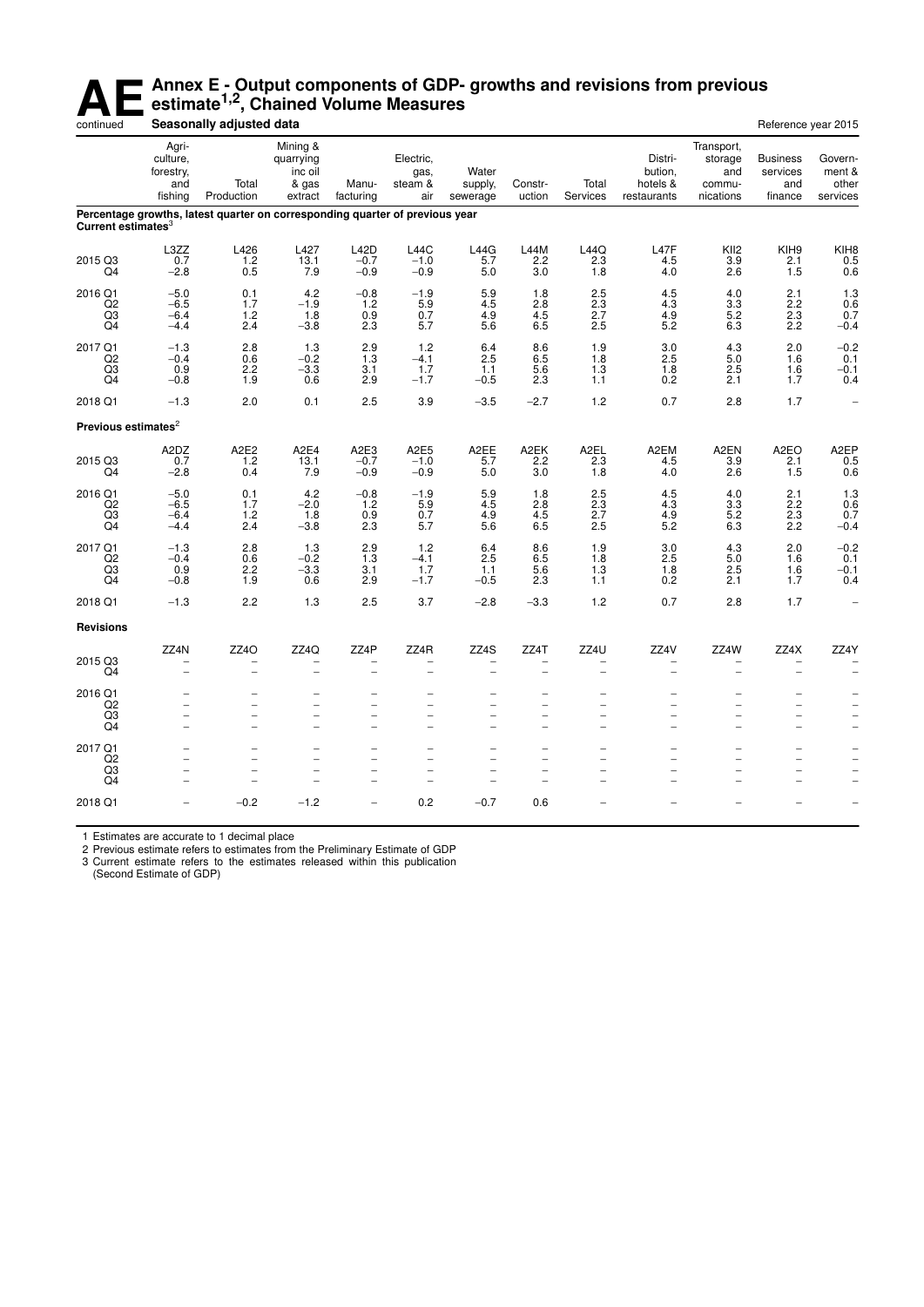# AE Annex E - Output components of GDP- growths and revisions from previous estimate[1,2], Chained Volume Measures

continued

**Seasonally adjusted data**

Reference year 2015

| | Agri-culture, forestry, and fishing | Total Production | Mining & quarrying inc oil & gas extract | Manu-facturing | Electric, gas, steam & air | Water supply, sewerage | Constr-uction | Total Services | Distri-bution, hotels & restaurants | Transport, storage and commu-nications | Business services and finance | Govern-ment & other services |
|---|---|---|---|---|---|---|---|---|---|---|---|---|
| **Percentage growths, latest quarter on corresponding quarter of previous year** | | | | | | | | | | | | |
| **Current estimates[3]** | | | | | | | | | | | | |
| | L3ZZ | L426 | L427 | L42D | L44C | L44G | L44M | L44Q | L47F | KII2 | KIH9 | KIH8 |
| 2015 Q3 | 0.7 | 1.2 | 13.1 | −0.7 | −1.0 | 5.7 | 2.2 | 2.3 | 4.5 | 3.9 | 2.1 | 0.5 |
| Q4 | −2.8 | 0.5 | 7.9 | −0.9 | −0.9 | 5.0 | 3.0 | 1.8 | 4.0 | 2.6 | 1.5 | 0.6 |
| 2016 Q1 | −5.0 | 0.1 | 4.2 | −0.8 | −1.9 | 5.9 | 1.8 | 2.5 | 4.5 | 4.0 | 2.1 | 1.3 |
| Q2 | −6.5 | 1.7 | −1.9 | 1.2 | 5.9 | 4.5 | 2.8 | 2.3 | 4.3 | 3.3 | 2.2 | 0.6 |
| Q3 | −6.4 | 1.2 | 1.8 | 0.9 | 0.7 | 4.9 | 4.5 | 2.7 | 4.9 | 5.2 | 2.3 | 0.7 |
| Q4 | −4.4 | 2.4 | −3.8 | 2.3 | 5.7 | 5.6 | 6.5 | 2.5 | 5.2 | 6.3 | 2.2 | −0.4 |
| 2017 Q1 | −1.3 | 2.8 | 1.3 | 2.9 | 1.2 | 6.4 | 8.6 | 1.9 | 3.0 | 4.3 | 2.0 | −0.2 |
| Q2 | −0.4 | 0.6 | −0.2 | 1.3 | −4.1 | 2.5 | 6.5 | 1.8 | 2.5 | 5.0 | 1.6 | 0.1 |
| Q3 | 0.9 | 2.2 | −3.3 | 3.1 | 1.7 | 1.1 | 5.6 | 1.3 | 1.8 | 2.5 | 1.6 | −0.1 |
| Q4 | −0.8 | 1.9 | 0.6 | 2.9 | −1.7 | −0.5 | 2.3 | 1.1 | 0.2 | 2.1 | 1.7 | 0.4 |
| 2018 Q1 | −1.3 | 2.0 | 0.1 | 2.5 | 3.9 | −3.5 | −2.7 | 1.2 | 0.7 | 2.8 | 1.7 | – |
| **Previous estimates[2]** | | | | | | | | | | | | |
| | A2DZ | A2E2 | A2E4 | A2E3 | A2E5 | A2EE | A2EK | A2EL | A2EM | A2EN | A2EO | A2EP |
| 2015 Q3 | 0.7 | 1.2 | 13.1 | −0.7 | −1.0 | 5.7 | 2.2 | 2.3 | 4.5 | 3.9 | 2.1 | 0.5 |
| Q4 | −2.8 | 0.4 | 7.9 | −0.9 | −0.9 | 5.0 | 3.0 | 1.8 | 4.0 | 2.6 | 1.5 | 0.6 |
| 2016 Q1 | −5.0 | 0.1 | 4.2 | −0.8 | −1.9 | 5.9 | 1.8 | 2.5 | 4.5 | 4.0 | 2.1 | 1.3 |
| Q2 | −6.5 | 1.7 | −2.0 | 1.2 | 5.9 | 4.5 | 2.8 | 2.3 | 4.3 | 3.3 | 2.2 | 0.6 |
| Q3 | −6.4 | 1.2 | 1.8 | 0.9 | 0.7 | 4.9 | 4.5 | 2.7 | 4.9 | 5.2 | 2.3 | 0.7 |
| Q4 | −4.4 | 2.4 | −3.8 | 2.3 | 5.7 | 5.6 | 6.5 | 2.5 | 5.2 | 6.3 | 2.2 | −0.4 |
| 2017 Q1 | −1.3 | 2.8 | 1.3 | 2.9 | 1.2 | 6.4 | 8.6 | 1.9 | 3.0 | 4.3 | 2.0 | −0.2 |
| Q2 | −0.4 | 0.6 | −0.2 | 1.3 | −4.1 | 2.5 | 6.5 | 1.8 | 2.5 | 5.0 | 1.6 | 0.1 |
| Q3 | 0.9 | 2.2 | −3.3 | 3.1 | 1.7 | 1.1 | 5.6 | 1.3 | 1.8 | 2.5 | 1.6 | −0.1 |
| Q4 | −0.8 | 1.9 | 0.6 | 2.9 | −1.7 | −0.5 | 2.3 | 1.1 | 0.2 | 2.1 | 1.7 | 0.4 |
| 2018 Q1 | −1.3 | 2.2 | 1.3 | 2.5 | 3.7 | −2.8 | −3.3 | 1.2 | 0.7 | 2.8 | 1.7 | – |
| **Revisions** | | | | | | | | | | | | |
| | ZZ4N | ZZ4O | ZZ4Q | ZZ4P | ZZ4R | ZZ4S | ZZ4T | ZZ4U | ZZ4V | ZZ4W | ZZ4X | ZZ4Y |
| 2015 Q3 | – | – | – | – | – | – | – | – | – | – | – | – |
| Q4 | – | – | – | – | – | – | – | – | – | – | – | – |
| 2016 Q1 | – | – | – | – | – | – | – | – | – | – | – | – |
| Q2 | – | – | – | – | – | – | – | – | – | – | – | – |
| Q3 | – | – | – | – | – | – | – | – | – | – | – | – |
| Q4 | – | – | – | – | – | – | – | – | – | – | – | – |
| 2017 Q1 | – | – | – | – | – | – | – | – | – | – | – | – |
| Q2 | – | – | – | – | – | – | – | – | – | – | – | – |
| Q3 | – | – | – | – | – | – | – | – | – | – | – | – |
| Q4 | – | – | – | – | – | – | – | – | – | – | – | – |
| 2018 Q1 | – | −0.2 | −1.2 | – | 0.2 | −0.7 | 0.6 | – | – | – | – | – |

1 Estimates are accurate to 1 decimal place

2 Previous estimate refers to estimates from the Preliminary Estimate of GDP

3 Current estimate refers to the estimates released within this publication (Second Estimate of GDP)